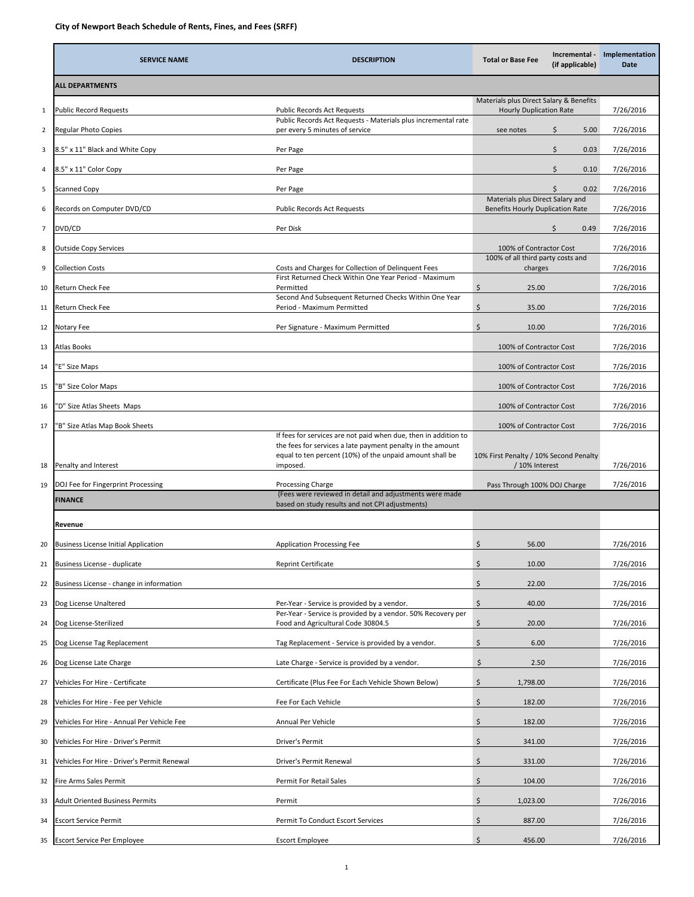**City of Newport Beach Schedule of Rents, Fines, and Fees (SRFF)**

| | SERVICE NAME | DESCRIPTION | Total or Base Fee | Incremental - (if applicable) | Implementation Date |
|---|---|---|---|---|---|
| | **ALL DEPARTMENTS** | | | | |
| 1 | Public Record Requests | Public Records Act Requests | Materials plus Direct Salary & Benefits Hourly Duplication Rate | | 7/26/2016 |
| 2 | Regular Photo Copies | Public Records Act Requests - Materials plus incremental rate per every 5 minutes of service | see notes | $ 5.00 | 7/26/2016 |
| 3 | 8.5" x 11" Black and White Copy | Per Page | | $ 0.03 | 7/26/2016 |
| 4 | 8.5" x 11" Color Copy | Per Page | | $ 0.10 | 7/26/2016 |
| 5 | Scanned Copy | Per Page | | $ 0.02 | 7/26/2016 |
| 6 | Records on Computer DVD/CD | Public Records Act Requests | Materials plus Direct Salary and Benefits Hourly Duplication Rate | | 7/26/2016 |
| 7 | DVD/CD | Per Disk | | $ 0.49 | 7/26/2016 |
| 8 | Outside Copy Services | | 100% of Contractor Cost | | 7/26/2016 |
| 9 | Collection Costs | Costs and Charges for Collection of Delinquent Fees | 100% of all third party costs and charges | | 7/26/2016 |
| 10 | Return Check Fee | First Returned Check Within One Year Period - Maximum Permitted | $ 25.00 | | 7/26/2016 |
| 11 | Return Check Fee | Second And Subsequent Returned Checks Within One Year Period - Maximum Permitted | $ 35.00 | | 7/26/2016 |
| 12 | Notary Fee | Per Signature - Maximum Permitted | $ 10.00 | | 7/26/2016 |
| 13 | Atlas Books | | 100% of Contractor Cost | | 7/26/2016 |
| 14 | "E" Size Maps | | 100% of Contractor Cost | | 7/26/2016 |
| 15 | "B" Size Color Maps | | 100% of Contractor Cost | | 7/26/2016 |
| 16 | "D" Size Atlas Sheets Maps | | 100% of Contractor Cost | | 7/26/2016 |
| 17 | "B" Size Atlas Map Book Sheets | | 100% of Contractor Cost | | 7/26/2016 |
| 18 | Penalty and Interest | If fees for services are not paid when due, then in addition to the fees for services a late payment penalty in the amount equal to ten percent (10%) of the unpaid amount shall be imposed. | 10% First Penalty / 10% Second Penalty / 10% Interest | | 7/26/2016 |
| 19 | DOJ Fee for Fingerprint Processing | Processing Charge | Pass Through 100% DOJ Charge | | 7/26/2016 |
| | **FINANCE** | (Fees were reviewed in detail and adjustments were made based on study results and not CPI adjustments) | | | |
| | **Revenue** | | | | |
| 20 | Business License Initial Application | Application Processing Fee | $ 56.00 | | 7/26/2016 |
| 21 | Business License - duplicate | Reprint Certificate | $ 10.00 | | 7/26/2016 |
| 22 | Business License - change in information | | $ 22.00 | | 7/26/2016 |
| 23 | Dog License Unaltered | Per-Year - Service is provided by a vendor. | $ 40.00 | | 7/26/2016 |
| 24 | Dog License-Sterilized | Per-Year - Service is provided by a vendor. 50% Recovery per Food and Agricultural Code 30804.5 | $ 20.00 | | 7/26/2016 |
| 25 | Dog License Tag Replacement | Tag Replacement - Service is provided by a vendor. | $ 6.00 | | 7/26/2016 |
| 26 | Dog License Late Charge | Late Charge - Service is provided by a vendor. | $ 2.50 | | 7/26/2016 |
| 27 | Vehicles For Hire - Certificate | Certificate (Plus Fee For Each Vehicle Shown Below) | $ 1,798.00 | | 7/26/2016 |
| 28 | Vehicles For Hire - Fee per Vehicle | Fee For Each Vehicle | $ 182.00 | | 7/26/2016 |
| 29 | Vehicles For Hire - Annual Per Vehicle Fee | Annual Per Vehicle | $ 182.00 | | 7/26/2016 |
| 30 | Vehicles For Hire - Driver's Permit | Driver's Permit | $ 341.00 | | 7/26/2016 |
| 31 | Vehicles For Hire - Driver's Permit Renewal | Driver's Permit Renewal | $ 331.00 | | 7/26/2016 |
| 32 | Fire Arms Sales Permit | Permit For Retail Sales | $ 104.00 | | 7/26/2016 |
| 33 | Adult Oriented Business Permits | Permit | $ 1,023.00 | | 7/26/2016 |
| 34 | Escort Service Permit | Permit To Conduct Escort Services | $ 887.00 | | 7/26/2016 |
| 35 | Escort Service Per Employee | Escort Employee | $ 456.00 | | 7/26/2016 |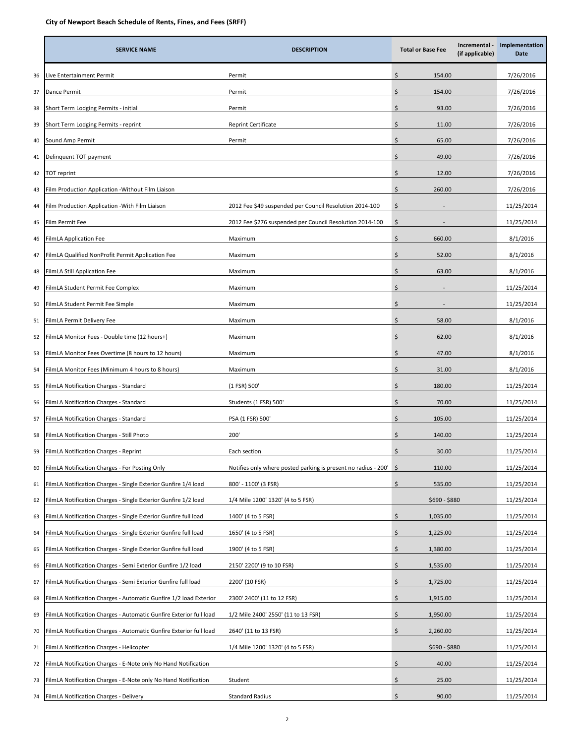**City of Newport Beach Schedule of Rents, Fines, and Fees (SRFF)**

| | SERVICE NAME | DESCRIPTION | Total or Base Fee | Incremental - (if applicable) | Implementation Date |
|---|---|---|---|---|---|
| 36 | Live Entertainment Permit | Permit | $ 154.00 | | 7/26/2016 |
| 37 | Dance Permit | Permit | $ 154.00 | | 7/26/2016 |
| 38 | Short Term Lodging Permits - initial | Permit | $ 93.00 | | 7/26/2016 |
| 39 | Short Term Lodging Permits - reprint | Reprint Certificate | $ 11.00 | | 7/26/2016 |
| 40 | Sound Amp Permit | Permit | $ 65.00 | | 7/26/2016 |
| 41 | Delinquent TOT payment | | $ 49.00 | | 7/26/2016 |
| 42 | TOT reprint | | $ 12.00 | | 7/26/2016 |
| 43 | Film Production Application -Without Film Liaison | | $ 260.00 | | 7/26/2016 |
| 44 | Film Production Application -With Film Liaison | 2012 Fee $49 suspended per Council Resolution 2014-100 | $ - | | 11/25/2014 |
| 45 | Film Permit Fee | 2012 Fee $276 suspended per Council Resolution 2014-100 | $ - | | 11/25/2014 |
| 46 | FilmLA Application Fee | Maximum | $ 660.00 | | 8/1/2016 |
| 47 | FilmLA Qualified NonProfit Permit Application Fee | Maximum | $ 52.00 | | 8/1/2016 |
| 48 | FilmLA Still Application Fee | Maximum | $ 63.00 | | 8/1/2016 |
| 49 | FilmLA Student Permit Fee Complex | Maximum | $ - | | 11/25/2014 |
| 50 | FilmLA Student Permit Fee Simple | Maximum | $ - | | 11/25/2014 |
| 51 | FilmLA Permit Delivery Fee | Maximum | $ 58.00 | | 8/1/2016 |
| 52 | FilmLA Monitor Fees - Double time (12 hours+) | Maximum | $ 62.00 | | 8/1/2016 |
| 53 | FilmLA Monitor Fees Overtime (8 hours to 12 hours) | Maximum | $ 47.00 | | 8/1/2016 |
| 54 | FilmLA Monitor Fees (Minimum 4 hours to 8 hours) | Maximum | $ 31.00 | | 8/1/2016 |
| 55 | FilmLA Notification Charges - Standard | (1 FSR) 500' | $ 180.00 | | 11/25/2014 |
| 56 | FilmLA Notification Charges - Standard | Students (1 FSR) 500' | $ 70.00 | | 11/25/2014 |
| 57 | FilmLA Notification Charges - Standard | PSA (1 FSR) 500' | $ 105.00 | | 11/25/2014 |
| 58 | FilmLA Notification Charges - Still Photo | 200' | $ 140.00 | | 11/25/2014 |
| 59 | FilmLA Notification Charges - Reprint | Each section | $ 30.00 | | 11/25/2014 |
| 60 | FilmLA Notification Charges - For Posting Only | Notifies only where posted parking is present no radius - 200' | $ 110.00 | | 11/25/2014 |
| 61 | FilmLA Notification Charges - Single Exterior Gunfire 1/4 load | 800' - 1100' (3 FSR) | $ 535.00 | | 11/25/2014 |
| 62 | FilmLA Notification Charges - Single Exterior Gunfire 1/2 load | 1/4 Mile 1200' 1320' (4 to 5 FSR) | $690 - $880 | | 11/25/2014 |
| 63 | FilmLA Notification Charges - Single Exterior Gunfire full load | 1400' (4 to 5 FSR) | $ 1,035.00 | | 11/25/2014 |
| 64 | FilmLA Notification Charges - Single Exterior Gunfire full load | 1650' (4 to 5 FSR) | $ 1,225.00 | | 11/25/2014 |
| 65 | FilmLA Notification Charges - Single Exterior Gunfire full load | 1900' (4 to 5 FSR) | $ 1,380.00 | | 11/25/2014 |
| 66 | FilmLA Notification Charges - Semi Exterior Gunfire 1/2 load | 2150' 2200' (9 to 10 FSR) | $ 1,535.00 | | 11/25/2014 |
| 67 | FilmLA Notification Charges - Semi Exterior Gunfire full load | 2200' (10 FSR) | $ 1,725.00 | | 11/25/2014 |
| 68 | FilmLA Notification Charges - Automatic Gunfire 1/2 load Exterior | 2300' 2400' (11 to 12 FSR) | $ 1,915.00 | | 11/25/2014 |
| 69 | FilmLA Notification Charges - Automatic Gunfire Exterior full load | 1/2 Mile 2400' 2550' (11 to 13 FSR) | $ 1,950.00 | | 11/25/2014 |
| 70 | FilmLA Notification Charges - Automatic Gunfire Exterior full load | 2640' (11 to 13 FSR) | $ 2,260.00 | | 11/25/2014 |
| 71 | FilmLA Notification Charges - Helicopter | 1/4 Mile 1200' 1320' (4 to 5 FSR) | $690 - $880 | | 11/25/2014 |
| 72 | FilmLA Notification Charges - E-Note only No Hand Notification | | $ 40.00 | | 11/25/2014 |
| 73 | FilmLA Notification Charges - E-Note only No Hand Notification | Student | $ 25.00 | | 11/25/2014 |
| 74 | FilmLA Notification Charges - Delivery | Standard Radius | $ 90.00 | | 11/25/2014 |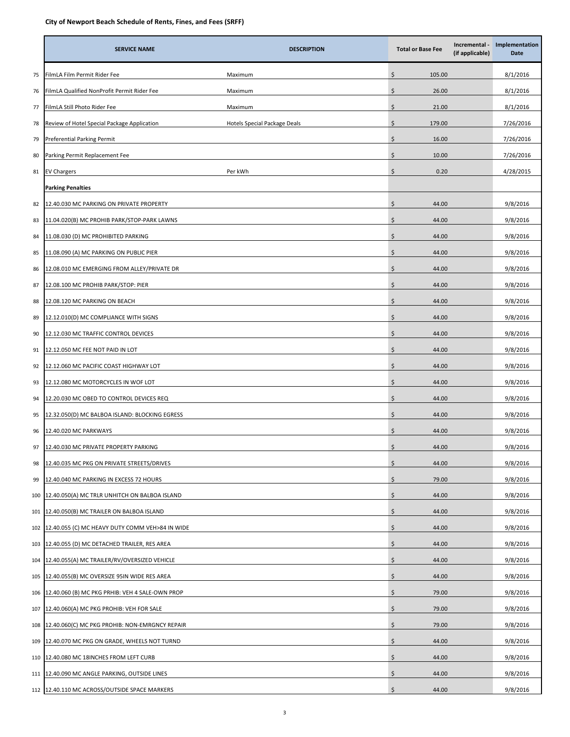# City of Newport Beach Schedule of Rents, Fines, and Fees (SRFF)

| | SERVICE NAME | DESCRIPTION | Total or Base Fee | Incremental - (if applicable) | Implementation Date |
|---|---|---|---|---|---|
| 75 | FilmLA Film Permit Rider Fee | Maximum | $ 105.00 | | 8/1/2016 |
| 76 | FilmLA Qualified NonProfit Permit Rider Fee | Maximum | $ 26.00 | | 8/1/2016 |
| 77 | FilmLA Still Photo Rider Fee | Maximum | $ 21.00 | | 8/1/2016 |
| 78 | Review of Hotel Special Package Application | Hotels Special Package Deals | $ 179.00 | | 7/26/2016 |
| 79 | Preferential Parking Permit | | $ 16.00 | | 7/26/2016 |
| 80 | Parking Permit Replacement Fee | | $ 10.00 | | 7/26/2016 |
| 81 | EV Chargers | Per kWh | $ 0.20 | | 4/28/2015 |
| | **Parking Penalties** | | | | |
| 82 | 12.40.030 MC PARKING ON PRIVATE PROPERTY | | $ 44.00 | | 9/8/2016 |
| 83 | 11.04.020(B) MC PROHIB PARK/STOP-PARK LAWNS | | $ 44.00 | | 9/8/2016 |
| 84 | 11.08.030 (D) MC PROHIBITED PARKING | | $ 44.00 | | 9/8/2016 |
| 85 | 11.08.090 (A) MC PARKING ON PUBLIC PIER | | $ 44.00 | | 9/8/2016 |
| 86 | 12.08.010 MC EMERGING FROM ALLEY/PRIVATE DR | | $ 44.00 | | 9/8/2016 |
| 87 | 12.08.100 MC PROHIB PARK/STOP: PIER | | $ 44.00 | | 9/8/2016 |
| 88 | 12.08.120 MC PARKING ON BEACH | | $ 44.00 | | 9/8/2016 |
| 89 | 12.12.010(D) MC COMPLIANCE WITH SIGNS | | $ 44.00 | | 9/8/2016 |
| 90 | 12.12.030 MC TRAFFIC CONTROL DEVICES | | $ 44.00 | | 9/8/2016 |
| 91 | 12.12.050 MC FEE NOT PAID IN LOT | | $ 44.00 | | 9/8/2016 |
| 92 | 12.12.060 MC PACIFIC COAST HIGHWAY LOT | | $ 44.00 | | 9/8/2016 |
| 93 | 12.12.080 MC MOTORCYCLES IN WOF LOT | | $ 44.00 | | 9/8/2016 |
| 94 | 12.20.030 MC OBED TO CONTROL DEVICES REQ | | $ 44.00 | | 9/8/2016 |
| 95 | 12.32.050(D) MC BALBOA ISLAND: BLOCKING EGRESS | | $ 44.00 | | 9/8/2016 |
| 96 | 12.40.020 MC PARKWAYS | | $ 44.00 | | 9/8/2016 |
| 97 | 12.40.030 MC PRIVATE PROPERTY PARKING | | $ 44.00 | | 9/8/2016 |
| 98 | 12.40.035 MC PKG ON PRIVATE STREETS/DRIVES | | $ 44.00 | | 9/8/2016 |
| 99 | 12.40.040 MC PARKING IN EXCESS 72 HOURS | | $ 79.00 | | 9/8/2016 |
| 100 | 12.40.050(A) MC TRLR UNHITCH ON BALBOA ISLAND | | $ 44.00 | | 9/8/2016 |
| 101 | 12.40.050(B) MC TRAILER ON BALBOA ISLAND | | $ 44.00 | | 9/8/2016 |
| 102 | 12.40.055 (C) MC HEAVY DUTY COMM VEH>84 IN WIDE | | $ 44.00 | | 9/8/2016 |
| 103 | 12.40.055 (D) MC DETACHED TRAILER, RES AREA | | $ 44.00 | | 9/8/2016 |
| 104 | 12.40.055(A) MC TRAILER/RV/OVERSIZED VEHICLE | | $ 44.00 | | 9/8/2016 |
| 105 | 12.40.055(B) MC OVERSIZE 95IN WIDE RES AREA | | $ 44.00 | | 9/8/2016 |
| 106 | 12.40.060 (B) MC PKG PRHIB: VEH 4 SALE-OWN PROP | | $ 79.00 | | 9/8/2016 |
| 107 | 12.40.060(A) MC PKG PROHIB: VEH FOR SALE | | $ 79.00 | | 9/8/2016 |
| 108 | 12.40.060(C) MC PKG PROHIB: NON-EMRGNCY REPAIR | | $ 79.00 | | 9/8/2016 |
| 109 | 12.40.070 MC PKG ON GRADE, WHEELS NOT TURND | | $ 44.00 | | 9/8/2016 |
| 110 | 12.40.080 MC 18INCHES FROM LEFT CURB | | $ 44.00 | | 9/8/2016 |
| 111 | 12.40.090 MC ANGLE PARKING, OUTSIDE LINES | | $ 44.00 | | 9/8/2016 |
| 112 | 12.40.110 MC ACROSS/OUTSIDE SPACE MARKERS | | $ 44.00 | | 9/8/2016 |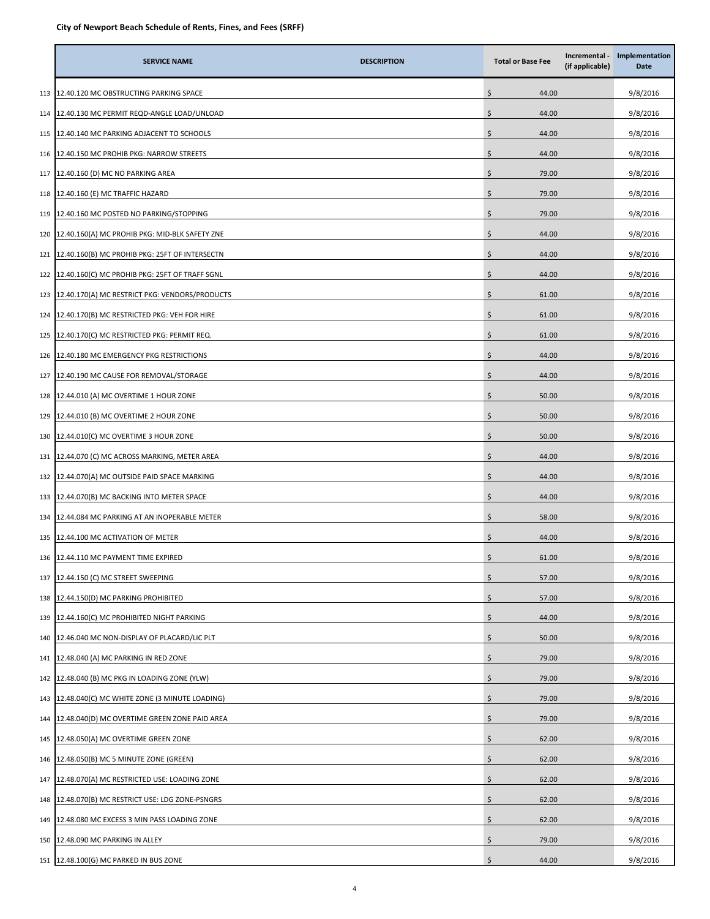**City of Newport Beach Schedule of Rents, Fines, and Fees (SRFF)**

| | SERVICE NAME | DESCRIPTION | Total or Base Fee | Incremental - (if applicable) | Implementation Date |
|---|---|---|---|---|---|
| 113 | 12.40.120 MC OBSTRUCTING PARKING SPACE | | $ 44.00 | | 9/8/2016 |
| 114 | 12.40.130 MC PERMIT REQD-ANGLE LOAD/UNLOAD | | $ 44.00 | | 9/8/2016 |
| 115 | 12.40.140 MC PARKING ADJACENT TO SCHOOLS | | $ 44.00 | | 9/8/2016 |
| 116 | 12.40.150 MC PROHIB PKG: NARROW STREETS | | $ 44.00 | | 9/8/2016 |
| 117 | 12.40.160 (D) MC NO PARKING AREA | | $ 79.00 | | 9/8/2016 |
| 118 | 12.40.160 (E) MC TRAFFIC HAZARD | | $ 79.00 | | 9/8/2016 |
| 119 | 12.40.160 MC POSTED NO PARKING/STOPPING | | $ 79.00 | | 9/8/2016 |
| 120 | 12.40.160(A) MC PROHIB PKG: MID-BLK SAFETY ZNE | | $ 44.00 | | 9/8/2016 |
| 121 | 12.40.160(B) MC PROHIB PKG: 25FT OF INTERSECTN | | $ 44.00 | | 9/8/2016 |
| 122 | 12.40.160(C) MC PROHIB PKG: 25FT OF TRAFF SGNL | | $ 44.00 | | 9/8/2016 |
| 123 | 12.40.170(A) MC RESTRICT PKG: VENDORS/PRODUCTS | | $ 61.00 | | 9/8/2016 |
| 124 | 12.40.170(B) MC RESTRICTED PKG: VEH FOR HIRE | | $ 61.00 | | 9/8/2016 |
| 125 | 12.40.170(C) MC RESTRICTED PKG: PERMIT REQ. | | $ 61.00 | | 9/8/2016 |
| 126 | 12.40.180 MC EMERGENCY PKG RESTRICTIONS | | $ 44.00 | | 9/8/2016 |
| 127 | 12.40.190 MC CAUSE FOR REMOVAL/STORAGE | | $ 44.00 | | 9/8/2016 |
| 128 | 12.44.010 (A) MC OVERTIME 1 HOUR ZONE | | $ 50.00 | | 9/8/2016 |
| 129 | 12.44.010 (B) MC OVERTIME 2 HOUR ZONE | | $ 50.00 | | 9/8/2016 |
| 130 | 12.44.010(C) MC OVERTIME 3 HOUR ZONE | | $ 50.00 | | 9/8/2016 |
| 131 | 12.44.070 (C) MC ACROSS MARKING, METER AREA | | $ 44.00 | | 9/8/2016 |
| 132 | 12.44.070(A) MC OUTSIDE PAID SPACE MARKING | | $ 44.00 | | 9/8/2016 |
| 133 | 12.44.070(B) MC BACKING INTO METER SPACE | | $ 44.00 | | 9/8/2016 |
| 134 | 12.44.084 MC PARKING AT AN INOPERABLE METER | | $ 58.00 | | 9/8/2016 |
| 135 | 12.44.100 MC ACTIVATION OF METER | | $ 44.00 | | 9/8/2016 |
| 136 | 12.44.110 MC PAYMENT TIME EXPIRED | | $ 61.00 | | 9/8/2016 |
| 137 | 12.44.150 (C) MC STREET SWEEPING | | $ 57.00 | | 9/8/2016 |
| 138 | 12.44.150(D) MC PARKING PROHIBITED | | $ 57.00 | | 9/8/2016 |
| 139 | 12.44.160(C) MC PROHIBITED NIGHT PARKING | | $ 44.00 | | 9/8/2016 |
| 140 | 12.46.040 MC NON-DISPLAY OF PLACARD/LIC PLT | | $ 50.00 | | 9/8/2016 |
| 141 | 12.48.040 (A) MC PARKING IN RED ZONE | | $ 79.00 | | 9/8/2016 |
| 142 | 12.48.040 (B) MC PKG IN LOADING ZONE (YLW) | | $ 79.00 | | 9/8/2016 |
| 143 | 12.48.040(C) MC WHITE ZONE (3 MINUTE LOADING) | | $ 79.00 | | 9/8/2016 |
| 144 | 12.48.040(D) MC OVERTIME GREEN ZONE PAID AREA | | $ 79.00 | | 9/8/2016 |
| 145 | 12.48.050(A) MC OVERTIME GREEN ZONE | | $ 62.00 | | 9/8/2016 |
| 146 | 12.48.050(B) MC 5 MINUTE ZONE (GREEN) | | $ 62.00 | | 9/8/2016 |
| 147 | 12.48.070(A) MC RESTRICTED USE: LOADING ZONE | | $ 62.00 | | 9/8/2016 |
| 148 | 12.48.070(B) MC RESTRICT USE: LDG ZONE-PSNGRS | | $ 62.00 | | 9/8/2016 |
| 149 | 12.48.080 MC EXCESS 3 MIN PASS LOADING ZONE | | $ 62.00 | | 9/8/2016 |
| 150 | 12.48.090 MC PARKING IN ALLEY | | $ 79.00 | | 9/8/2016 |
| 151 | 12.48.100(G) MC PARKED IN BUS ZONE | | $ 44.00 | | 9/8/2016 |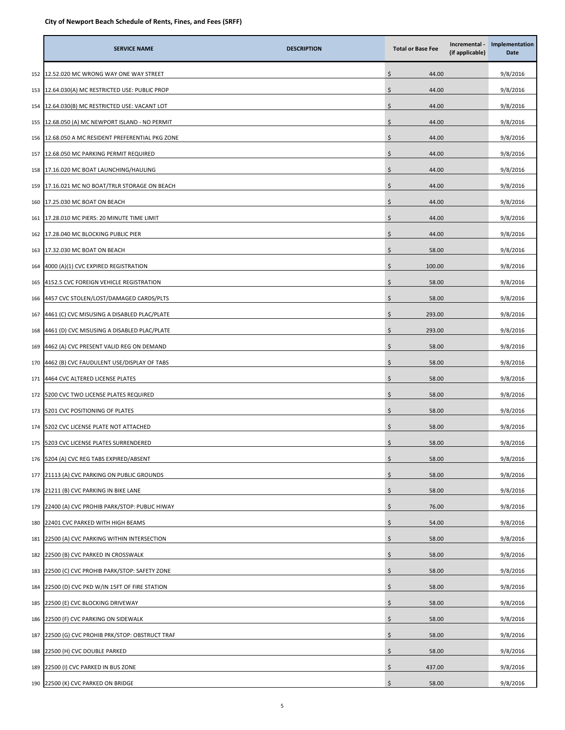**City of Newport Beach Schedule of Rents, Fines, and Fees (SRFF)**

| | SERVICE NAME | DESCRIPTION | Total or Base Fee | Incremental - (if applicable) | Implementation Date |
|---|---|---|---|---|---|
| 152 | 12.52.020 MC WRONG WAY ONE WAY STREET | | $ 44.00 | | 9/8/2016 |
| 153 | 12.64.030(A) MC RESTRICTED USE: PUBLIC PROP | | $ 44.00 | | 9/8/2016 |
| 154 | 12.64.030(B) MC RESTRICTED USE: VACANT LOT | | $ 44.00 | | 9/8/2016 |
| 155 | 12.68.050 (A) MC NEWPORT ISLAND - NO PERMIT | | $ 44.00 | | 9/8/2016 |
| 156 | 12.68.050 A MC RESIDENT PREFERENTIAL PKG ZONE | | $ 44.00 | | 9/8/2016 |
| 157 | 12.68.050 MC PARKING PERMIT REQUIRED | | $ 44.00 | | 9/8/2016 |
| 158 | 17.16.020 MC BOAT LAUNCHING/HAULING | | $ 44.00 | | 9/8/2016 |
| 159 | 17.16.021 MC NO BOAT/TRLR STORAGE ON BEACH | | $ 44.00 | | 9/8/2016 |
| 160 | 17.25.030 MC BOAT ON BEACH | | $ 44.00 | | 9/8/2016 |
| 161 | 17.28.010 MC PIERS: 20 MINUTE TIME LIMIT | | $ 44.00 | | 9/8/2016 |
| 162 | 17.28.040 MC BLOCKING PUBLIC PIER | | $ 44.00 | | 9/8/2016 |
| 163 | 17.32.030 MC BOAT ON BEACH | | $ 58.00 | | 9/8/2016 |
| 164 | 4000 (A)(1) CVC EXPIRED REGISTRATION | | $ 100.00 | | 9/8/2016 |
| 165 | 4152.5 CVC FOREIGN VEHICLE REGISTRATION | | $ 58.00 | | 9/8/2016 |
| 166 | 4457 CVC STOLEN/LOST/DAMAGED CARDS/PLTS | | $ 58.00 | | 9/8/2016 |
| 167 | 4461 (C) CVC MISUSING A DISABLED PLAC/PLATE | | $ 293.00 | | 9/8/2016 |
| 168 | 4461 (D) CVC MISUSING A DISABLED PLAC/PLATE | | $ 293.00 | | 9/8/2016 |
| 169 | 4462 (A) CVC PRESENT VALID REG ON DEMAND | | $ 58.00 | | 9/8/2016 |
| 170 | 4462 (B) CVC FAUDULENT USE/DISPLAY OF TABS | | $ 58.00 | | 9/8/2016 |
| 171 | 4464 CVC ALTERED LICENSE PLATES | | $ 58.00 | | 9/8/2016 |
| 172 | 5200 CVC TWO LICENSE PLATES REQUIRED | | $ 58.00 | | 9/8/2016 |
| 173 | 5201 CVC POSITIONING OF PLATES | | $ 58.00 | | 9/8/2016 |
| 174 | 5202 CVC LICENSE PLATE NOT ATTACHED | | $ 58.00 | | 9/8/2016 |
| 175 | 5203 CVC LICENSE PLATES SURRENDERED | | $ 58.00 | | 9/8/2016 |
| 176 | 5204 (A) CVC REG TABS EXPIRED/ABSENT | | $ 58.00 | | 9/8/2016 |
| 177 | 21113 (A) CVC PARKING ON PUBLIC GROUNDS | | $ 58.00 | | 9/8/2016 |
| 178 | 21211 (B) CVC PARKING IN BIKE LANE | | $ 58.00 | | 9/8/2016 |
| 179 | 22400 (A) CVC PROHIB PARK/STOP: PUBLIC HIWAY | | $ 76.00 | | 9/8/2016 |
| 180 | 22401 CVC PARKED WITH HIGH BEAMS | | $ 54.00 | | 9/8/2016 |
| 181 | 22500 (A) CVC PARKING WITHIN INTERSECTION | | $ 58.00 | | 9/8/2016 |
| 182 | 22500 (B) CVC PARKED IN CROSSWALK | | $ 58.00 | | 9/8/2016 |
| 183 | 22500 (C) CVC PROHIB PARK/STOP: SAFETY ZONE | | $ 58.00 | | 9/8/2016 |
| 184 | 22500 (D) CVC PKD W/IN 15FT OF FIRE STATION | | $ 58.00 | | 9/8/2016 |
| 185 | 22500 (E) CVC BLOCKING DRIVEWAY | | $ 58.00 | | 9/8/2016 |
| 186 | 22500 (F) CVC PARKING ON SIDEWALK | | $ 58.00 | | 9/8/2016 |
| 187 | 22500 (G) CVC PROHIB PRK/STOP: OBSTRUCT TRAF | | $ 58.00 | | 9/8/2016 |
| 188 | 22500 (H) CVC DOUBLE PARKED | | $ 58.00 | | 9/8/2016 |
| 189 | 22500 (I) CVC PARKED IN BUS ZONE | | $ 437.00 | | 9/8/2016 |
| 190 | 22500 (K) CVC PARKED ON BRIDGE | | $ 58.00 | | 9/8/2016 |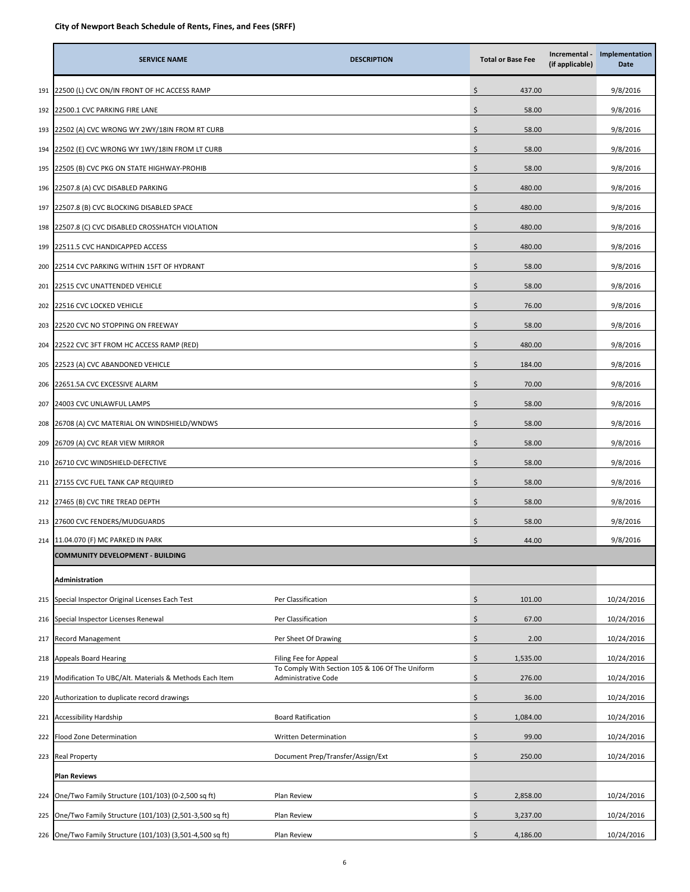**City of Newport Beach Schedule of Rents, Fines, and Fees (SRFF)**

| | SERVICE NAME | DESCRIPTION | Total or Base Fee | Incremental - (if applicable) | Implementation Date |
|---|---|---|---|---|---|
| 191 | 22500 (L) CVC ON/IN FRONT OF HC ACCESS RAMP | | $ 437.00 | | 9/8/2016 |
| 192 | 22500.1 CVC PARKING FIRE LANE | | $ 58.00 | | 9/8/2016 |
| 193 | 22502 (A) CVC WRONG WY 2WY/18IN FROM RT CURB | | $ 58.00 | | 9/8/2016 |
| 194 | 22502 (E) CVC WRONG WY 1WY/18IN FROM LT CURB | | $ 58.00 | | 9/8/2016 |
| 195 | 22505 (B) CVC PKG ON STATE HIGHWAY-PROHIB | | $ 58.00 | | 9/8/2016 |
| 196 | 22507.8 (A) CVC DISABLED PARKING | | $ 480.00 | | 9/8/2016 |
| 197 | 22507.8 (B) CVC BLOCKING DISABLED SPACE | | $ 480.00 | | 9/8/2016 |
| 198 | 22507.8 (C) CVC DISABLED CROSSHATCH VIOLATION | | $ 480.00 | | 9/8/2016 |
| 199 | 22511.5 CVC HANDICAPPED ACCESS | | $ 480.00 | | 9/8/2016 |
| 200 | 22514 CVC PARKING WITHIN 15FT OF HYDRANT | | $ 58.00 | | 9/8/2016 |
| 201 | 22515 CVC UNATTENDED VEHICLE | | $ 58.00 | | 9/8/2016 |
| 202 | 22516 CVC LOCKED VEHICLE | | $ 76.00 | | 9/8/2016 |
| 203 | 22520 CVC NO STOPPING ON FREEWAY | | $ 58.00 | | 9/8/2016 |
| 204 | 22522 CVC 3FT FROM HC ACCESS RAMP (RED) | | $ 480.00 | | 9/8/2016 |
| 205 | 22523 (A) CVC ABANDONED VEHICLE | | $ 184.00 | | 9/8/2016 |
| 206 | 22651.5A CVC EXCESSIVE ALARM | | $ 70.00 | | 9/8/2016 |
| 207 | 24003 CVC UNLAWFUL LAMPS | | $ 58.00 | | 9/8/2016 |
| 208 | 26708 (A) CVC MATERIAL ON WINDSHIELD/WNDWS | | $ 58.00 | | 9/8/2016 |
| 209 | 26709 (A) CVC REAR VIEW MIRROR | | $ 58.00 | | 9/8/2016 |
| 210 | 26710 CVC WINDSHIELD-DEFECTIVE | | $ 58.00 | | 9/8/2016 |
| 211 | 27155 CVC FUEL TANK CAP REQUIRED | | $ 58.00 | | 9/8/2016 |
| 212 | 27465 (B) CVC TIRE TREAD DEPTH | | $ 58.00 | | 9/8/2016 |
| 213 | 27600 CVC FENDERS/MUDGUARDS | | $ 58.00 | | 9/8/2016 |
| 214 | 11.04.070 (F) MC PARKED IN PARK | | $ 44.00 | | 9/8/2016 |
| | **COMMUNITY DEVELOPMENT - BUILDING** | | | | |
| | **Administration** | | | | |
| 215 | Special Inspector Original Licenses Each Test | Per Classification | $ 101.00 | | 10/24/2016 |
| 216 | Special Inspector Licenses Renewal | Per Classification | $ 67.00 | | 10/24/2016 |
| 217 | Record Management | Per Sheet Of Drawing | $ 2.00 | | 10/24/2016 |
| 218 | Appeals Board Hearing | Filing Fee for Appeal | $ 1,535.00 | | 10/24/2016 |
| 219 | Modification To UBC/Alt. Materials & Methods Each Item | To Comply With Section 105 & 106 Of The Uniform Administrative Code | $ 276.00 | | 10/24/2016 |
| 220 | Authorization to duplicate record drawings | | $ 36.00 | | 10/24/2016 |
| 221 | Accessibility Hardship | Board Ratification | $ 1,084.00 | | 10/24/2016 |
| 222 | Flood Zone Determination | Written Determination | $ 99.00 | | 10/24/2016 |
| 223 | Real Property | Document Prep/Transfer/Assign/Ext | $ 250.00 | | 10/24/2016 |
| | **Plan Reviews** | | | | |
| 224 | One/Two Family Structure (101/103) (0-2,500 sq ft) | Plan Review | $ 2,858.00 | | 10/24/2016 |
| 225 | One/Two Family Structure (101/103) (2,501-3,500 sq ft) | Plan Review | $ 3,237.00 | | 10/24/2016 |
| 226 | One/Two Family Structure (101/103) (3,501-4,500 sq ft) | Plan Review | $ 4,186.00 | | 10/24/2016 |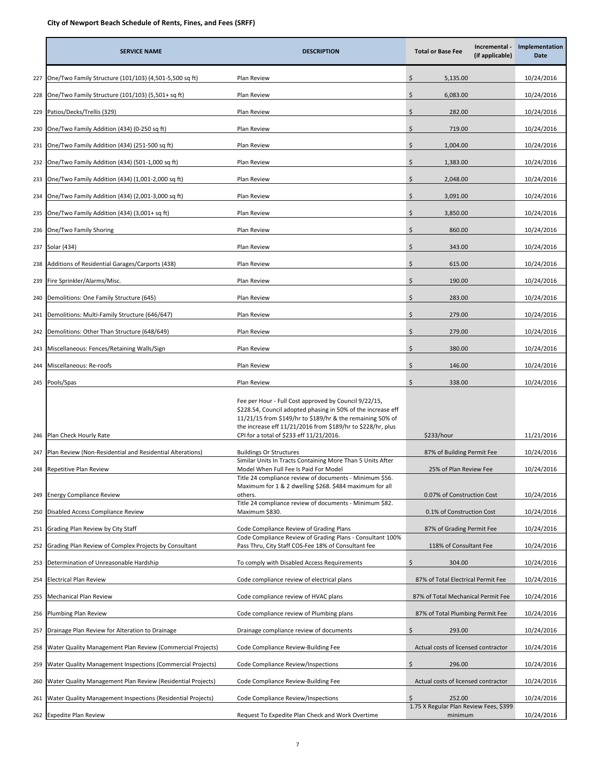**City of Newport Beach Schedule of Rents, Fines, and Fees (SRFF)**

| | SERVICE NAME | DESCRIPTION | Total or Base Fee | Incremental - (if applicable) | Implementation Date |
|---|---|---|---|---|---|
| 227 | One/Two Family Structure (101/103) (4,501-5,500 sq ft) | Plan Review | $ 5,135.00 | | 10/24/2016 |
| 228 | One/Two Family Structure (101/103) (5,501+ sq ft) | Plan Review | $ 6,083.00 | | 10/24/2016 |
| 229 | Patios/Decks/Trellis (329) | Plan Review | $ 282.00 | | 10/24/2016 |
| 230 | One/Two Family Addition (434) (0-250 sq ft) | Plan Review | $ 719.00 | | 10/24/2016 |
| 231 | One/Two Family Addition (434) (251-500 sq ft) | Plan Review | $ 1,004.00 | | 10/24/2016 |
| 232 | One/Two Family Addition (434) (501-1,000 sq ft) | Plan Review | $ 1,383.00 | | 10/24/2016 |
| 233 | One/Two Family Addition (434) (1,001-2,000 sq ft) | Plan Review | $ 2,048.00 | | 10/24/2016 |
| 234 | One/Two Family Addition (434) (2,001-3,000 sq ft) | Plan Review | $ 3,091.00 | | 10/24/2016 |
| 235 | One/Two Family Addition (434) (3,001+ sq ft) | Plan Review | $ 3,850.00 | | 10/24/2016 |
| 236 | One/Two Family Shoring | Plan Review | $ 860.00 | | 10/24/2016 |
| 237 | Solar (434) | Plan Review | $ 343.00 | | 10/24/2016 |
| 238 | Additions of Residential Garages/Carports (438) | Plan Review | $ 615.00 | | 10/24/2016 |
| 239 | Fire Sprinkler/Alarms/Misc. | Plan Review | $ 190.00 | | 10/24/2016 |
| 240 | Demolitions: One Family Structure (645) | Plan Review | $ 283.00 | | 10/24/2016 |
| 241 | Demolitions: Multi-Family Structure (646/647) | Plan Review | $ 279.00 | | 10/24/2016 |
| 242 | Demolitions: Other Than Structure (648/649) | Plan Review | $ 279.00 | | 10/24/2016 |
| 243 | Miscellaneous: Fences/Retaining Walls/Sign | Plan Review | $ 380.00 | | 10/24/2016 |
| 244 | Miscellaneous: Re-roofs | Plan Review | $ 146.00 | | 10/24/2016 |
| 245 | Pools/Spas | Plan Review | $ 338.00 | | 10/24/2016 |
| 246 | Plan Check Hourly Rate | Fee per Hour - Full Cost approved by Council 9/22/15, $228.54, Council adopted phasing in 50% of the increase eff 11/21/15 from $149/hr to $189/hr & the remaining 50% of the increase eff 11/21/2016 from $189/hr to $228/hr, plus CPI for a total of $233 eff 11/21/2016. | $233/hour | | 11/21/2016 |
| 247 | Plan Review (Non-Residential and Residential Alterations) | Buildings Or Structures | 87% of Building Permit Fee | | 10/24/2016 |
| 248 | Repetitive Plan Review | Similar Units In Tracts Containing More Than 5 Units After Model When Full Fee Is Paid For Model | 25% of Plan Review Fee | | 10/24/2016 |
| 249 | Energy Compliance Review | Title 24 compliance review of documents - Minimum $56. Maximum for 1 & 2 dwelling $268. $484 maximum for all others. | 0.07% of Construction Cost | | 10/24/2016 |
| 250 | Disabled Access Compliance Review | Title 24 compliance review of documents - Minimum $82. Maximum $830. | 0.1% of Construction Cost | | 10/24/2016 |
| 251 | Grading Plan Review by City Staff | Code Compliance Review of Grading Plans | 87% of Grading Permit Fee | | 10/24/2016 |
| 252 | Grading Plan Review of Complex Projects by Consultant | Code Compliance Review of Grading Plans - Consultant 100% Pass Thru, City Staff COS-Fee 18% of Consultant fee | 118% of Consultant Fee | | 10/24/2016 |
| 253 | Determination of Unreasonable Hardship | To comply with Disabled Access Requirements | $ 304.00 | | 10/24/2016 |
| 254 | Electrical Plan Review | Code compliance review of electrical plans | 87% of Total Electrical Permit Fee | | 10/24/2016 |
| 255 | Mechanical Plan Review | Code compliance review of HVAC plans | 87% of Total Mechanical Permit Fee | | 10/24/2016 |
| 256 | Plumbing Plan Review | Code compliance review of Plumbing plans | 87% of Total Plumbing Permit Fee | | 10/24/2016 |
| 257 | Drainage Plan Review for Alteration to Drainage | Drainage compliance review of documents | $ 293.00 | | 10/24/2016 |
| 258 | Water Quality Management Plan Review (Commercial Projects) | Code Compliance Review-Building Fee | Actual costs of licensed contractor | | 10/24/2016 |
| 259 | Water Quality Management Inspections (Commercial Projects) | Code Compliance Review/Inspections | $ 296.00 | | 10/24/2016 |
| 260 | Water Quality Management Plan Review (Residential Projects) | Code Compliance Review-Building Fee | Actual costs of licensed contractor | | 10/24/2016 |
| 261 | Water Quality Management Inspections (Residential Projects) | Code Compliance Review/Inspections | $ 252.00 | | 10/24/2016 |
| 262 | Expedite Plan Review | Request To Expedite Plan Check and Work Overtime | 1.75 X Regular Plan Review Fees, $399 minimum | | 10/24/2016 |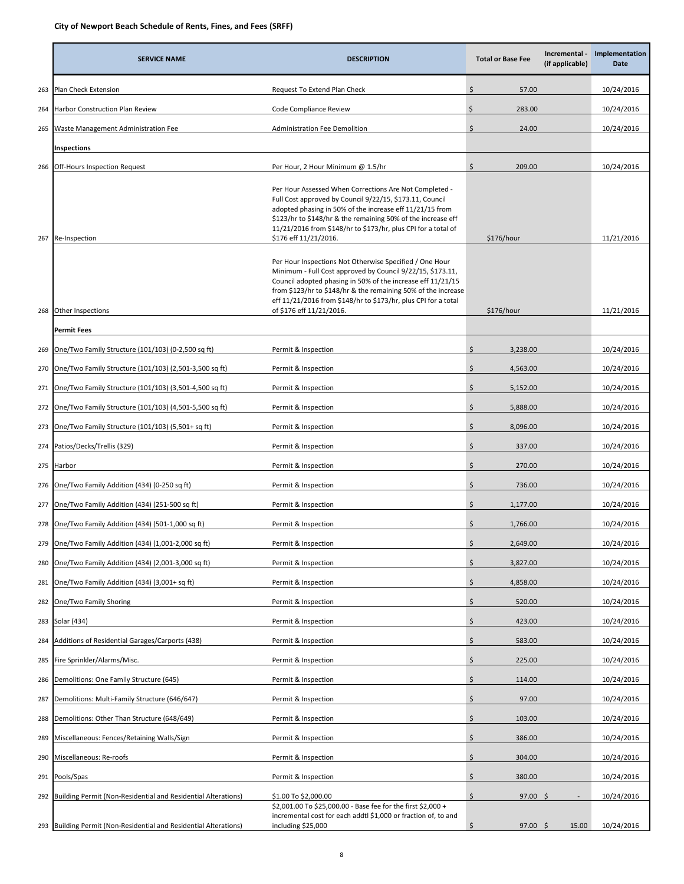# City of Newport Beach Schedule of Rents, Fines, and Fees (SRFF)

| | SERVICE NAME | DESCRIPTION | Total or Base Fee | Incremental - (if applicable) | Implementation Date |
|---|---|---|---|---|---|
| 263 | Plan Check Extension | Request To Extend Plan Check | $ 57.00 | | 10/24/2016 |
| 264 | Harbor Construction Plan Review | Code Compliance Review | $ 283.00 | | 10/24/2016 |
| 265 | Waste Management Administration Fee | Administration Fee Demolition | $ 24.00 | | 10/24/2016 |
| | **Inspections** | | | | |
| 266 | Off-Hours Inspection Request | Per Hour, 2 Hour Minimum @ 1.5/hr | $ 209.00 | | 10/24/2016 |
| 267 | Re-Inspection | Per Hour Assessed When Corrections Are Not Completed - Full Cost approved by Council 9/22/15, $173.11, Council adopted phasing in 50% of the increase eff 11/21/15 from $123/hr to $148/hr & the remaining 50% of the increase eff 11/21/2016 from $148/hr to $173/hr, plus CPI for a total of $176 eff 11/21/2016. | $176/hour | | 11/21/2016 |
| 268 | Other Inspections | Per Hour Inspections Not Otherwise Specified / One Hour Minimum - Full Cost approved by Council 9/22/15, $173.11, Council adopted phasing in 50% of the increase eff 11/21/15 from $123/hr to $148/hr & the remaining 50% of the increase eff 11/21/2016 from $148/hr to $173/hr, plus CPI for a total of $176 eff 11/21/2016. | $176/hour | | 11/21/2016 |
| | **Permit Fees** | | | | |
| 269 | One/Two Family Structure (101/103) (0-2,500 sq ft) | Permit & Inspection | $ 3,238.00 | | 10/24/2016 |
| 270 | One/Two Family Structure (101/103) (2,501-3,500 sq ft) | Permit & Inspection | $ 4,563.00 | | 10/24/2016 |
| 271 | One/Two Family Structure (101/103) (3,501-4,500 sq ft) | Permit & Inspection | $ 5,152.00 | | 10/24/2016 |
| 272 | One/Two Family Structure (101/103) (4,501-5,500 sq ft) | Permit & Inspection | $ 5,888.00 | | 10/24/2016 |
| 273 | One/Two Family Structure (101/103) (5,501+ sq ft) | Permit & Inspection | $ 8,096.00 | | 10/24/2016 |
| 274 | Patios/Decks/Trellis (329) | Permit & Inspection | $ 337.00 | | 10/24/2016 |
| 275 | Harbor | Permit & Inspection | $ 270.00 | | 10/24/2016 |
| 276 | One/Two Family Addition (434) (0-250 sq ft) | Permit & Inspection | $ 736.00 | | 10/24/2016 |
| 277 | One/Two Family Addition (434) (251-500 sq ft) | Permit & Inspection | $ 1,177.00 | | 10/24/2016 |
| 278 | One/Two Family Addition (434) (501-1,000 sq ft) | Permit & Inspection | $ 1,766.00 | | 10/24/2016 |
| 279 | One/Two Family Addition (434) (1,001-2,000 sq ft) | Permit & Inspection | $ 2,649.00 | | 10/24/2016 |
| 280 | One/Two Family Addition (434) (2,001-3,000 sq ft) | Permit & Inspection | $ 3,827.00 | | 10/24/2016 |
| 281 | One/Two Family Addition (434) (3,001+ sq ft) | Permit & Inspection | $ 4,858.00 | | 10/24/2016 |
| 282 | One/Two Family Shoring | Permit & Inspection | $ 520.00 | | 10/24/2016 |
| 283 | Solar (434) | Permit & Inspection | $ 423.00 | | 10/24/2016 |
| 284 | Additions of Residential Garages/Carports (438) | Permit & Inspection | $ 583.00 | | 10/24/2016 |
| 285 | Fire Sprinkler/Alarms/Misc. | Permit & Inspection | $ 225.00 | | 10/24/2016 |
| 286 | Demolitions: One Family Structure (645) | Permit & Inspection | $ 114.00 | | 10/24/2016 |
| 287 | Demolitions: Multi-Family Structure (646/647) | Permit & Inspection | $ 97.00 | | 10/24/2016 |
| 288 | Demolitions: Other Than Structure (648/649) | Permit & Inspection | $ 103.00 | | 10/24/2016 |
| 289 | Miscellaneous: Fences/Retaining Walls/Sign | Permit & Inspection | $ 386.00 | | 10/24/2016 |
| 290 | Miscellaneous: Re-roofs | Permit & Inspection | $ 304.00 | | 10/24/2016 |
| 291 | Pools/Spas | Permit & Inspection | $ 380.00 | | 10/24/2016 |
| 292 | Building Permit (Non-Residential and Residential Alterations) | $1.00 To $2,000.00 | $ 97.00 | $ - | 10/24/2016 |
| 293 | Building Permit (Non-Residential and Residential Alterations) | $2,001.00 To $25,000.00 - Base fee for the first $2,000 + incremental cost for each addtl $1,000 or fraction of, to and including $25,000 | $ 97.00 | $ 15.00 | 10/24/2016 |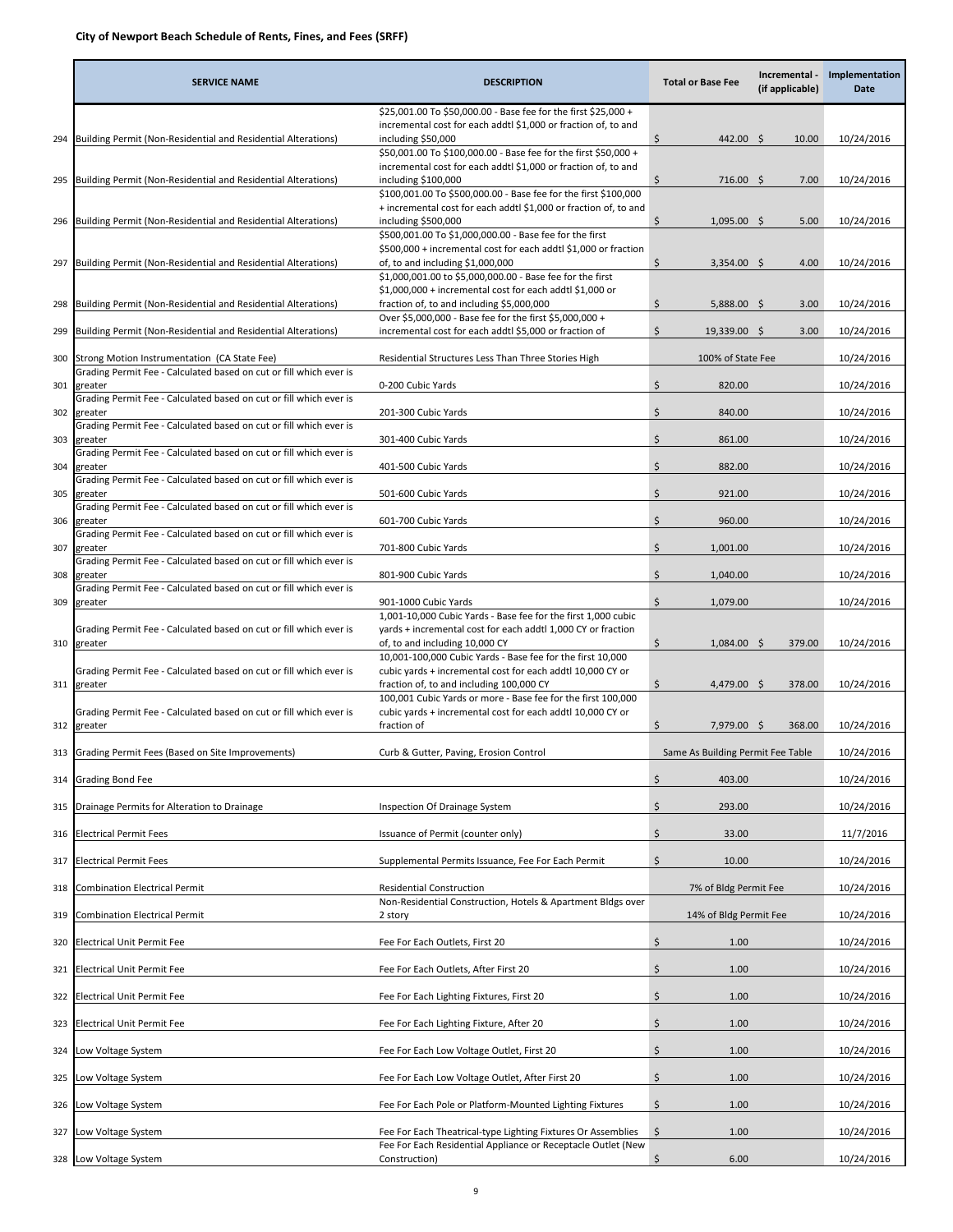**City of Newport Beach Schedule of Rents, Fines, and Fees (SRFF)**

| | SERVICE NAME | DESCRIPTION | Total or Base Fee | Incremental - (if applicable) | Implementation Date |
|---|---|---|---|---|---|
| 294 | Building Permit (Non-Residential and Residential Alterations) | $25,001.00 To $50,000.00 - Base fee for the first $25,000 + incremental cost for each addtl $1,000 or fraction of, to and including $50,000 | $ 442.00 | $ 10.00 | 10/24/2016 |
| 295 | Building Permit (Non-Residential and Residential Alterations) | $50,001.00 To $100,000.00 - Base fee for the first $50,000 + incremental cost for each addtl $1,000 or fraction of, to and including $100,000 | $ 716.00 | $ 7.00 | 10/24/2016 |
| 296 | Building Permit (Non-Residential and Residential Alterations) | $100,001.00 To $500,000.00 - Base fee for the first $100,000 + incremental cost for each addtl $1,000 or fraction of, to and including $500,000 | $ 1,095.00 | $ 5.00 | 10/24/2016 |
| 297 | Building Permit (Non-Residential and Residential Alterations) | $500,001.00 To $1,000,000.00 - Base fee for the first $500,000 + incremental cost for each addtl $1,000 or fraction of, to and including $1,000,000 | $ 3,354.00 | $ 4.00 | 10/24/2016 |
| 298 | Building Permit (Non-Residential and Residential Alterations) | $1,000,001.00 to $5,000,000.00 - Base fee for the first $1,000,000 + incremental cost for each addtl $1,000 or fraction of, to and including $5,000,000 | $ 5,888.00 | $ 3.00 | 10/24/2016 |
| 299 | Building Permit (Non-Residential and Residential Alterations) | Over $5,000,000 - Base fee for the first $5,000,000 + incremental cost for each addtl $5,000 or fraction of | $ 19,339.00 | $ 3.00 | 10/24/2016 |
| 300 | Strong Motion Instrumentation (CA State Fee) | Residential Structures Less Than Three Stories High | 100% of State Fee | | 10/24/2016 |
| 301 | Grading Permit Fee - Calculated based on cut or fill which ever is greater | 0-200 Cubic Yards | $ 820.00 | | 10/24/2016 |
| 302 | Grading Permit Fee - Calculated based on cut or fill which ever is greater | 201-300 Cubic Yards | $ 840.00 | | 10/24/2016 |
| 303 | Grading Permit Fee - Calculated based on cut or fill which ever is greater | 301-400 Cubic Yards | $ 861.00 | | 10/24/2016 |
| 304 | Grading Permit Fee - Calculated based on cut or fill which ever is greater | 401-500 Cubic Yards | $ 882.00 | | 10/24/2016 |
| 305 | Grading Permit Fee - Calculated based on cut or fill which ever is greater | 501-600 Cubic Yards | $ 921.00 | | 10/24/2016 |
| 306 | Grading Permit Fee - Calculated based on cut or fill which ever is greater | 601-700 Cubic Yards | $ 960.00 | | 10/24/2016 |
| 307 | Grading Permit Fee - Calculated based on cut or fill which ever is greater | 701-800 Cubic Yards | $ 1,001.00 | | 10/24/2016 |
| 308 | Grading Permit Fee - Calculated based on cut or fill which ever is greater | 801-900 Cubic Yards | $ 1,040.00 | | 10/24/2016 |
| 309 | Grading Permit Fee - Calculated based on cut or fill which ever is greater | 901-1000 Cubic Yards | $ 1,079.00 | | 10/24/2016 |
| 310 | Grading Permit Fee - Calculated based on cut or fill which ever is greater | 1,001-10,000 Cubic Yards - Base fee for the first 1,000 cubic yards + incremental cost for each addtl 1,000 CY or fraction of, to and including 10,000 CY | $ 1,084.00 | $ 379.00 | 10/24/2016 |
| 311 | Grading Permit Fee - Calculated based on cut or fill which ever is greater | 10,001-100,000 Cubic Yards - Base fee for the first 10,000 cubic yards + incremental cost for each addtl 1,000 CY or fraction of, to and including 100,000 CY | $ 4,479.00 | $ 378.00 | 10/24/2016 |
| 312 | Grading Permit Fee - Calculated based on cut or fill which ever is greater | 100,001 Cubic Yards or more - Base fee for the first 100,000 cubic yards + incremental cost for each addtl 10,000 CY or fraction of | $ 7,979.00 | $ 368.00 | 10/24/2016 |
| 313 | Grading Permit Fees (Based on Site Improvements) | Curb & Gutter, Paving, Erosion Control | Same As Building Permit Fee Table | | 10/24/2016 |
| 314 | Grading Bond Fee | | $ 403.00 | | 10/24/2016 |
| 315 | Drainage Permits for Alteration to Drainage | Inspection Of Drainage System | $ 293.00 | | 10/24/2016 |
| 316 | Electrical Permit Fees | Issuance of Permit (counter only) | $ 33.00 | | 11/7/2016 |
| 317 | Electrical Permit Fees | Supplemental Permits Issuance, Fee For Each Permit | $ 10.00 | | 10/24/2016 |
| 318 | Combination Electrical Permit | Residential Construction | 7% of Bldg Permit Fee | | 10/24/2016 |
| 319 | Combination Electrical Permit | Non-Residential Construction, Hotels & Apartment Bldgs over 2 story | 14% of Bldg Permit Fee | | 10/24/2016 |
| 320 | Electrical Unit Permit Fee | Fee For Each Outlets, First 20 | $ 1.00 | | 10/24/2016 |
| 321 | Electrical Unit Permit Fee | Fee For Each Outlets, After First 20 | $ 1.00 | | 10/24/2016 |
| 322 | Electrical Unit Permit Fee | Fee For Each Lighting Fixtures, First 20 | $ 1.00 | | 10/24/2016 |
| 323 | Electrical Unit Permit Fee | Fee For Each Lighting Fixture, After 20 | $ 1.00 | | 10/24/2016 |
| 324 | Low Voltage System | Fee For Each Low Voltage Outlet, First 20 | $ 1.00 | | 10/24/2016 |
| 325 | Low Voltage System | Fee For Each Low Voltage Outlet, After First 20 | $ 1.00 | | 10/24/2016 |
| 326 | Low Voltage System | Fee For Each Pole or Platform-Mounted Lighting Fixtures | $ 1.00 | | 10/24/2016 |
| 327 | Low Voltage System | Fee For Each Theatrical-type Lighting Fixtures Or Assemblies | $ 1.00 | | 10/24/2016 |
| 328 | Low Voltage System | Fee For Each Residential Appliance or Receptacle Outlet (New Construction) | $ 6.00 | | 10/24/2016 |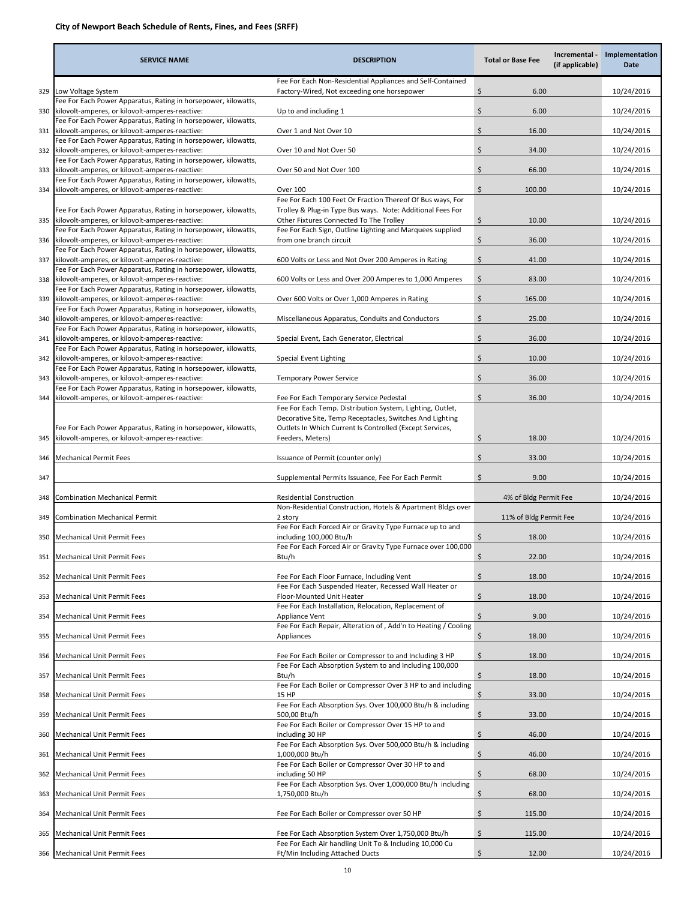**City of Newport Beach Schedule of Rents, Fines, and Fees (SRFF)**

| | SERVICE NAME | DESCRIPTION | Total or Base Fee | Incremental - (if applicable) | Implementation Date |
|---|---|---|---|---|---|
| 329 | Low Voltage System | Fee For Each Non-Residential Appliances and Self-Contained Factory-Wired, Not exceeding one horsepower | $ 6.00 | | 10/24/2016 |
| 330 | Fee For Each Power Apparatus, Rating in horsepower, kilowatts, kilovolt-amperes, or kilovolt-amperes-reactive: | Up to and including 1 | $ 6.00 | | 10/24/2016 |
| 331 | Fee For Each Power Apparatus, Rating in horsepower, kilowatts, kilovolt-amperes, or kilovolt-amperes-reactive: | Over 1 and Not Over 10 | $ 16.00 | | 10/24/2016 |
| 332 | Fee For Each Power Apparatus, Rating in horsepower, kilowatts, kilovolt-amperes, or kilovolt-amperes-reactive: | Over 10 and Not Over 50 | $ 34.00 | | 10/24/2016 |
| 333 | Fee For Each Power Apparatus, Rating in horsepower, kilowatts, kilovolt-amperes, or kilovolt-amperes-reactive: | Over 50 and Not Over 100 | $ 66.00 | | 10/24/2016 |
| 334 | Fee For Each Power Apparatus, Rating in horsepower, kilowatts, kilovolt-amperes, or kilovolt-amperes-reactive: | Over 100 | $ 100.00 | | 10/24/2016 |
| 335 | Fee For Each Power Apparatus, Rating in horsepower, kilowatts, kilovolt-amperes, or kilovolt-amperes-reactive: | Fee For Each 100 Feet Or Fraction Thereof Of Bus ways, For Trolley & Plug-in Type Bus ways. Note: Additional Fees For Other Fixtures Connected To The Trolley | $ 10.00 | | 10/24/2016 |
| 336 | Fee For Each Power Apparatus, Rating in horsepower, kilowatts, kilovolt-amperes, or kilovolt-amperes-reactive: | Fee For Each Sign, Outline Lighting and Marquees supplied from one branch circuit | $ 36.00 | | 10/24/2016 |
| 337 | Fee For Each Power Apparatus, Rating in horsepower, kilowatts, kilovolt-amperes, or kilovolt-amperes-reactive: | 600 Volts or Less and Not Over 200 Amperes in Rating | $ 41.00 | | 10/24/2016 |
| 338 | Fee For Each Power Apparatus, Rating in horsepower, kilowatts, kilovolt-amperes, or kilovolt-amperes-reactive: | 600 Volts or Less and Over 200 Amperes to 1,000 Amperes | $ 83.00 | | 10/24/2016 |
| 339 | Fee For Each Power Apparatus, Rating in horsepower, kilowatts, kilovolt-amperes, or kilovolt-amperes-reactive: | Over 600 Volts or Over 1,000 Amperes in Rating | $ 165.00 | | 10/24/2016 |
| 340 | Fee For Each Power Apparatus, Rating in horsepower, kilowatts, kilovolt-amperes, or kilovolt-amperes-reactive: | Miscellaneous Apparatus, Conduits and Conductors | $ 25.00 | | 10/24/2016 |
| 341 | Fee For Each Power Apparatus, Rating in horsepower, kilowatts, kilovolt-amperes, or kilovolt-amperes-reactive: | Special Event, Each Generator, Electrical | $ 36.00 | | 10/24/2016 |
| 342 | Fee For Each Power Apparatus, Rating in horsepower, kilowatts, kilovolt-amperes, or kilovolt-amperes-reactive: | Special Event Lighting | $ 10.00 | | 10/24/2016 |
| 343 | Fee For Each Power Apparatus, Rating in horsepower, kilowatts, kilovolt-amperes, or kilovolt-amperes-reactive: | Temporary Power Service | $ 36.00 | | 10/24/2016 |
| 344 | Fee For Each Power Apparatus, Rating in horsepower, kilowatts, kilovolt-amperes, or kilovolt-amperes-reactive: | Fee For Each Temporary Service Pedestal | $ 36.00 | | 10/24/2016 |
| 345 | Fee For Each Power Apparatus, Rating in horsepower, kilowatts, kilovolt-amperes, or kilovolt-amperes-reactive: | Fee For Each Temp. Distribution System, Lighting, Outlet, Decorative Site, Temp Receptacles, Switches And Lighting Outlets In Which Current Is Controlled (Except Services, Feeders, Meters) | $ 18.00 | | 10/24/2016 |
| 346 | Mechanical Permit Fees | Issuance of Permit (counter only) | $ 33.00 | | 10/24/2016 |
| 347 | | Supplemental Permits Issuance, Fee For Each Permit | $ 9.00 | | 10/24/2016 |
| 348 | Combination Mechanical Permit | Residential Construction | 4% of Bldg Permit Fee | | 10/24/2016 |
| 349 | Combination Mechanical Permit | Non-Residential Construction, Hotels & Apartment Bldgs over 2 story | 11% of Bldg Permit Fee | | 10/24/2016 |
| 350 | Mechanical Unit Permit Fees | Fee For Each Forced Air or Gravity Type Furnace up to and including 100,000 Btu/h | $ 18.00 | | 10/24/2016 |
| 351 | Mechanical Unit Permit Fees | Fee For Each Forced Air or Gravity Type Furnace over 100,000 Btu/h | $ 22.00 | | 10/24/2016 |
| 352 | Mechanical Unit Permit Fees | Fee For Each Floor Furnace, Including Vent | $ 18.00 | | 10/24/2016 |
| 353 | Mechanical Unit Permit Fees | Fee For Each Suspended Heater, Recessed Wall Heater or Floor-Mounted Unit Heater | $ 18.00 | | 10/24/2016 |
| 354 | Mechanical Unit Permit Fees | Fee For Each Installation, Relocation, Replacement of Appliance Vent | $ 9.00 | | 10/24/2016 |
| 355 | Mechanical Unit Permit Fees | Fee For Each Repair, Alteration of , Add'n to Heating / Cooling Appliances | $ 18.00 | | 10/24/2016 |
| 356 | Mechanical Unit Permit Fees | Fee For Each Boiler or Compressor to and Including 3 HP | $ 18.00 | | 10/24/2016 |
| 357 | Mechanical Unit Permit Fees | Fee For Each Absorption System to and Including 100,000 Btu/h | $ 18.00 | | 10/24/2016 |
| 358 | Mechanical Unit Permit Fees | Fee For Each Boiler or Compressor Over 3 HP to and including 15 HP | $ 33.00 | | 10/24/2016 |
| 359 | Mechanical Unit Permit Fees | Fee For Each Absorption Sys. Over 100,000 Btu/h & including 500,00 Btu/h | $ 33.00 | | 10/24/2016 |
| 360 | Mechanical Unit Permit Fees | Fee For Each Boiler or Compressor Over 15 HP to and including 30 HP | $ 46.00 | | 10/24/2016 |
| 361 | Mechanical Unit Permit Fees | Fee For Each Absorption Sys. Over 500,000 Btu/h & including 1,000,000 Btu/h | $ 46.00 | | 10/24/2016 |
| 362 | Mechanical Unit Permit Fees | Fee For Each Boiler or Compressor Over 30 HP to and including 50 HP | $ 68.00 | | 10/24/2016 |
| 363 | Mechanical Unit Permit Fees | Fee For Each Absorption Sys. Over 1,000,000 Btu/h including 1,750,000 Btu/h | $ 68.00 | | 10/24/2016 |
| 364 | Mechanical Unit Permit Fees | Fee For Each Boiler or Compressor over 50 HP | $ 115.00 | | 10/24/2016 |
| 365 | Mechanical Unit Permit Fees | Fee For Each Absorption System Over 1,750,000 Btu/h | $ 115.00 | | 10/24/2016 |
| 366 | Mechanical Unit Permit Fees | Fee For Each Air handling Unit To & Including 10,000 Cu Ft/Min Including Attached Ducts | $ 12.00 | | 10/24/2016 |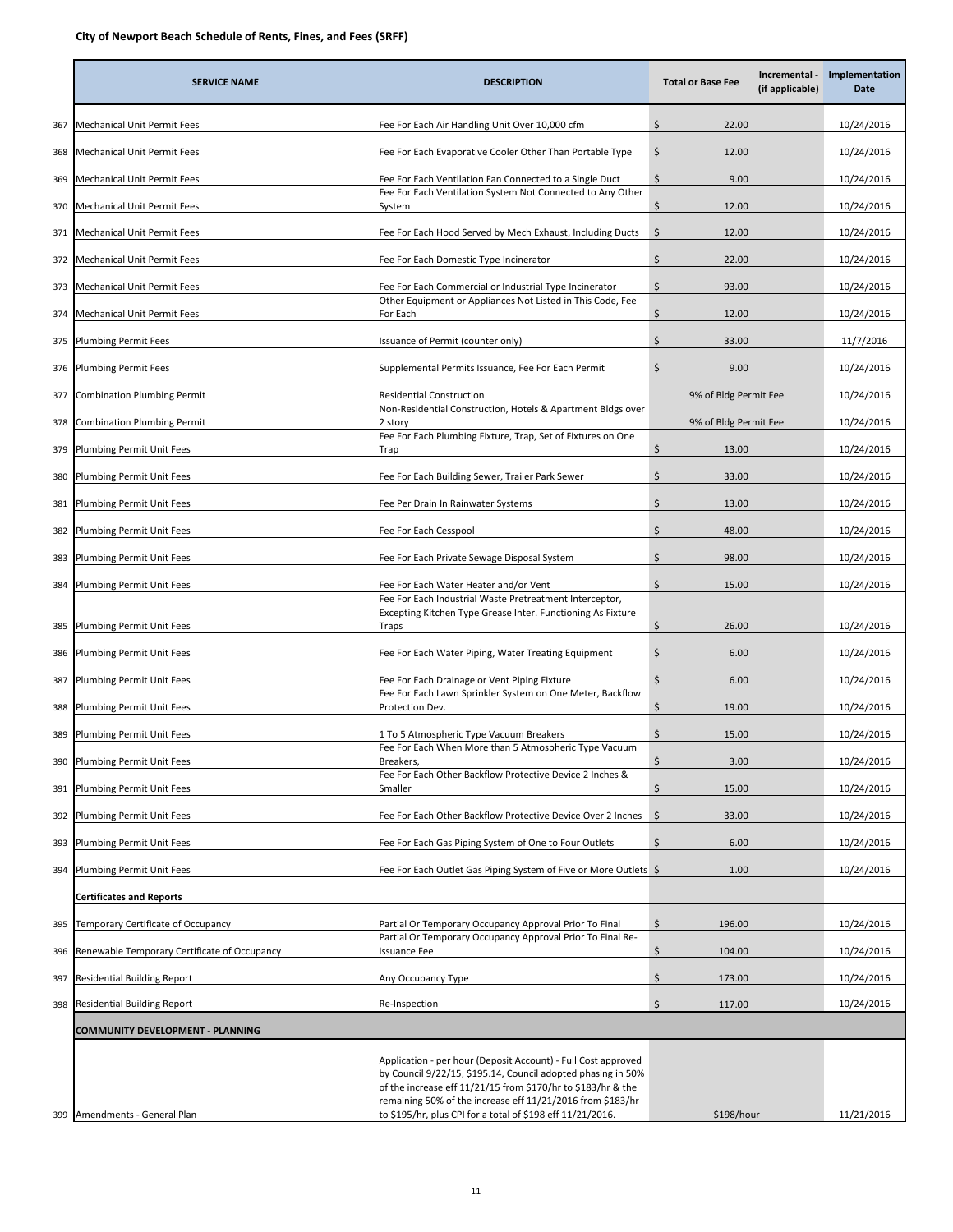**City of Newport Beach Schedule of Rents, Fines, and Fees (SRFF)**

| | SERVICE NAME | DESCRIPTION | Total or Base Fee | Incremental - (if applicable) | Implementation Date |
|---|---|---|---|---|---|
| 367 | Mechanical Unit Permit Fees | Fee For Each Air Handling Unit Over 10,000 cfm | $ 22.00 | | 10/24/2016 |
| 368 | Mechanical Unit Permit Fees | Fee For Each Evaporative Cooler Other Than Portable Type | $ 12.00 | | 10/24/2016 |
| 369 | Mechanical Unit Permit Fees | Fee For Each Ventilation Fan Connected to a Single Duct | $ 9.00 | | 10/24/2016 |
| 370 | Mechanical Unit Permit Fees | Fee For Each Ventilation System Not Connected to Any Other System | $ 12.00 | | 10/24/2016 |
| 371 | Mechanical Unit Permit Fees | Fee For Each Hood Served by Mech Exhaust, Including Ducts | $ 12.00 | | 10/24/2016 |
| 372 | Mechanical Unit Permit Fees | Fee For Each Domestic Type Incinerator | $ 22.00 | | 10/24/2016 |
| 373 | Mechanical Unit Permit Fees | Fee For Each Commercial or Industrial Type Incinerator | $ 93.00 | | 10/24/2016 |
| 374 | Mechanical Unit Permit Fees | Other Equipment or Appliances Not Listed in This Code, Fee For Each | $ 12.00 | | 10/24/2016 |
| 375 | Plumbing Permit Fees | Issuance of Permit (counter only) | $ 33.00 | | 11/7/2016 |
| 376 | Plumbing Permit Fees | Supplemental Permits Issuance, Fee For Each Permit | $ 9.00 | | 10/24/2016 |
| 377 | Combination Plumbing Permit | Residential Construction | 9% of Bldg Permit Fee | | 10/24/2016 |
| 378 | Combination Plumbing Permit | Non-Residential Construction, Hotels & Apartment Bldgs over 2 story | 9% of Bldg Permit Fee | | 10/24/2016 |
| 379 | Plumbing Permit Unit Fees | Fee For Each Plumbing Fixture, Trap, Set of Fixtures on One Trap | $ 13.00 | | 10/24/2016 |
| 380 | Plumbing Permit Unit Fees | Fee For Each Building Sewer, Trailer Park Sewer | $ 33.00 | | 10/24/2016 |
| 381 | Plumbing Permit Unit Fees | Fee Per Drain In Rainwater Systems | $ 13.00 | | 10/24/2016 |
| 382 | Plumbing Permit Unit Fees | Fee For Each Cesspool | $ 48.00 | | 10/24/2016 |
| 383 | Plumbing Permit Unit Fees | Fee For Each Private Sewage Disposal System | $ 98.00 | | 10/24/2016 |
| 384 | Plumbing Permit Unit Fees | Fee For Each Water Heater and/or Vent | $ 15.00 | | 10/24/2016 |
| 385 | Plumbing Permit Unit Fees | Fee For Each Industrial Waste Pretreatment Interceptor, Excepting Kitchen Type Grease Inter. Functioning As Fixture Traps | $ 26.00 | | 10/24/2016 |
| 386 | Plumbing Permit Unit Fees | Fee For Each Water Piping, Water Treating Equipment | $ 6.00 | | 10/24/2016 |
| 387 | Plumbing Permit Unit Fees | Fee For Each Drainage or Vent Piping Fixture | $ 6.00 | | 10/24/2016 |
| 388 | Plumbing Permit Unit Fees | Fee For Each Lawn Sprinkler System on One Meter, Backflow Protection Dev. | $ 19.00 | | 10/24/2016 |
| 389 | Plumbing Permit Unit Fees | 1 To 5 Atmospheric Type Vacuum Breakers | $ 15.00 | | 10/24/2016 |
| 390 | Plumbing Permit Unit Fees | Fee For Each When More than 5 Atmospheric Type Vacuum Breakers, | $ 3.00 | | 10/24/2016 |
| 391 | Plumbing Permit Unit Fees | Fee For Each Other Backflow Protective Device 2 Inches & Smaller | $ 15.00 | | 10/24/2016 |
| 392 | Plumbing Permit Unit Fees | Fee For Each Other Backflow Protective Device Over 2 Inches | $ 33.00 | | 10/24/2016 |
| 393 | Plumbing Permit Unit Fees | Fee For Each Gas Piping System of One to Four Outlets | $ 6.00 | | 10/24/2016 |
| 394 | Plumbing Permit Unit Fees | Fee For Each Outlet Gas Piping System of Five or More Outlets | $ 1.00 | | 10/24/2016 |
| | **Certificates and Reports** | | | | |
| 395 | Temporary Certificate of Occupancy | Partial Or Temporary Occupancy Approval Prior To Final | $ 196.00 | | 10/24/2016 |
| 396 | Renewable Temporary Certificate of Occupancy | Partial Or Temporary Occupancy Approval Prior To Final Re-issuance Fee | $ 104.00 | | 10/24/2016 |
| 397 | Residential Building Report | Any Occupancy Type | $ 173.00 | | 10/24/2016 |
| 398 | Residential Building Report | Re-Inspection | $ 117.00 | | 10/24/2016 |
| | **COMMUNITY DEVELOPMENT - PLANNING** | | | | |
| 399 | Amendments - General Plan | Application - per hour (Deposit Account) - Full Cost approved by Council 9/22/15, $195.14, Council adopted phasing in 50% of the increase eff 11/21/15 from $170/hr to $183/hr & the remaining 50% of the increase eff 11/21/2016 from $183/hr to $195/hr, plus CPI for a total of $198 eff 11/21/2016. | $198/hour | | 11/21/2016 |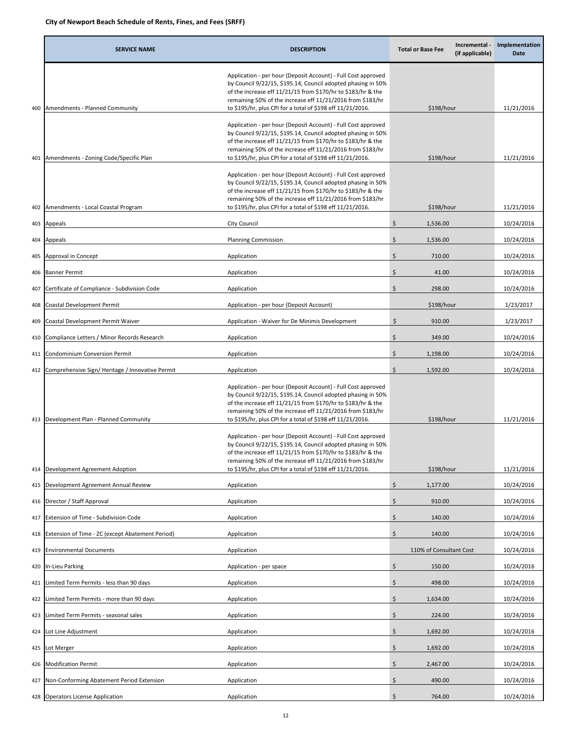**City of Newport Beach Schedule of Rents, Fines, and Fees (SRFF)**

| | SERVICE NAME | DESCRIPTION | Total or Base Fee | Incremental - (if applicable) | Implementation Date |
|---|---|---|---|---|---|
| 400 | Amendments - Planned Community | Application - per hour (Deposit Account) - Full Cost approved by Council 9/22/15, $195.14, Council adopted phasing in 50% of the increase eff 11/21/15 from $170/hr to $183/hr & the remaining 50% of the increase eff 11/21/2016 from $183/hr to $195/hr, plus CPI for a total of $198 eff 11/21/2016. | $198/hour | | 11/21/2016 |
| 401 | Amendments - Zoning Code/Specific Plan | Application - per hour (Deposit Account) - Full Cost approved by Council 9/22/15, $195.14, Council adopted phasing in 50% of the increase eff 11/21/15 from $170/hr to $183/hr & the remaining 50% of the increase eff 11/21/2016 from $183/hr to $195/hr, plus CPI for a total of $198 eff 11/21/2016. | $198/hour | | 11/21/2016 |
| 402 | Amendments - Local Coastal Program | Application - per hour (Deposit Account) - Full Cost approved by Council 9/22/15, $195.14, Council adopted phasing in 50% of the increase eff 11/21/15 from $170/hr to $183/hr & the remaining 50% of the increase eff 11/21/2016 from $183/hr to $195/hr, plus CPI for a total of $198 eff 11/21/2016. | $198/hour | | 11/21/2016 |
| 403 | Appeals | City Council | $ 1,536.00 | | 10/24/2016 |
| 404 | Appeals | Planning Commission | $ 1,536.00 | | 10/24/2016 |
| 405 | Approval in Concept | Application | $ 710.00 | | 10/24/2016 |
| 406 | Banner Permit | Application | $ 41.00 | | 10/24/2016 |
| 407 | Certificate of Compliance - Subdivision Code | Application | $ 298.00 | | 10/24/2016 |
| 408 | Coastal Development Permit | Application - per hour (Deposit Account) | $198/hour | | 1/23/2017 |
| 409 | Coastal Development Permit Waiver | Application - Waiver for De Minimis Development | $ 910.00 | | 1/23/2017 |
| 410 | Compliance Letters / Minor Records Research | Application | $ 349.00 | | 10/24/2016 |
| 411 | Condominium Conversion Permit | Application | $ 1,198.00 | | 10/24/2016 |
| 412 | Comprehensive Sign/ Heritage / Innovative Permit | Application | $ 1,592.00 | | 10/24/2016 |
| 413 | Development Plan - Planned Community | Application - per hour (Deposit Account) - Full Cost approved by Council 9/22/15, $195.14, Council adopted phasing in 50% of the increase eff 11/21/15 from $170/hr to $183/hr & the remaining 50% of the increase eff 11/21/2016 from $183/hr to $195/hr, plus CPI for a total of $198 eff 11/21/2016. | $198/hour | | 11/21/2016 |
| 414 | Development Agreement Adoption | Application - per hour (Deposit Account) - Full Cost approved by Council 9/22/15, $195.14, Council adopted phasing in 50% of the increase eff 11/21/15 from $170/hr to $183/hr & the remaining 50% of the increase eff 11/21/2016 from $183/hr to $195/hr, plus CPI for a total of $198 eff 11/21/2016. | $198/hour | | 11/21/2016 |
| 415 | Development Agreement Annual Review | Application | $ 1,177.00 | | 10/24/2016 |
| 416 | Director / Staff Approval | Application | $ 910.00 | | 10/24/2016 |
| 417 | Extension of Time - Subdivision Code | Application | $ 140.00 | | 10/24/2016 |
| 418 | Extension of Time - ZC (except Abatement Period) | Application | $ 140.00 | | 10/24/2016 |
| 419 | Environmental Documents | Application | 110% of Consultant Cost | | 10/24/2016 |
| 420 | In-Lieu Parking | Application - per space | $ 150.00 | | 10/24/2016 |
| 421 | Limited Term Permits - less than 90 days | Application | $ 498.00 | | 10/24/2016 |
| 422 | Limited Term Permits - more than 90 days | Application | $ 1,634.00 | | 10/24/2016 |
| 423 | Limited Term Permits - seasonal sales | Application | $ 224.00 | | 10/24/2016 |
| 424 | Lot Line Adjustment | Application | $ 1,692.00 | | 10/24/2016 |
| 425 | Lot Merger | Application | $ 1,692.00 | | 10/24/2016 |
| 426 | Modification Permit | Application | $ 2,467.00 | | 10/24/2016 |
| 427 | Non-Conforming Abatement Period Extension | Application | $ 490.00 | | 10/24/2016 |
| 428 | Operators License Application | Application | $ 764.00 | | 10/24/2016 |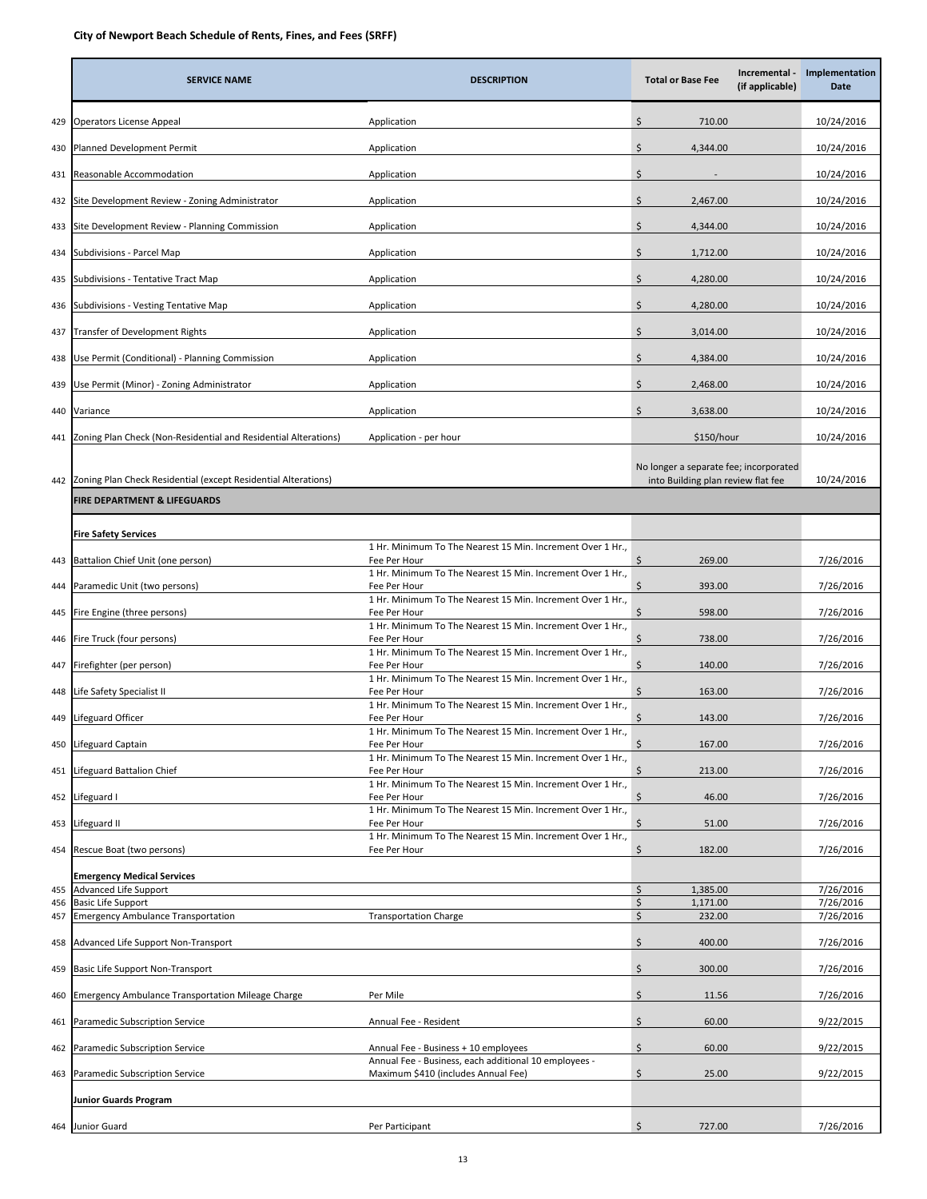**City of Newport Beach Schedule of Rents, Fines, and Fees (SRFF)**

| | SERVICE NAME | DESCRIPTION | Total or Base Fee | Incremental - (if applicable) | Implementation Date |
|---|---|---|---|---|---|
| 429 | Operators License Appeal | Application | $ 710.00 | | 10/24/2016 |
| 430 | Planned Development Permit | Application | $ 4,344.00 | | 10/24/2016 |
| 431 | Reasonable Accommodation | Application | $ - | | 10/24/2016 |
| 432 | Site Development Review - Zoning Administrator | Application | $ 2,467.00 | | 10/24/2016 |
| 433 | Site Development Review - Planning Commission | Application | $ 4,344.00 | | 10/24/2016 |
| 434 | Subdivisions - Parcel Map | Application | $ 1,712.00 | | 10/24/2016 |
| 435 | Subdivisions - Tentative Tract Map | Application | $ 4,280.00 | | 10/24/2016 |
| 436 | Subdivisions - Vesting Tentative Map | Application | $ 4,280.00 | | 10/24/2016 |
| 437 | Transfer of Development Rights | Application | $ 3,014.00 | | 10/24/2016 |
| 438 | Use Permit (Conditional) - Planning Commission | Application | $ 4,384.00 | | 10/24/2016 |
| 439 | Use Permit (Minor) - Zoning Administrator | Application | $ 2,468.00 | | 10/24/2016 |
| 440 | Variance | Application | $ 3,638.00 | | 10/24/2016 |
| 441 | Zoning Plan Check (Non-Residential and Residential Alterations) | Application - per hour | $150/hour | | 10/24/2016 |
| 442 | Zoning Plan Check Residential (except Residential Alterations) | | No longer a separate fee; incorporated into Building plan review flat fee | | 10/24/2016 |
| | **FIRE DEPARTMENT & LIFEGUARDS** | | | | |
| | **Fire Safety Services** | | | | |
| 443 | Battalion Chief Unit (one person) | 1 Hr. Minimum To The Nearest 15 Min. Increment Over 1 Hr., Fee Per Hour | $ 269.00 | | 7/26/2016 |
| 444 | Paramedic Unit (two persons) | 1 Hr. Minimum To The Nearest 15 Min. Increment Over 1 Hr., Fee Per Hour | $ 393.00 | | 7/26/2016 |
| 445 | Fire Engine (three persons) | 1 Hr. Minimum To The Nearest 15 Min. Increment Over 1 Hr., Fee Per Hour | $ 598.00 | | 7/26/2016 |
| 446 | Fire Truck (four persons) | 1 Hr. Minimum To The Nearest 15 Min. Increment Over 1 Hr., Fee Per Hour | $ 738.00 | | 7/26/2016 |
| 447 | Firefighter (per person) | 1 Hr. Minimum To The Nearest 15 Min. Increment Over 1 Hr., Fee Per Hour | $ 140.00 | | 7/26/2016 |
| 448 | Life Safety Specialist II | 1 Hr. Minimum To The Nearest 15 Min. Increment Over 1 Hr., Fee Per Hour | $ 163.00 | | 7/26/2016 |
| 449 | Lifeguard Officer | 1 Hr. Minimum To The Nearest 15 Min. Increment Over 1 Hr., Fee Per Hour | $ 143.00 | | 7/26/2016 |
| 450 | Lifeguard Captain | 1 Hr. Minimum To The Nearest 15 Min. Increment Over 1 Hr., Fee Per Hour | $ 167.00 | | 7/26/2016 |
| 451 | Lifeguard Battalion Chief | 1 Hr. Minimum To The Nearest 15 Min. Increment Over 1 Hr., Fee Per Hour | $ 213.00 | | 7/26/2016 |
| 452 | Lifeguard I | 1 Hr. Minimum To The Nearest 15 Min. Increment Over 1 Hr., Fee Per Hour | $ 46.00 | | 7/26/2016 |
| 453 | Lifeguard II | 1 Hr. Minimum To The Nearest 15 Min. Increment Over 1 Hr., Fee Per Hour | $ 51.00 | | 7/26/2016 |
| 454 | Rescue Boat (two persons) | 1 Hr. Minimum To The Nearest 15 Min. Increment Over 1 Hr., Fee Per Hour | $ 182.00 | | 7/26/2016 |
| | **Emergency Medical Services** | | | | |
| 455 | Advanced Life Support | | $ 1,385.00 | | 7/26/2016 |
| 456 | Basic Life Support | | $ 1,171.00 | | 7/26/2016 |
| 457 | Emergency Ambulance Transportation | Transportation Charge | $ 232.00 | | 7/26/2016 |
| 458 | Advanced Life Support Non-Transport | | $ 400.00 | | 7/26/2016 |
| 459 | Basic Life Support Non-Transport | | $ 300.00 | | 7/26/2016 |
| 460 | Emergency Ambulance Transportation Mileage Charge | Per Mile | $ 11.56 | | 7/26/2016 |
| 461 | Paramedic Subscription Service | Annual Fee - Resident | $ 60.00 | | 9/22/2015 |
| 462 | Paramedic Subscription Service | Annual Fee - Business + 10 employees | $ 60.00 | | 9/22/2015 |
| 463 | Paramedic Subscription Service | Annual Fee - Business, each additional 10 employees - Maximum $410 (includes Annual Fee) | $ 25.00 | | 9/22/2015 |
| | **Junior Guards Program** | | | | |
| 464 | Junior Guard | Per Participant | $ 727.00 | | 7/26/2016 |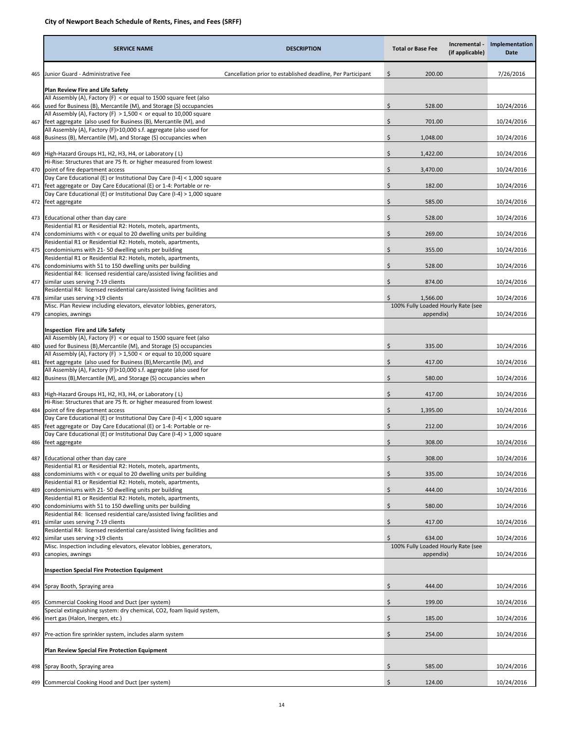**City of Newport Beach Schedule of Rents, Fines, and Fees (SRFF)**

| | SERVICE NAME | DESCRIPTION | Total or Base Fee | Incremental - (if applicable) | Implementation Date |
|---|---|---|---|---|---|
| 465 | Junior Guard - Administrative Fee | Cancellation prior to established deadline, Per Participant | $ 200.00 | | 7/26/2016 |
| | **Plan Review Fire and Life Safety** | | | | |
| 466 | All Assembly (A), Factory (F) < or equal to 1500 square feet (also used for Business (B), Mercantile (M), and Storage (S) occupancies | | $ 528.00 | | 10/24/2016 |
| 467 | All Assembly (A), Factory (F) > 1,500 < or equal to 10,000 square feet aggregate (also used for Business (B), Mercantile (M), and | | $ 701.00 | | 10/24/2016 |
| 468 | All Assembly (A), Factory (F)>10,000 s.f. aggregate (also used for Business (B), Mercantile (M), and Storage (S) occupancies when | | $ 1,048.00 | | 10/24/2016 |
| 469 | High-Hazard Groups H1, H2, H3, H4, or Laboratory ( L) | | $ 1,422.00 | | 10/24/2016 |
| 470 | Hi-Rise: Structures that are 75 ft. or higher measured from lowest point of fire department access | | $ 3,470.00 | | 10/24/2016 |
| 471 | Day Care Educational (E) or Institutional Day Care (I-4) < 1,000 square feet aggregate or Day Care Educational (E) or 1-4: Portable or re- | | $ 182.00 | | 10/24/2016 |
| 472 | Day Care Educational (E) or Institutional Day Care (I-4) > 1,000 square feet aggregate | | $ 585.00 | | 10/24/2016 |
| 473 | Educational other than day care | | $ 528.00 | | 10/24/2016 |
| 474 | Residential R1 or Residential R2: Hotels, motels, apartments, condominiums with < or equal to 20 dwelling units per building | | $ 269.00 | | 10/24/2016 |
| 475 | Residential R1 or Residential R2: Hotels, motels, apartments, condominiums with 21- 50 dwelling units per building | | $ 355.00 | | 10/24/2016 |
| 476 | Residential R1 or Residential R2: Hotels, motels, apartments, condominiums with 51 to 150 dwelling units per building | | $ 528.00 | | 10/24/2016 |
| 477 | Residential R4: licensed residential care/assisted living facilities and similar uses serving 7-19 clients | | $ 874.00 | | 10/24/2016 |
| 478 | Residential R4: licensed residential care/assisted living facilities and similar uses serving >19 clients | | $ 1,566.00 | | 10/24/2016 |
| 479 | Misc. Plan Review including elevators, elevator lobbies, generators, canopies, awnings | | 100% Fully Loaded Hourly Rate (see appendix) | | 10/24/2016 |
| | **Inspection Fire and Life Safety** | | | | |
| 480 | All Assembly (A), Factory (F) < or equal to 1500 square feet (also used for Business (B),Mercantile (M), and Storage (S) occupancies | | $ 335.00 | | 10/24/2016 |
| 481 | All Assembly (A), Factory (F) > 1,500 < or equal to 10,000 square feet aggregate (also used for Business (B),Mercantile (M), and | | $ 417.00 | | 10/24/2016 |
| 482 | All Assembly (A), Factory (F)>10,000 s.f. aggregate (also used for Business (B),Mercantile (M), and Storage (S) occupancies when | | $ 580.00 | | 10/24/2016 |
| 483 | High-Hazard Groups H1, H2, H3, H4, or Laboratory ( L) | | $ 417.00 | | 10/24/2016 |
| 484 | Hi-Rise: Structures that are 75 ft. or higher measured from lowest point of fire department access | | $ 1,395.00 | | 10/24/2016 |
| 485 | Day Care Educational (E) or Institutional Day Care (I-4) < 1,000 square feet aggregate or Day Care Educational (E) or 1-4: Portable or re- | | $ 212.00 | | 10/24/2016 |
| 486 | Day Care Educational (E) or Institutional Day Care (I-4) > 1,000 square feet aggregate | | $ 308.00 | | 10/24/2016 |
| 487 | Educational other than day care | | $ 308.00 | | 10/24/2016 |
| 488 | Residential R1 or Residential R2: Hotels, motels, apartments, condominiums with < or equal to 20 dwelling units per building | | $ 335.00 | | 10/24/2016 |
| 489 | Residential R1 or Residential R2: Hotels, motels, apartments, condominiums with 21- 50 dwelling units per building | | $ 444.00 | | 10/24/2016 |
| 490 | Residential R1 or Residential R2: Hotels, motels, apartments, condominiums with 51 to 150 dwelling units per building | | $ 580.00 | | 10/24/2016 |
| 491 | Residential R4: licensed residential care/assisted living facilities and similar uses serving 7-19 clients | | $ 417.00 | | 10/24/2016 |
| 492 | Residential R4: licensed residential care/assisted living facilities and similar uses serving >19 clients | | $ 634.00 | | 10/24/2016 |
| 493 | Misc. Inspection including elevators, elevator lobbies, generators, canopies, awnings | | 100% Fully Loaded Hourly Rate (see appendix) | | 10/24/2016 |
| | **Inspection Special Fire Protection Equipment** | | | | |
| 494 | Spray Booth, Spraying area | | $ 444.00 | | 10/24/2016 |
| 495 | Commercial Cooking Hood and Duct (per system) | | $ 199.00 | | 10/24/2016 |
| 496 | Special extinguishing system: dry chemical, CO2, foam liquid system, inert gas (Halon, Inergen, etc.) | | $ 185.00 | | 10/24/2016 |
| 497 | Pre-action fire sprinkler system, includes alarm system | | $ 254.00 | | 10/24/2016 |
| | **Plan Review Special Fire Protection Equipment** | | | | |
| 498 | Spray Booth, Spraying area | | $ 585.00 | | 10/24/2016 |
| 499 | Commercial Cooking Hood and Duct (per system) | | $ 124.00 | | 10/24/2016 |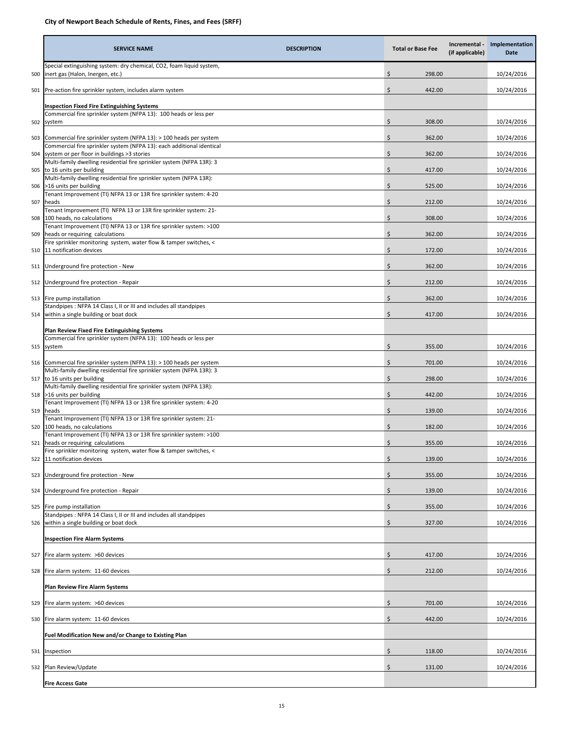**City of Newport Beach Schedule of Rents, Fines, and Fees (SRFF)**

| | SERVICE NAME | DESCRIPTION | Total or Base Fee | Incremental - (if applicable) | Implementation Date |
|---|---|---|---|---|---|
| 500 | Special extinguishing system: dry chemical, CO2, foam liquid system, inert gas (Halon, Inergen, etc.) | | $ 298.00 | | 10/24/2016 |
| 501 | Pre-action fire sprinkler system, includes alarm system | | $ 442.00 | | 10/24/2016 |
| | **Inspection Fixed Fire Extinguishing Systems** | | | | |
| 502 | Commercial fire sprinkler system (NFPA 13): 100 heads or less per system | | $ 308.00 | | 10/24/2016 |
| 503 | Commercial fire sprinkler system (NFPA 13): > 100 heads per system | | $ 362.00 | | 10/24/2016 |
| 504 | Commercial fire sprinkler system (NFPA 13): each additional identical system or per floor in buildings >3 stories | | $ 362.00 | | 10/24/2016 |
| 505 | Multi-family dwelling residential fire sprinkler system (NFPA 13R): 3 to 16 units per building | | $ 417.00 | | 10/24/2016 |
| 506 | Multi-family dwelling residential fire sprinkler system (NFPA 13R): >16 units per building | | $ 525.00 | | 10/24/2016 |
| 507 | Tenant Improvement (TI) NFPA 13 or 13R fire sprinkler system: 4-20 heads | | $ 212.00 | | 10/24/2016 |
| 508 | Tenant Improvement (TI) NFPA 13 or 13R fire sprinkler system: 21-100 heads, no calculations | | $ 308.00 | | 10/24/2016 |
| 509 | Tenant Improvement (TI) NFPA 13 or 13R fire sprinkler system: >100 heads or requiring calculations | | $ 362.00 | | 10/24/2016 |
| 510 | Fire sprinkler monitoring system, water flow & tamper switches, < 11 notification devices | | $ 172.00 | | 10/24/2016 |
| 511 | Underground fire protection - New | | $ 362.00 | | 10/24/2016 |
| 512 | Underground fire protection - Repair | | $ 212.00 | | 10/24/2016 |
| 513 | Fire pump installation | | $ 362.00 | | 10/24/2016 |
| 514 | Standpipes : NFPA 14 Class I, II or III and includes all standpipes within a single building or boat dock | | $ 417.00 | | 10/24/2016 |
| | **Plan Review Fixed Fire Extinguishing Systems** | | | | |
| 515 | Commercial fire sprinkler system (NFPA 13): 100 heads or less per system | | $ 355.00 | | 10/24/2016 |
| 516 | Commercial fire sprinkler system (NFPA 13): > 100 heads per system | | $ 701.00 | | 10/24/2016 |
| 517 | Multi-family dwelling residential fire sprinkler system (NFPA 13R): 3 to 16 units per building | | $ 298.00 | | 10/24/2016 |
| 518 | Multi-family dwelling residential fire sprinkler system (NFPA 13R): >16 units per building | | $ 442.00 | | 10/24/2016 |
| 519 | Tenant Improvement (TI) NFPA 13 or 13R fire sprinkler system: 4-20 heads | | $ 139.00 | | 10/24/2016 |
| 520 | Tenant Improvement (TI) NFPA 13 or 13R fire sprinkler system: 21-100 heads, no calculations | | $ 182.00 | | 10/24/2016 |
| 521 | Tenant Improvement (TI) NFPA 13 or 13R fire sprinkler system: >100 heads or requiring calculations | | $ 355.00 | | 10/24/2016 |
| 522 | Fire sprinkler monitoring system, water flow & tamper switches, < 11 notification devices | | $ 139.00 | | 10/24/2016 |
| 523 | Underground fire protection - New | | $ 355.00 | | 10/24/2016 |
| 524 | Underground fire protection - Repair | | $ 139.00 | | 10/24/2016 |
| 525 | Fire pump installation | | $ 355.00 | | 10/24/2016 |
| 526 | Standpipes : NFPA 14 Class I, II or III and includes all standpipes within a single building or boat dock | | $ 327.00 | | 10/24/2016 |
| | **Inspection Fire Alarm Systems** | | | | |
| 527 | Fire alarm system: >60 devices | | $ 417.00 | | 10/24/2016 |
| 528 | Fire alarm system: 11-60 devices | | $ 212.00 | | 10/24/2016 |
| | **Plan Review Fire Alarm Systems** | | | | |
| 529 | Fire alarm system: >60 devices | | $ 701.00 | | 10/24/2016 |
| 530 | Fire alarm system: 11-60 devices | | $ 442.00 | | 10/24/2016 |
| | **Fuel Modification New and/or Change to Existing Plan** | | | | |
| 531 | Inspection | | $ 118.00 | | 10/24/2016 |
| 532 | Plan Review/Update | | $ 131.00 | | 10/24/2016 |
| | **Fire Access Gate** | | | | |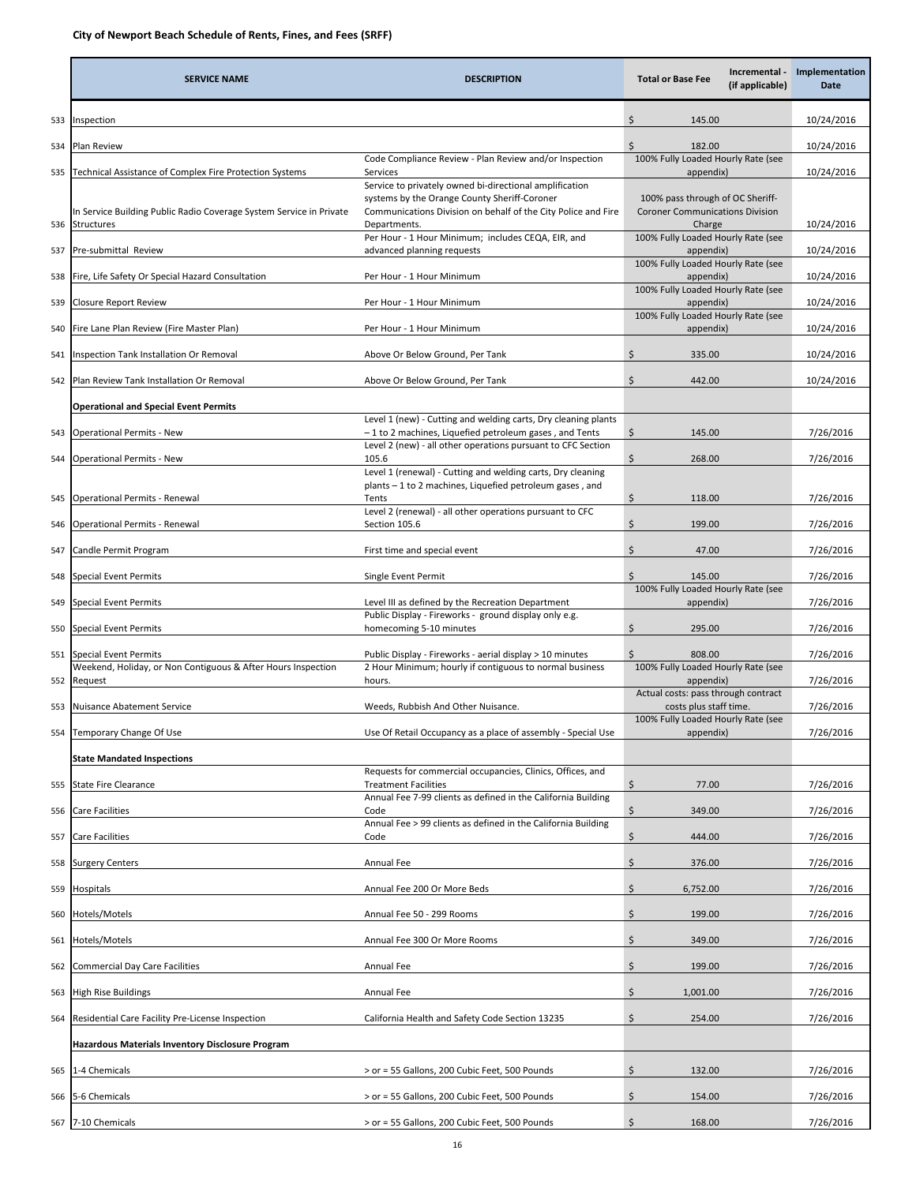**City of Newport Beach Schedule of Rents, Fines, and Fees (SRFF)**

| | SERVICE NAME | DESCRIPTION | Total or Base Fee | Incremental - (if applicable) | Implementation Date |
|---|---|---|---|---|---|
| 533 | Inspection | | $ 145.00 | | 10/24/2016 |
| 534 | Plan Review | | $ 182.00 | | 10/24/2016 |
| 535 | Technical Assistance of Complex Fire Protection Systems | Code Compliance Review - Plan Review and/or Inspection Services | 100% Fully Loaded Hourly Rate (see appendix) | | 10/24/2016 |
| 536 | In Service Building Public Radio Coverage System Service in Private Structures | Service to privately owned bi-directional amplification systems by the Orange County Sheriff-Coroner Communications Division on behalf of the City Police and Fire Departments. | 100% pass through of OC Sheriff-Coroner Communications Division Charge | | 10/24/2016 |
| 537 | Pre-submittal Review | Per Hour - 1 Hour Minimum; includes CEQA, EIR, and advanced planning requests | 100% Fully Loaded Hourly Rate (see appendix) | | 10/24/2016 |
| 538 | Fire, Life Safety Or Special Hazard Consultation | Per Hour - 1 Hour Minimum | 100% Fully Loaded Hourly Rate (see appendix) | | 10/24/2016 |
| 539 | Closure Report Review | Per Hour - 1 Hour Minimum | 100% Fully Loaded Hourly Rate (see appendix) | | 10/24/2016 |
| 540 | Fire Lane Plan Review (Fire Master Plan) | Per Hour - 1 Hour Minimum | 100% Fully Loaded Hourly Rate (see appendix) | | 10/24/2016 |
| 541 | Inspection Tank Installation Or Removal | Above Or Below Ground, Per Tank | $ 335.00 | | 10/24/2016 |
| 542 | Plan Review Tank Installation Or Removal | Above Or Below Ground, Per Tank | $ 442.00 | | 10/24/2016 |
| | **Operational and Special Event Permits** | | | | |
| 543 | Operational Permits - New | Level 1 (new) - Cutting and welding carts, Dry cleaning plants – 1 to 2 machines, Liquefied petroleum gases , and Tents | $ 145.00 | | 7/26/2016 |
| 544 | Operational Permits - New | Level 2 (new) - all other operations pursuant to CFC Section 105.6 | $ 268.00 | | 7/26/2016 |
| 545 | Operational Permits - Renewal | Level 1 (renewal) - Cutting and welding carts, Dry cleaning plants – 1 to 2 machines, Liquefied petroleum gases , and Tents | $ 118.00 | | 7/26/2016 |
| 546 | Operational Permits - Renewal | Level 2 (renewal) - all other operations pursuant to CFC Section 105.6 | $ 199.00 | | 7/26/2016 |
| 547 | Candle Permit Program | First time and special event | $ 47.00 | | 7/26/2016 |
| 548 | Special Event Permits | Single Event Permit | $ 145.00 | | 7/26/2016 |
| 549 | Special Event Permits | Level III as defined by the Recreation Department | 100% Fully Loaded Hourly Rate (see appendix) | | 7/26/2016 |
| 550 | Special Event Permits | Public Display - Fireworks - ground display only e.g. homecoming 5-10 minutes | $ 295.00 | | 7/26/2016 |
| 551 | Special Event Permits | Public Display - Fireworks - aerial display > 10 minutes | $ 808.00 | | 7/26/2016 |
| 552 | Weekend, Holiday, or Non Contiguous & After Hours Inspection Request | 2 Hour Minimum; hourly if contiguous to normal business hours. | 100% Fully Loaded Hourly Rate (see appendix) | | 7/26/2016 |
| 553 | Nuisance Abatement Service | Weeds, Rubbish And Other Nuisance. | Actual costs: pass through contract costs plus staff time. | | 7/26/2016 |
| 554 | Temporary Change Of Use | Use Of Retail Occupancy as a place of assembly - Special Use | 100% Fully Loaded Hourly Rate (see appendix) | | 7/26/2016 |
| | **State Mandated Inspections** | | | | |
| 555 | State Fire Clearance | Requests for commercial occupancies, Clinics, Offices, and Treatment Facilities | $ 77.00 | | 7/26/2016 |
| 556 | Care Facilities | Annual Fee 7-99 clients as defined in the California Building Code | $ 349.00 | | 7/26/2016 |
| 557 | Care Facilities | Annual Fee > 99 clients as defined in the California Building Code | $ 444.00 | | 7/26/2016 |
| 558 | Surgery Centers | Annual Fee | $ 376.00 | | 7/26/2016 |
| 559 | Hospitals | Annual Fee 200 Or More Beds | $ 6,752.00 | | 7/26/2016 |
| 560 | Hotels/Motels | Annual Fee 50 - 299 Rooms | $ 199.00 | | 7/26/2016 |
| 561 | Hotels/Motels | Annual Fee 300 Or More Rooms | $ 349.00 | | 7/26/2016 |
| 562 | Commercial Day Care Facilities | Annual Fee | $ 199.00 | | 7/26/2016 |
| 563 | High Rise Buildings | Annual Fee | $ 1,001.00 | | 7/26/2016 |
| 564 | Residential Care Facility Pre-License Inspection | California Health and Safety Code Section 13235 | $ 254.00 | | 7/26/2016 |
| | **Hazardous Materials Inventory Disclosure Program** | | | | |
| 565 | 1-4 Chemicals | > or = 55 Gallons, 200 Cubic Feet, 500 Pounds | $ 132.00 | | 7/26/2016 |
| 566 | 5-6 Chemicals | > or = 55 Gallons, 200 Cubic Feet, 500 Pounds | $ 154.00 | | 7/26/2016 |
| 567 | 7-10 Chemicals | > or = 55 Gallons, 200 Cubic Feet, 500 Pounds | $ 168.00 | | 7/26/2016 |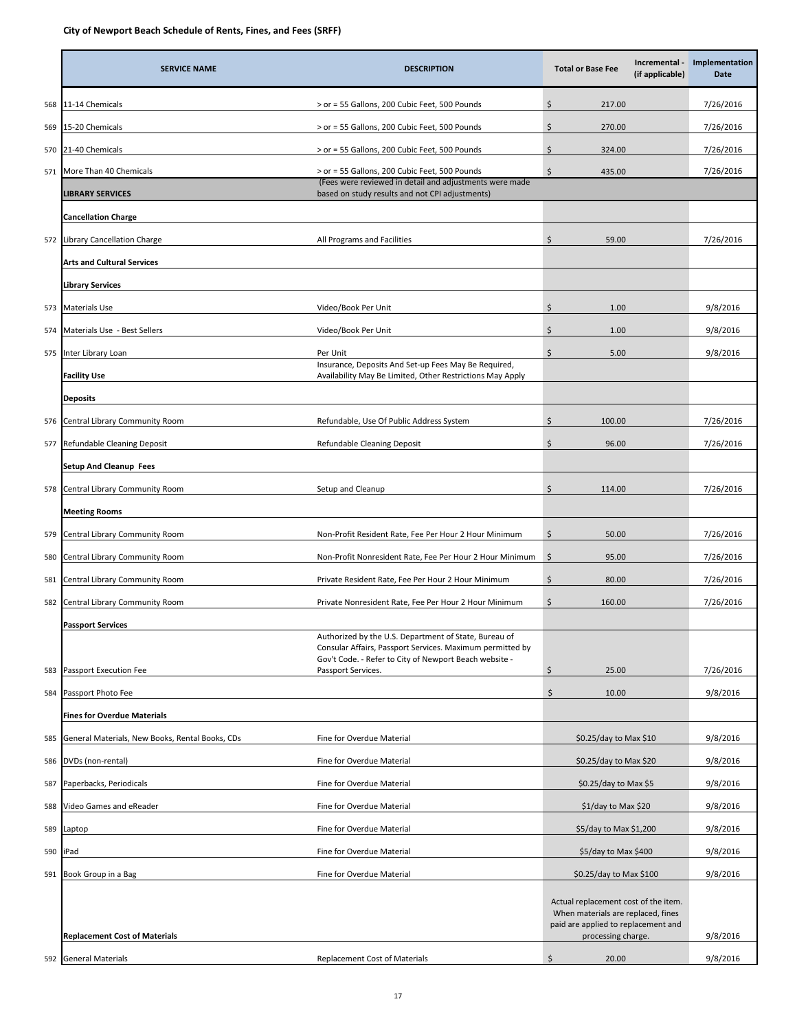**City of Newport Beach Schedule of Rents, Fines, and Fees (SRFF)**

| | SERVICE NAME | DESCRIPTION | Total or Base Fee | Incremental - (if applicable) | Implementation Date |
|---|---|---|---|---|---|
| 568 | 11-14 Chemicals | > or = 55 Gallons, 200 Cubic Feet, 500 Pounds | $ 217.00 | | 7/26/2016 |
| 569 | 15-20 Chemicals | > or = 55 Gallons, 200 Cubic Feet, 500 Pounds | $ 270.00 | | 7/26/2016 |
| 570 | 21-40 Chemicals | > or = 55 Gallons, 200 Cubic Feet, 500 Pounds | $ 324.00 | | 7/26/2016 |
| 571 | More Than 40 Chemicals | > or = 55 Gallons, 200 Cubic Feet, 500 Pounds | $ 435.00 | | 7/26/2016 |
| | **LIBRARY SERVICES** | (Fees were reviewed in detail and adjustments were made based on study results and not CPI adjustments) | | | |
| | **Cancellation Charge** | | | | |
| 572 | Library Cancellation Charge | All Programs and Facilities | $ 59.00 | | 7/26/2016 |
| | **Arts and Cultural Services** | | | | |
| | **Library Services** | | | | |
| 573 | Materials Use | Video/Book Per Unit | $ 1.00 | | 9/8/2016 |
| 574 | Materials Use - Best Sellers | Video/Book Per Unit | $ 1.00 | | 9/8/2016 |
| 575 | Inter Library Loan | Per Unit | $ 5.00 | | 9/8/2016 |
| | **Facility Use** | Insurance, Deposits And Set-up Fees May Be Required, Availability May Be Limited, Other Restrictions May Apply | | | |
| | **Deposits** | | | | |
| 576 | Central Library Community Room | Refundable, Use Of Public Address System | $ 100.00 | | 7/26/2016 |
| 577 | Refundable Cleaning Deposit | Refundable Cleaning Deposit | $ 96.00 | | 7/26/2016 |
| | **Setup And Cleanup Fees** | | | | |
| 578 | Central Library Community Room | Setup and Cleanup | $ 114.00 | | 7/26/2016 |
| | **Meeting Rooms** | | | | |
| 579 | Central Library Community Room | Non-Profit Resident Rate, Fee Per Hour 2 Hour Minimum | $ 50.00 | | 7/26/2016 |
| 580 | Central Library Community Room | Non-Profit Nonresident Rate, Fee Per Hour 2 Hour Minimum | $ 95.00 | | 7/26/2016 |
| 581 | Central Library Community Room | Private Resident Rate, Fee Per Hour 2 Hour Minimum | $ 80.00 | | 7/26/2016 |
| 582 | Central Library Community Room | Private Nonresident Rate, Fee Per Hour 2 Hour Minimum | $ 160.00 | | 7/26/2016 |
| | **Passport Services** | | | | |
| 583 | Passport Execution Fee | Authorized by the U.S. Department of State, Bureau of Consular Affairs, Passport Services. Maximum permitted by Gov't Code. - Refer to City of Newport Beach website - Passport Services. | $ 25.00 | | 7/26/2016 |
| 584 | Passport Photo Fee | | $ 10.00 | | 9/8/2016 |
| | **Fines for Overdue Materials** | | | | |
| 585 | General Materials, New Books, Rental Books, CDs | Fine for Overdue Material | $0.25/day to Max $10 | | 9/8/2016 |
| 586 | DVDs (non-rental) | Fine for Overdue Material | $0.25/day to Max $20 | | 9/8/2016 |
| 587 | Paperbacks, Periodicals | Fine for Overdue Material | $0.25/day to Max $5 | | 9/8/2016 |
| 588 | Video Games and eReader | Fine for Overdue Material | $1/day to Max $20 | | 9/8/2016 |
| 589 | Laptop | Fine for Overdue Material | $5/day to Max $1,200 | | 9/8/2016 |
| 590 | iPad | Fine for Overdue Material | $5/day to Max $400 | | 9/8/2016 |
| 591 | Book Group in a Bag | Fine for Overdue Material | $0.25/day to Max $100 | | 9/8/2016 |
| | **Replacement Cost of Materials** | | Actual replacement cost of the item. When materials are replaced, fines paid are applied to replacement and processing charge. | | 9/8/2016 |
| 592 | General Materials | Replacement Cost of Materials | $ 20.00 | | 9/8/2016 |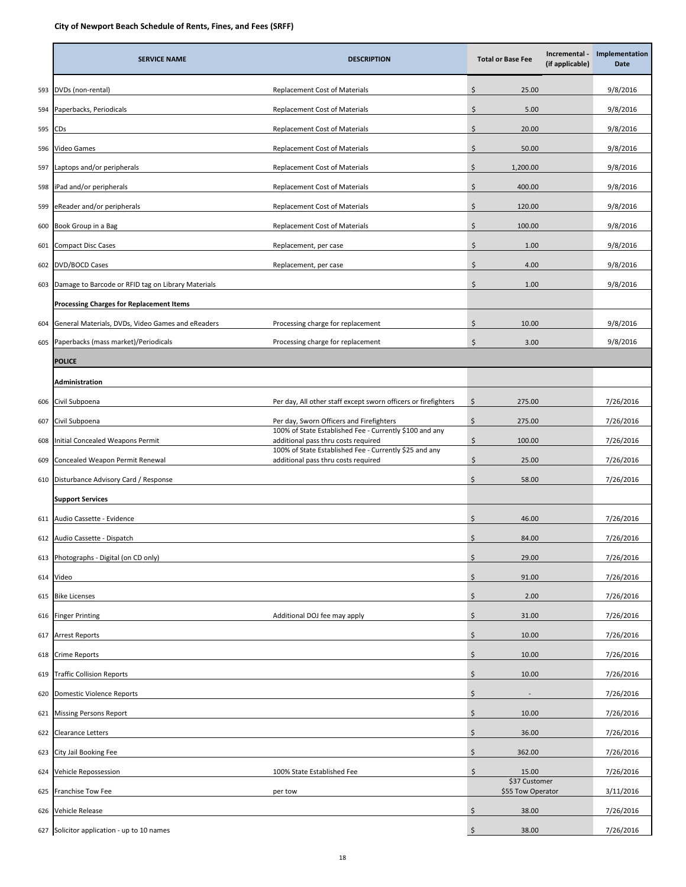**City of Newport Beach Schedule of Rents, Fines, and Fees (SRFF)**

| | SERVICE NAME | DESCRIPTION | Total or Base Fee | Incremental - (if applicable) | Implementation Date |
|---|---|---|---|---|---|
| 593 | DVDs (non-rental) | Replacement Cost of Materials | $ 25.00 | | 9/8/2016 |
| 594 | Paperbacks, Periodicals | Replacement Cost of Materials | $ 5.00 | | 9/8/2016 |
| 595 | CDs | Replacement Cost of Materials | $ 20.00 | | 9/8/2016 |
| 596 | Video Games | Replacement Cost of Materials | $ 50.00 | | 9/8/2016 |
| 597 | Laptops and/or peripherals | Replacement Cost of Materials | $ 1,200.00 | | 9/8/2016 |
| 598 | iPad and/or peripherals | Replacement Cost of Materials | $ 400.00 | | 9/8/2016 |
| 599 | eReader and/or peripherals | Replacement Cost of Materials | $ 120.00 | | 9/8/2016 |
| 600 | Book Group in a Bag | Replacement Cost of Materials | $ 100.00 | | 9/8/2016 |
| 601 | Compact Disc Cases | Replacement, per case | $ 1.00 | | 9/8/2016 |
| 602 | DVD/BOCD Cases | Replacement, per case | $ 4.00 | | 9/8/2016 |
| 603 | Damage to Barcode or RFID tag on Library Materials | | $ 1.00 | | 9/8/2016 |
| | **Processing Charges for Replacement Items** | | | | |
| 604 | General Materials, DVDs, Video Games and eReaders | Processing charge for replacement | $ 10.00 | | 9/8/2016 |
| 605 | Paperbacks (mass market)/Periodicals | Processing charge for replacement | $ 3.00 | | 9/8/2016 |
| | **POLICE** | | | | |
| | **Administration** | | | | |
| 606 | Civil Subpoena | Per day, All other staff except sworn officers or firefighters | $ 275.00 | | 7/26/2016 |
| 607 | Civil Subpoena | Per day, Sworn Officers and Firefighters | $ 275.00 | | 7/26/2016 |
| 608 | Initial Concealed Weapons Permit | 100% of State Established Fee - Currently $100 and any additional pass thru costs required | $ 100.00 | | 7/26/2016 |
| 609 | Concealed Weapon Permit Renewal | 100% of State Established Fee - Currently $25 and any additional pass thru costs required | $ 25.00 | | 7/26/2016 |
| 610 | Disturbance Advisory Card / Response | | $ 58.00 | | 7/26/2016 |
| | **Support Services** | | | | |
| 611 | Audio Cassette - Evidence | | $ 46.00 | | 7/26/2016 |
| 612 | Audio Cassette - Dispatch | | $ 84.00 | | 7/26/2016 |
| 613 | Photographs - Digital (on CD only) | | $ 29.00 | | 7/26/2016 |
| 614 | Video | | $ 91.00 | | 7/26/2016 |
| 615 | Bike Licenses | | $ 2.00 | | 7/26/2016 |
| 616 | Finger Printing | Additional DOJ fee may apply | $ 31.00 | | 7/26/2016 |
| 617 | Arrest Reports | | $ 10.00 | | 7/26/2016 |
| 618 | Crime Reports | | $ 10.00 | | 7/26/2016 |
| 619 | Traffic Collision Reports | | $ 10.00 | | 7/26/2016 |
| 620 | Domestic Violence Reports | | $ - | | 7/26/2016 |
| 621 | Missing Persons Report | | $ 10.00 | | 7/26/2016 |
| 622 | Clearance Letters | | $ 36.00 | | 7/26/2016 |
| 623 | City Jail Booking Fee | | $ 362.00 | | 7/26/2016 |
| 624 | Vehicle Repossession | 100% State Established Fee | $ 15.00 | | 7/26/2016 |
| 625 | Franchise Tow Fee | per tow | $37 Customer $55 Tow Operator | | 3/11/2016 |
| 626 | Vehicle Release | | $ 38.00 | | 7/26/2016 |
| 627 | Solicitor application - up to 10 names | | $ 38.00 | | 7/26/2016 |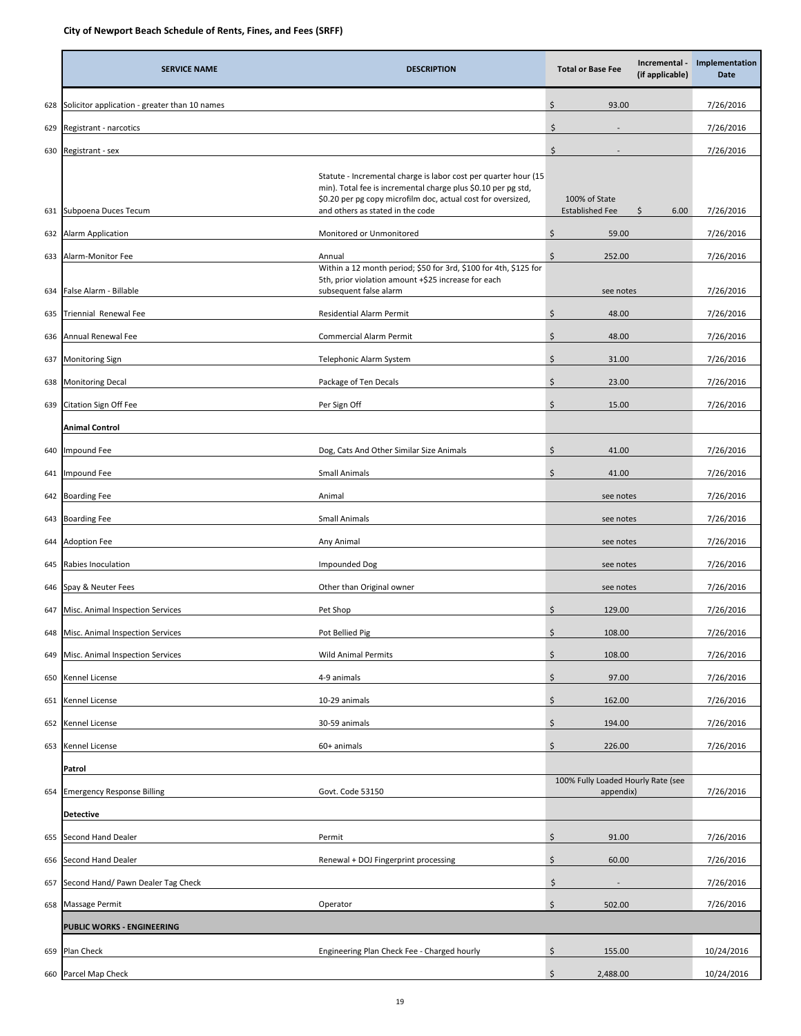**City of Newport Beach Schedule of Rents, Fines, and Fees (SRFF)**

| | SERVICE NAME | DESCRIPTION | Total or Base Fee | Incremental - (if applicable) | Implementation Date |
|---|---|---|---|---|---|
| 628 | Solicitor application - greater than 10 names | | $ 93.00 | | 7/26/2016 |
| 629 | Registrant - narcotics | | $ - | | 7/26/2016 |
| 630 | Registrant - sex | | $ - | | 7/26/2016 |
| 631 | Subpoena Duces Tecum | Statute - Incremental charge is labor cost per quarter hour (15 min). Total fee is incremental charge plus $0.10 per pg std, $0.20 per pg copy microfilm doc, actual cost for oversized, and others as stated in the code | 100% of State Established Fee | $ 6.00 | 7/26/2016 |
| 632 | Alarm Application | Monitored or Unmonitored | $ 59.00 | | 7/26/2016 |
| 633 | Alarm-Monitor Fee | Annual | $ 252.00 | | 7/26/2016 |
| 634 | False Alarm - Billable | Within a 12 month period; $50 for 3rd, $100 for 4th, $125 for 5th, prior violation amount +$25 increase for each subsequent false alarm | see notes | | 7/26/2016 |
| 635 | Triennial Renewal Fee | Residential Alarm Permit | $ 48.00 | | 7/26/2016 |
| 636 | Annual Renewal Fee | Commercial Alarm Permit | $ 48.00 | | 7/26/2016 |
| 637 | Monitoring Sign | Telephonic Alarm System | $ 31.00 | | 7/26/2016 |
| 638 | Monitoring Decal | Package of Ten Decals | $ 23.00 | | 7/26/2016 |
| 639 | Citation Sign Off Fee | Per Sign Off | $ 15.00 | | 7/26/2016 |
| | **Animal Control** | | | | |
| 640 | Impound Fee | Dog, Cats And Other Similar Size Animals | $ 41.00 | | 7/26/2016 |
| 641 | Impound Fee | Small Animals | $ 41.00 | | 7/26/2016 |
| 642 | Boarding Fee | Animal | see notes | | 7/26/2016 |
| 643 | Boarding Fee | Small Animals | see notes | | 7/26/2016 |
| 644 | Adoption Fee | Any Animal | see notes | | 7/26/2016 |
| 645 | Rabies Inoculation | Impounded Dog | see notes | | 7/26/2016 |
| 646 | Spay & Neuter Fees | Other than Original owner | see notes | | 7/26/2016 |
| 647 | Misc. Animal Inspection Services | Pet Shop | $ 129.00 | | 7/26/2016 |
| 648 | Misc. Animal Inspection Services | Pot Bellied Pig | $ 108.00 | | 7/26/2016 |
| 649 | Misc. Animal Inspection Services | Wild Animal Permits | $ 108.00 | | 7/26/2016 |
| 650 | Kennel License | 4-9 animals | $ 97.00 | | 7/26/2016 |
| 651 | Kennel License | 10-29 animals | $ 162.00 | | 7/26/2016 |
| 652 | Kennel License | 30-59 animals | $ 194.00 | | 7/26/2016 |
| 653 | Kennel License | 60+ animals | $ 226.00 | | 7/26/2016 |
| | **Patrol** | | | | |
| 654 | Emergency Response Billing | Govt. Code 53150 | 100% Fully Loaded Hourly Rate (see appendix) | | 7/26/2016 |
| | **Detective** | | | | |
| 655 | Second Hand Dealer | Permit | $ 91.00 | | 7/26/2016 |
| 656 | Second Hand Dealer | Renewal + DOJ Fingerprint processing | $ 60.00 | | 7/26/2016 |
| 657 | Second Hand/ Pawn Dealer Tag Check | | $ - | | 7/26/2016 |
| 658 | Massage Permit | Operator | $ 502.00 | | 7/26/2016 |
| | **PUBLIC WORKS - ENGINEERING** | | | | |
| 659 | Plan Check | Engineering Plan Check Fee - Charged hourly | $ 155.00 | | 10/24/2016 |
| 660 | Parcel Map Check | | $ 2,488.00 | | 10/24/2016 |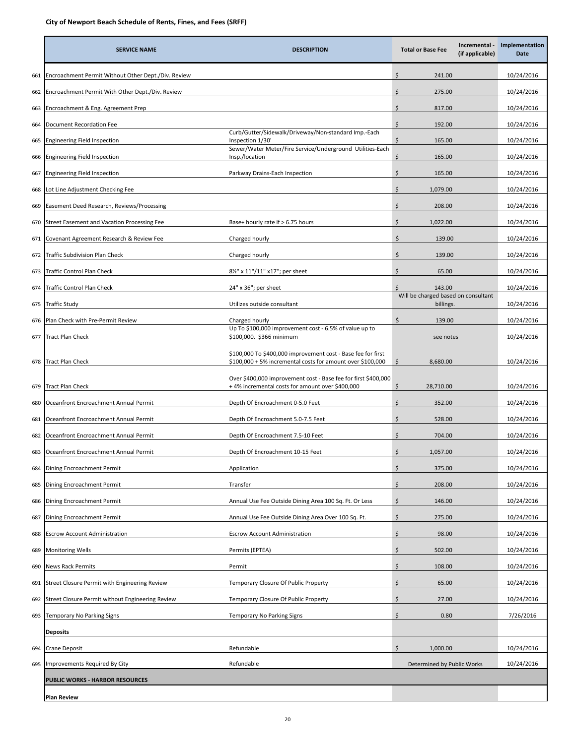## City of Newport Beach Schedule of Rents, Fines, and Fees (SRFF)

| | SERVICE NAME | DESCRIPTION | Total or Base Fee | Incremental - (if applicable) | Implementation Date |
|---|---|---|---|---|---|
| 661 | Encroachment Permit Without Other Dept./Div. Review | | $ 241.00 | | 10/24/2016 |
| 662 | Encroachment Permit With Other Dept./Div. Review | | $ 275.00 | | 10/24/2016 |
| 663 | Encroachment & Eng. Agreement Prep | | $ 817.00 | | 10/24/2016 |
| 664 | Document Recordation Fee | | $ 192.00 | | 10/24/2016 |
| 665 | Engineering Field Inspection | Curb/Gutter/Sidewalk/Driveway/Non-standard Imp.-Each Inspection 1/30' | $ 165.00 | | 10/24/2016 |
| 666 | Engineering Field Inspection | Sewer/Water Meter/Fire Service/Underground Utilities-Each Insp./location | $ 165.00 | | 10/24/2016 |
| 667 | Engineering Field Inspection | Parkway Drains-Each Inspection | $ 165.00 | | 10/24/2016 |
| 668 | Lot Line Adjustment Checking Fee | | $ 1,079.00 | | 10/24/2016 |
| 669 | Easement Deed Research, Reviews/Processing | | $ 208.00 | | 10/24/2016 |
| 670 | Street Easement and Vacation Processing Fee | Base+ hourly rate if > 6.75 hours | $ 1,022.00 | | 10/24/2016 |
| 671 | Covenant Agreement Research & Review Fee | Charged hourly | $ 139.00 | | 10/24/2016 |
| 672 | Traffic Subdivision Plan Check | Charged hourly | $ 139.00 | | 10/24/2016 |
| 673 | Traffic Control Plan Check | 8½" x 11"/11" x17"; per sheet | $ 65.00 | | 10/24/2016 |
| 674 | Traffic Control Plan Check | 24" x 36"; per sheet | $ 143.00 | | 10/24/2016 |
| 675 | Traffic Study | Utilizes outside consultant | Will be charged based on consultant billings. | | 10/24/2016 |
| 676 | Plan Check with Pre-Permit Review | Charged hourly | $ 139.00 | | 10/24/2016 |
| 677 | Tract Plan Check | Up To $100,000 improvement cost - 6.5% of value up to $100,000. $366 minimum | see notes | | 10/24/2016 |
| 678 | Tract Plan Check | $100,000 To $400,000 improvement cost - Base fee for first $100,000 + 5% incremental costs for amount over $100,000 | $ 8,680.00 | | 10/24/2016 |
| 679 | Tract Plan Check | Over $400,000 improvement cost - Base fee for first $400,000 + 4% incremental costs for amount over $400,000 | $ 28,710.00 | | 10/24/2016 |
| 680 | Oceanfront Encroachment Annual Permit | Depth Of Encroachment 0-5.0 Feet | $ 352.00 | | 10/24/2016 |
| 681 | Oceanfront Encroachment Annual Permit | Depth Of Encroachment 5.0-7.5 Feet | $ 528.00 | | 10/24/2016 |
| 682 | Oceanfront Encroachment Annual Permit | Depth Of Encroachment 7.5-10 Feet | $ 704.00 | | 10/24/2016 |
| 683 | Oceanfront Encroachment Annual Permit | Depth Of Encroachment 10-15 Feet | $ 1,057.00 | | 10/24/2016 |
| 684 | Dining Encroachment Permit | Application | $ 375.00 | | 10/24/2016 |
| 685 | Dining Encroachment Permit | Transfer | $ 208.00 | | 10/24/2016 |
| 686 | Dining Encroachment Permit | Annual Use Fee Outside Dining Area 100 Sq. Ft. Or Less | $ 146.00 | | 10/24/2016 |
| 687 | Dining Encroachment Permit | Annual Use Fee Outside Dining Area Over 100 Sq. Ft. | $ 275.00 | | 10/24/2016 |
| 688 | Escrow Account Administration | Escrow Account Administration | $ 98.00 | | 10/24/2016 |
| 689 | Monitoring Wells | Permits (EPTEA) | $ 502.00 | | 10/24/2016 |
| 690 | News Rack Permits | Permit | $ 108.00 | | 10/24/2016 |
| 691 | Street Closure Permit with Engineering Review | Temporary Closure Of Public Property | $ 65.00 | | 10/24/2016 |
| 692 | Street Closure Permit without Engineering Review | Temporary Closure Of Public Property | $ 27.00 | | 10/24/2016 |
| 693 | Temporary No Parking Signs | Temporary No Parking Signs | $ 0.80 | | 7/26/2016 |
| | **Deposits** | | | | |
| 694 | Crane Deposit | Refundable | $ 1,000.00 | | 10/24/2016 |
| 695 | Improvements Required By City | Refundable | Determined by Public Works | | 10/24/2016 |
| | **PUBLIC WORKS - HARBOR RESOURCES** | | | | |
| | **Plan Review** | | | | |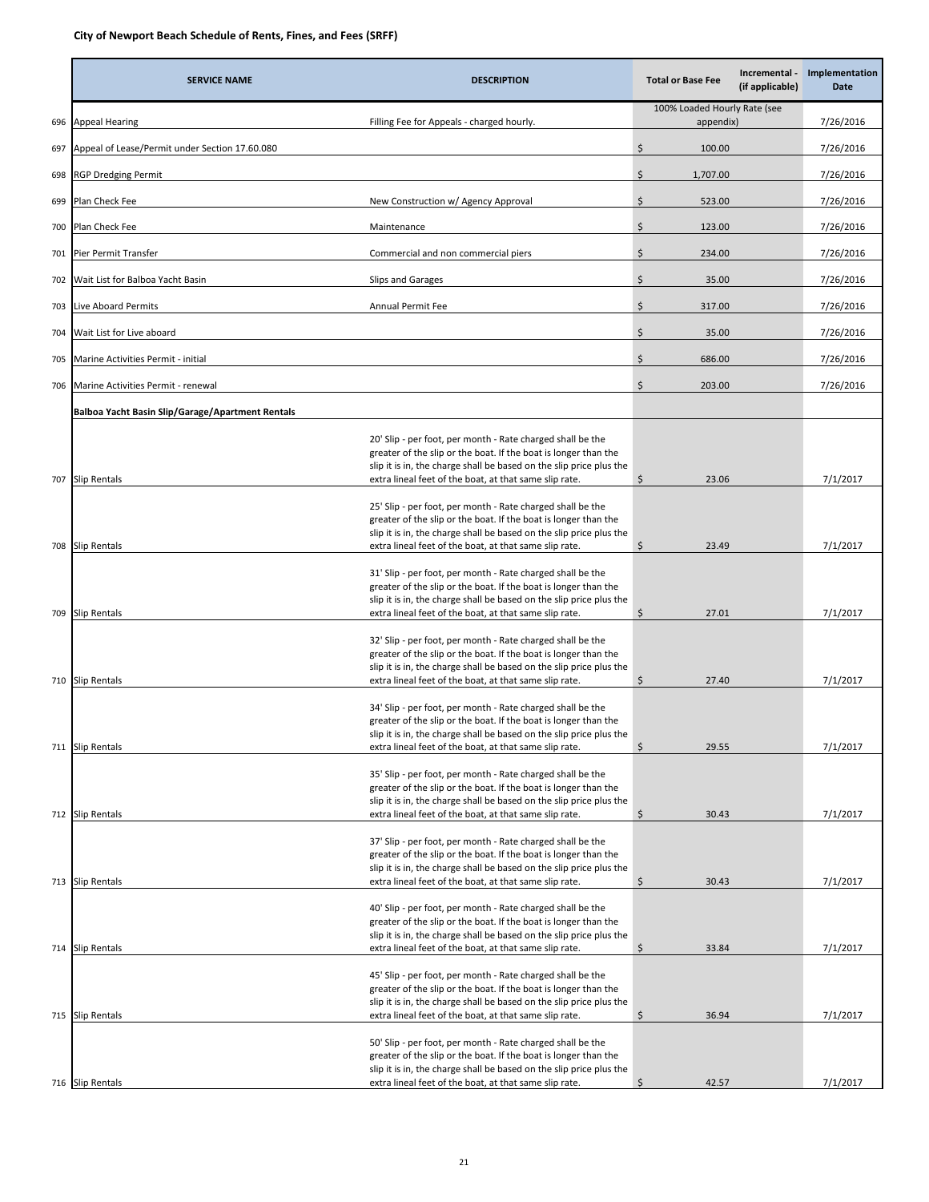# City of Newport Beach Schedule of Rents, Fines, and Fees (SRFF)

| | SERVICE NAME | DESCRIPTION | Total or Base Fee | Incremental - (if applicable) | Implementation Date |
|---|---|---|---|---|---|
| 696 | Appeal Hearing | Filling Fee for Appeals - charged hourly. | 100% Loaded Hourly Rate (see appendix) | | 7/26/2016 |
| 697 | Appeal of Lease/Permit under Section 17.60.080 | | $ 100.00 | | 7/26/2016 |
| 698 | RGP Dredging Permit | | $ 1,707.00 | | 7/26/2016 |
| 699 | Plan Check Fee | New Construction w/ Agency Approval | $ 523.00 | | 7/26/2016 |
| 700 | Plan Check Fee | Maintenance | $ 123.00 | | 7/26/2016 |
| 701 | Pier Permit Transfer | Commercial and non commercial piers | $ 234.00 | | 7/26/2016 |
| 702 | Wait List for Balboa Yacht Basin | Slips and Garages | $ 35.00 | | 7/26/2016 |
| 703 | Live Aboard Permits | Annual Permit Fee | $ 317.00 | | 7/26/2016 |
| 704 | Wait List for Live aboard | | $ 35.00 | | 7/26/2016 |
| 705 | Marine Activities Permit - initial | | $ 686.00 | | 7/26/2016 |
| 706 | Marine Activities Permit - renewal | | $ 203.00 | | 7/26/2016 |
| | **Balboa Yacht Basin Slip/Garage/Apartment Rentals** | | | | |
| 707 | Slip Rentals | 20' Slip - per foot, per month - Rate charged shall be the greater of the slip or the boat. If the boat is longer than the slip it is in, the charge shall be based on the slip price plus the extra lineal feet of the boat, at that same slip rate. | $ 23.06 | | 7/1/2017 |
| 708 | Slip Rentals | 25' Slip - per foot, per month - Rate charged shall be the greater of the slip or the boat. If the boat is longer than the slip it is in, the charge shall be based on the slip price plus the extra lineal feet of the boat, at that same slip rate. | $ 23.49 | | 7/1/2017 |
| 709 | Slip Rentals | 31' Slip - per foot, per month - Rate charged shall be the greater of the slip or the boat. If the boat is longer than the slip it is in, the charge shall be based on the slip price plus the extra lineal feet of the boat, at that same slip rate. | $ 27.01 | | 7/1/2017 |
| 710 | Slip Rentals | 32' Slip - per foot, per month - Rate charged shall be the greater of the slip or the boat. If the boat is longer than the slip it is in, the charge shall be based on the slip price plus the extra lineal feet of the boat, at that same slip rate. | $ 27.40 | | 7/1/2017 |
| 711 | Slip Rentals | 34' Slip - per foot, per month - Rate charged shall be the greater of the slip or the boat. If the boat is longer than the slip it is in, the charge shall be based on the slip price plus the extra lineal feet of the boat, at that same slip rate. | $ 29.55 | | 7/1/2017 |
| 712 | Slip Rentals | 35' Slip - per foot, per month - Rate charged shall be the greater of the slip or the boat. If the boat is longer than the slip it is in, the charge shall be based on the slip price plus the extra lineal feet of the boat, at that same slip rate. | $ 30.43 | | 7/1/2017 |
| 713 | Slip Rentals | 37' Slip - per foot, per month - Rate charged shall be the greater of the slip or the boat. If the boat is longer than the slip it is in, the charge shall be based on the slip price plus the extra lineal feet of the boat, at that same slip rate. | $ 30.43 | | 7/1/2017 |
| 714 | Slip Rentals | 40' Slip - per foot, per month - Rate charged shall be the greater of the slip or the boat. If the boat is longer than the slip it is in, the charge shall be based on the slip price plus the extra lineal feet of the boat, at that same slip rate. | $ 33.84 | | 7/1/2017 |
| 715 | Slip Rentals | 45' Slip - per foot, per month - Rate charged shall be the greater of the slip or the boat. If the boat is longer than the slip it is in, the charge shall be based on the slip price plus the extra lineal feet of the boat, at that same slip rate. | $ 36.94 | | 7/1/2017 |
| 716 | Slip Rentals | 50' Slip - per foot, per month - Rate charged shall be the greater of the slip or the boat. If the boat is longer than the slip it is in, the charge shall be based on the slip price plus the extra lineal feet of the boat, at that same slip rate. | $ 42.57 | | 7/1/2017 |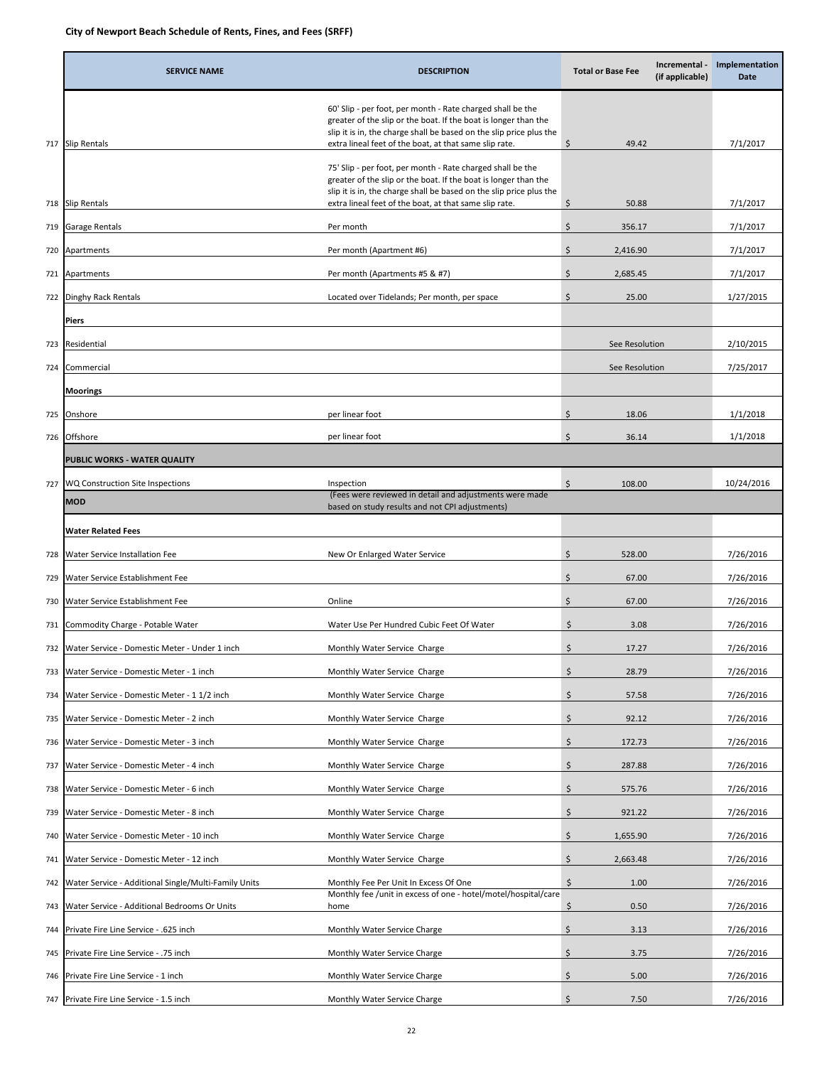**City of Newport Beach Schedule of Rents, Fines, and Fees (SRFF)**

| | SERVICE NAME | DESCRIPTION | Total or Base Fee | Incremental - (if applicable) | Implementation Date |
|---|---|---|---|---|---|
| 717 | Slip Rentals | 60' Slip - per foot, per month - Rate charged shall be the greater of the slip or the boat. If the boat is longer than the slip it is in, the charge shall be based on the slip price plus the extra lineal feet of the boat, at that same slip rate. | $ 49.42 | | 7/1/2017 |
| 718 | Slip Rentals | 75' Slip - per foot, per month - Rate charged shall be the greater of the slip or the boat. If the boat is longer than the slip it is in, the charge shall be based on the slip price plus the extra lineal feet of the boat, at that same slip rate. | $ 50.88 | | 7/1/2017 |
| 719 | Garage Rentals | Per month | $ 356.17 | | 7/1/2017 |
| 720 | Apartments | Per month (Apartment #6) | $ 2,416.90 | | 7/1/2017 |
| 721 | Apartments | Per month (Apartments #5 & #7) | $ 2,685.45 | | 7/1/2017 |
| 722 | Dinghy Rack Rentals | Located over Tidelands; Per month, per space | $ 25.00 | | 1/27/2015 |
| | **Piers** | | | | |
| 723 | Residential | | See Resolution | | 2/10/2015 |
| 724 | Commercial | | See Resolution | | 7/25/2017 |
| | **Moorings** | | | | |
| 725 | Onshore | per linear foot | $ 18.06 | | 1/1/2018 |
| 726 | Offshore | per linear foot | $ 36.14 | | 1/1/2018 |
| | **PUBLIC WORKS - WATER QUALITY** | | | | |
| 727 | WQ Construction Site Inspections | Inspection | $ 108.00 | | 10/24/2016 |
| | **MOD** | (Fees were reviewed in detail and adjustments were made based on study results and not CPI adjustments) | | | |
| | **Water Related Fees** | | | | |
| 728 | Water Service Installation Fee | New Or Enlarged Water Service | $ 528.00 | | 7/26/2016 |
| 729 | Water Service Establishment Fee | | $ 67.00 | | 7/26/2016 |
| 730 | Water Service Establishment Fee | Online | $ 67.00 | | 7/26/2016 |
| 731 | Commodity Charge - Potable Water | Water Use Per Hundred Cubic Feet Of Water | $ 3.08 | | 7/26/2016 |
| 732 | Water Service - Domestic Meter - Under 1 inch | Monthly Water Service Charge | $ 17.27 | | 7/26/2016 |
| 733 | Water Service - Domestic Meter - 1 inch | Monthly Water Service Charge | $ 28.79 | | 7/26/2016 |
| 734 | Water Service - Domestic Meter - 1 1/2 inch | Monthly Water Service Charge | $ 57.58 | | 7/26/2016 |
| 735 | Water Service - Domestic Meter - 2 inch | Monthly Water Service Charge | $ 92.12 | | 7/26/2016 |
| 736 | Water Service - Domestic Meter - 3 inch | Monthly Water Service Charge | $ 172.73 | | 7/26/2016 |
| 737 | Water Service - Domestic Meter - 4 inch | Monthly Water Service Charge | $ 287.88 | | 7/26/2016 |
| 738 | Water Service - Domestic Meter - 6 inch | Monthly Water Service Charge | $ 575.76 | | 7/26/2016 |
| 739 | Water Service - Domestic Meter - 8 inch | Monthly Water Service Charge | $ 921.22 | | 7/26/2016 |
| 740 | Water Service - Domestic Meter - 10 inch | Monthly Water Service Charge | $ 1,655.90 | | 7/26/2016 |
| 741 | Water Service - Domestic Meter - 12 inch | Monthly Water Service Charge | $ 2,663.48 | | 7/26/2016 |
| 742 | Water Service - Additional Single/Multi-Family Units | Monthly Fee Per Unit In Excess Of One | $ 1.00 | | 7/26/2016 |
| 743 | Water Service - Additional Bedrooms Or Units | Monthly fee /unit in excess of one - hotel/motel/hospital/care home | $ 0.50 | | 7/26/2016 |
| 744 | Private Fire Line Service - .625 inch | Monthly Water Service Charge | $ 3.13 | | 7/26/2016 |
| 745 | Private Fire Line Service - .75 inch | Monthly Water Service Charge | $ 3.75 | | 7/26/2016 |
| 746 | Private Fire Line Service - 1 inch | Monthly Water Service Charge | $ 5.00 | | 7/26/2016 |
| 747 | Private Fire Line Service - 1.5 inch | Monthly Water Service Charge | $ 7.50 | | 7/26/2016 |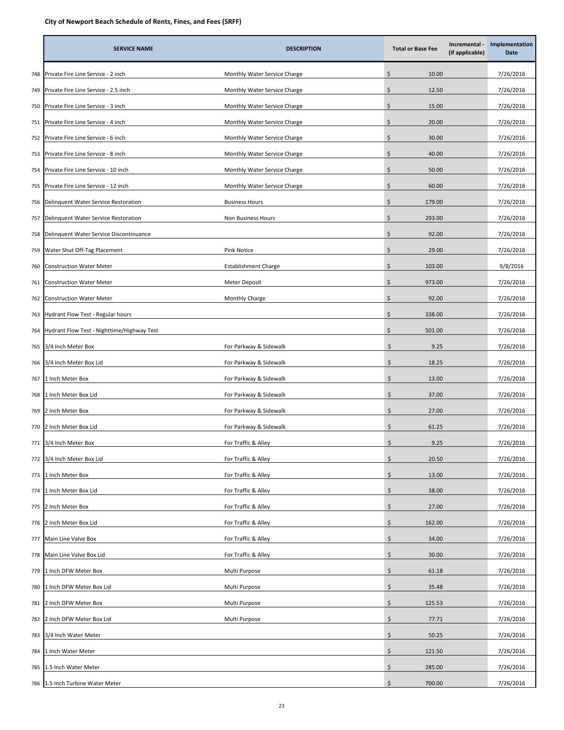**City of Newport Beach Schedule of Rents, Fines, and Fees (SRFF)**

| | SERVICE NAME | DESCRIPTION | Total or Base Fee | Incremental - (if applicable) | Implementation Date |
|---|---|---|---|---|---|
| 748 | Private Fire Line Service - 2 inch | Monthly Water Service Charge | $ 10.00 | | 7/26/2016 |
| 749 | Private Fire Line Service - 2.5 inch | Monthly Water Service Charge | $ 12.50 | | 7/26/2016 |
| 750 | Private Fire Line Service - 3 inch | Monthly Water Service Charge | $ 15.00 | | 7/26/2016 |
| 751 | Private Fire Line Service - 4 inch | Monthly Water Service Charge | $ 20.00 | | 7/26/2016 |
| 752 | Private Fire Line Service - 6 inch | Monthly Water Service Charge | $ 30.00 | | 7/26/2016 |
| 753 | Private Fire Line Service - 8 inch | Monthly Water Service Charge | $ 40.00 | | 7/26/2016 |
| 754 | Private Fire Line Service - 10 inch | Monthly Water Service Charge | $ 50.00 | | 7/26/2016 |
| 755 | Private Fire Line Service - 12 inch | Monthly Water Service Charge | $ 60.00 | | 7/26/2016 |
| 756 | Delinquent Water Service Restoration | Business Hours | $ 179.00 | | 7/26/2016 |
| 757 | Delinquent Water Service Restoration | Non Business Hours | $ 293.00 | | 7/26/2016 |
| 758 | Delinquent Water Service Discontinuance | | $ 92.00 | | 7/26/2016 |
| 759 | Water Shut Off-Tag Placement | Pink Notice | $ 29.00 | | 7/26/2016 |
| 760 | Construction Water Meter | Establishment Charge | $ 103.00 | | 9/8/2016 |
| 761 | Construction Water Meter | Meter Deposit | $ 973.00 | | 7/26/2016 |
| 762 | Construction Water Meter | Monthly Charge | $ 92.00 | | 7/26/2016 |
| 763 | Hydrant Flow Test - Regular hours | | $ 338.00 | | 7/26/2016 |
| 764 | Hydrant Flow Test - Nighttime/Highway Test | | $ 501.00 | | 7/26/2016 |
| 765 | 3/4 Inch Meter Box | For Parkway & Sidewalk | $ 9.25 | | 7/26/2016 |
| 766 | 3/4 Inch Meter Box Lid | For Parkway & Sidewalk | $ 18.25 | | 7/26/2016 |
| 767 | 1 Inch Meter Box | For Parkway & Sidewalk | $ 13.00 | | 7/26/2016 |
| 768 | 1 Inch Meter Box Lid | For Parkway & Sidewalk | $ 37.00 | | 7/26/2016 |
| 769 | 2 Inch Meter Box | For Parkway & Sidewalk | $ 27.00 | | 7/26/2016 |
| 770 | 2 Inch Meter Box Lid | For Parkway & Sidewalk | $ 61.25 | | 7/26/2016 |
| 771 | 3/4 Inch Meter Box | For Traffic & Alley | $ 9.25 | | 7/26/2016 |
| 772 | 3/4 Inch Meter Box Lid | For Traffic & Alley | $ 20.50 | | 7/26/2016 |
| 773 | 1 Inch Meter Box | For Traffic & Alley | $ 13.00 | | 7/26/2016 |
| 774 | 1 Inch Meter Box Lid | For Traffic & Alley | $ 38.00 | | 7/26/2016 |
| 775 | 2 Inch Meter Box | For Traffic & Alley | $ 27.00 | | 7/26/2016 |
| 776 | 2 Inch Meter Box Lid | For Traffic & Alley | $ 162.00 | | 7/26/2016 |
| 777 | Main Line Valve Box | For Traffic & Alley | $ 34.00 | | 7/26/2016 |
| 778 | Main Line Valve Box Lid | For Traffic & Alley | $ 30.00 | | 7/26/2016 |
| 779 | 1 Inch DFW Meter Box | Multi Purpose | $ 61.18 | | 7/26/2016 |
| 780 | 1 Inch DFW Meter Box Lid | Multi Purpose | $ 35.48 | | 7/26/2016 |
| 781 | 2 Inch DFW Meter Box | Multi Purpose | $ 125.53 | | 7/26/2016 |
| 782 | 2 Inch DFW Meter Box Lid | Multi Purpose | $ 77.71 | | 7/26/2016 |
| 783 | 3/4 Inch Water Meter | | $ 50.25 | | 7/26/2016 |
| 784 | 1 Inch Water Meter | | $ 121.50 | | 7/26/2016 |
| 785 | 1.5 Inch Water Meter | | $ 285.00 | | 7/26/2016 |
| 786 | 1.5 Inch Turbine Water Meter | | $ 700.00 | | 7/26/2016 |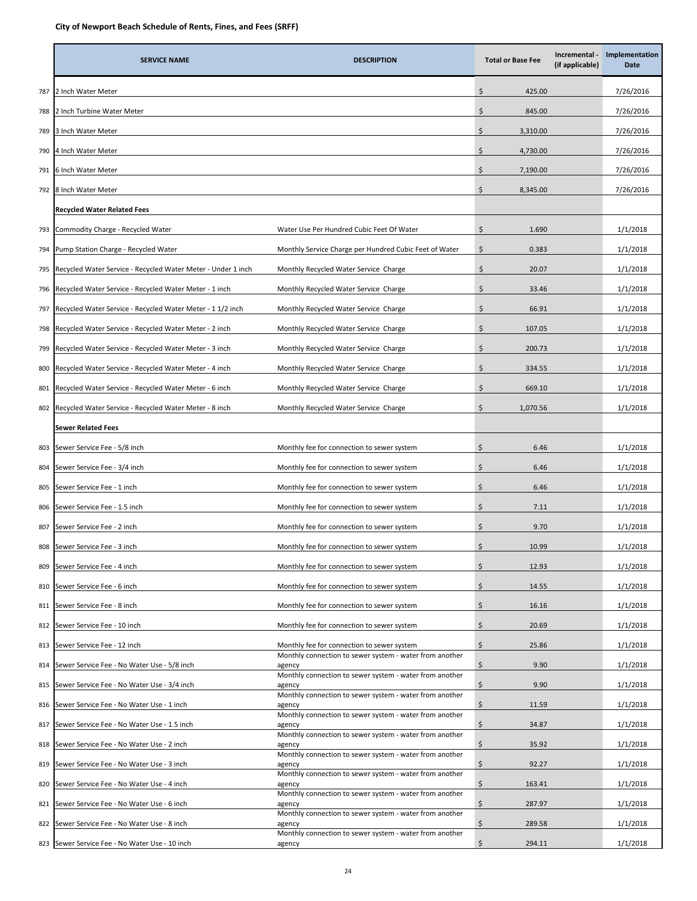## City of Newport Beach Schedule of Rents, Fines, and Fees (SRFF)

| | SERVICE NAME | DESCRIPTION | Total or Base Fee | Incremental - (if applicable) | Implementation Date |
|---|---|---|---|---|---|
| 787 | 2 Inch Water Meter | | $ 425.00 | | 7/26/2016 |
| 788 | 2 Inch Turbine Water Meter | | $ 845.00 | | 7/26/2016 |
| 789 | 3 Inch Water Meter | | $ 3,310.00 | | 7/26/2016 |
| 790 | 4 Inch Water Meter | | $ 4,730.00 | | 7/26/2016 |
| 791 | 6 Inch Water Meter | | $ 7,190.00 | | 7/26/2016 |
| 792 | 8 Inch Water Meter | | $ 8,345.00 | | 7/26/2016 |
| | **Recycled Water Related Fees** | | | | |
| 793 | Commodity Charge - Recycled Water | Water Use Per Hundred Cubic Feet Of Water | $ 1.690 | | 1/1/2018 |
| 794 | Pump Station Charge - Recycled Water | Monthly Service Charge per Hundred Cubic Feet of Water | $ 0.383 | | 1/1/2018 |
| 795 | Recycled Water Service - Recycled Water Meter - Under 1 inch | Monthly Recycled Water Service Charge | $ 20.07 | | 1/1/2018 |
| 796 | Recycled Water Service - Recycled Water Meter - 1 inch | Monthly Recycled Water Service Charge | $ 33.46 | | 1/1/2018 |
| 797 | Recycled Water Service - Recycled Water Meter - 1 1/2 inch | Monthly Recycled Water Service Charge | $ 66.91 | | 1/1/2018 |
| 798 | Recycled Water Service - Recycled Water Meter - 2 inch | Monthly Recycled Water Service Charge | $ 107.05 | | 1/1/2018 |
| 799 | Recycled Water Service - Recycled Water Meter - 3 inch | Monthly Recycled Water Service Charge | $ 200.73 | | 1/1/2018 |
| 800 | Recycled Water Service - Recycled Water Meter - 4 inch | Monthly Recycled Water Service Charge | $ 334.55 | | 1/1/2018 |
| 801 | Recycled Water Service - Recycled Water Meter - 6 inch | Monthly Recycled Water Service Charge | $ 669.10 | | 1/1/2018 |
| 802 | Recycled Water Service - Recycled Water Meter - 8 inch | Monthly Recycled Water Service Charge | $ 1,070.56 | | 1/1/2018 |
| | **Sewer Related Fees** | | | | |
| 803 | Sewer Service Fee - 5/8 inch | Monthly fee for connection to sewer system | $ 6.46 | | 1/1/2018 |
| 804 | Sewer Service Fee - 3/4 inch | Monthly fee for connection to sewer system | $ 6.46 | | 1/1/2018 |
| 805 | Sewer Service Fee - 1 inch | Monthly fee for connection to sewer system | $ 6.46 | | 1/1/2018 |
| 806 | Sewer Service Fee - 1.5 inch | Monthly fee for connection to sewer system | $ 7.11 | | 1/1/2018 |
| 807 | Sewer Service Fee - 2 inch | Monthly fee for connection to sewer system | $ 9.70 | | 1/1/2018 |
| 808 | Sewer Service Fee - 3 inch | Monthly fee for connection to sewer system | $ 10.99 | | 1/1/2018 |
| 809 | Sewer Service Fee - 4 inch | Monthly fee for connection to sewer system | $ 12.93 | | 1/1/2018 |
| 810 | Sewer Service Fee - 6 inch | Monthly fee for connection to sewer system | $ 14.55 | | 1/1/2018 |
| 811 | Sewer Service Fee - 8 inch | Monthly fee for connection to sewer system | $ 16.16 | | 1/1/2018 |
| 812 | Sewer Service Fee - 10 inch | Monthly fee for connection to sewer system | $ 20.69 | | 1/1/2018 |
| 813 | Sewer Service Fee - 12 inch | Monthly fee for connection to sewer system | $ 25.86 | | 1/1/2018 |
| 814 | Sewer Service Fee - No Water Use - 5/8 inch | Monthly connection to sewer system - water from another agency | $ 9.90 | | 1/1/2018 |
| 815 | Sewer Service Fee - No Water Use - 3/4 inch | Monthly connection to sewer system - water from another agency | $ 9.90 | | 1/1/2018 |
| 816 | Sewer Service Fee - No Water Use - 1 inch | Monthly connection to sewer system - water from another agency | $ 11.59 | | 1/1/2018 |
| 817 | Sewer Service Fee - No Water Use - 1.5 inch | Monthly connection to sewer system - water from another agency | $ 34.87 | | 1/1/2018 |
| 818 | Sewer Service Fee - No Water Use - 2 inch | Monthly connection to sewer system - water from another agency | $ 35.92 | | 1/1/2018 |
| 819 | Sewer Service Fee - No Water Use - 3 inch | Monthly connection to sewer system - water from another agency | $ 92.27 | | 1/1/2018 |
| 820 | Sewer Service Fee - No Water Use - 4 inch | Monthly connection to sewer system - water from another agency | $ 163.41 | | 1/1/2018 |
| 821 | Sewer Service Fee - No Water Use - 6 inch | Monthly connection to sewer system - water from another agency | $ 287.97 | | 1/1/2018 |
| 822 | Sewer Service Fee - No Water Use - 8 inch | Monthly connection to sewer system - water from another agency | $ 289.58 | | 1/1/2018 |
| 823 | Sewer Service Fee - No Water Use - 10 inch | Monthly connection to sewer system - water from another agency | $ 294.11 | | 1/1/2018 |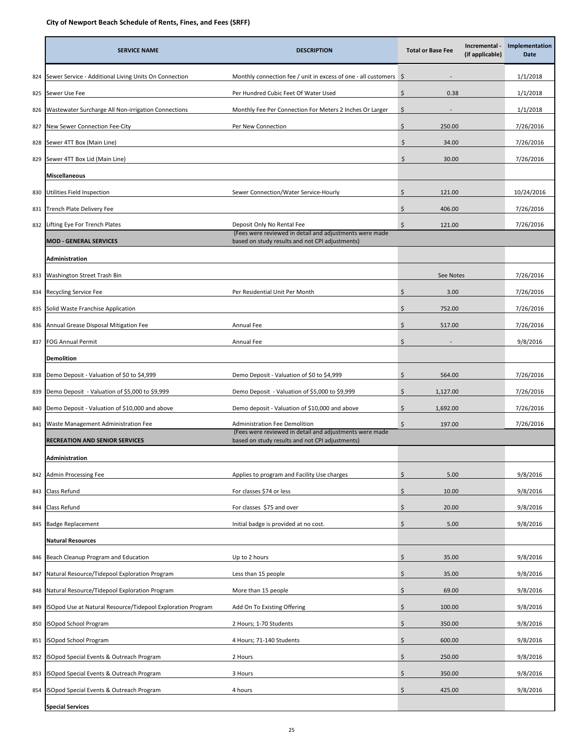# City of Newport Beach Schedule of Rents, Fines, and Fees (SRFF)

| | SERVICE NAME | DESCRIPTION | Total or Base Fee | Incremental - (if applicable) | Implementation Date |
|---|---|---|---|---|---|
| 824 | Sewer Service - Additional Living Units On Connection | Monthly connection fee / unit in excess of one - all customers | $ - | | 1/1/2018 |
| 825 | Sewer Use Fee | Per Hundred Cubic Feet Of Water Used | $ 0.38 | | 1/1/2018 |
| 826 | Wastewater Surcharge All Non-irrigation Connections | Monthly Fee Per Connection For Meters 2 Inches Or Larger | $ - | | 1/1/2018 |
| 827 | New Sewer Connection Fee-City | Per New Connection | $ 250.00 | | 7/26/2016 |
| 828 | Sewer 4TT Box (Main Line) | | $ 34.00 | | 7/26/2016 |
| 829 | Sewer 4TT Box Lid (Main Line) | | $ 30.00 | | 7/26/2016 |
| | **Miscellaneous** | | | | |
| 830 | Utilities Field Inspection | Sewer Connection/Water Service-Hourly | $ 121.00 | | 10/24/2016 |
| 831 | Trench Plate Delivery Fee | | $ 406.00 | | 7/26/2016 |
| 832 | Lifting Eye For Trench Plates | Deposit Only No Rental Fee | $ 121.00 | | 7/26/2016 |
| | **MOD - GENERAL SERVICES** | (Fees were reviewed in detail and adjustments were made based on study results and not CPI adjustments) | | | |
| | **Administration** | | | | |
| 833 | Washington Street Trash Bin | | See Notes | | 7/26/2016 |
| 834 | Recycling Service Fee | Per Residential Unit Per Month | $ 3.00 | | 7/26/2016 |
| 835 | Solid Waste Franchise Application | | $ 752.00 | | 7/26/2016 |
| 836 | Annual Grease Disposal Mitigation Fee | Annual Fee | $ 517.00 | | 7/26/2016 |
| 837 | FOG Annual Permit | Annual Fee | $ - | | 9/8/2016 |
| | **Demolition** | | | | |
| 838 | Demo Deposit - Valuation of $0 to $4,999 | Demo Deposit - Valuation of $0 to $4,999 | $ 564.00 | | 7/26/2016 |
| 839 | Demo Deposit - Valuation of $5,000 to $9,999 | Demo Deposit - Valuation of $5,000 to $9,999 | $ 1,127.00 | | 7/26/2016 |
| 840 | Demo Deposit - Valuation of $10,000 and above | Demo deposit - Valuation of $10,000 and above | $ 1,692.00 | | 7/26/2016 |
| 841 | Waste Management Administration Fee | Administration Fee Demolition | $ 197.00 | | 7/26/2016 |
| | **RECREATION AND SENIOR SERVICES** | (Fees were reviewed in detail and adjustments were made based on study results and not CPI adjustments) | | | |
| | **Administration** | | | | |
| 842 | Admin Processing Fee | Applies to program and Facility Use charges | $ 5.00 | | 9/8/2016 |
| 843 | Class Refund | For classes $74 or less | $ 10.00 | | 9/8/2016 |
| 844 | Class Refund | For classes $75 and over | $ 20.00 | | 9/8/2016 |
| 845 | Badge Replacement | Initial badge is provided at no cost. | $ 5.00 | | 9/8/2016 |
| | **Natural Resources** | | | | |
| 846 | Beach Cleanup Program and Education | Up to 2 hours | $ 35.00 | | 9/8/2016 |
| 847 | Natural Resource/Tidepool Exploration Program | Less than 15 people | $ 35.00 | | 9/8/2016 |
| 848 | Natural Resource/Tidepool Exploration Program | More than 15 people | $ 69.00 | | 9/8/2016 |
| 849 | ISOpod Use at Natural Resource/Tidepool Exploration Program | Add On To Existing Offering | $ 100.00 | | 9/8/2016 |
| 850 | ISOpod School Program | 2 Hours; 1-70 Students | $ 350.00 | | 9/8/2016 |
| 851 | ISOpod School Program | 4 Hours; 71-140 Students | $ 600.00 | | 9/8/2016 |
| 852 | ISOpod Special Events & Outreach Program | 2 Hours | $ 250.00 | | 9/8/2016 |
| 853 | ISOpod Special Events & Outreach Program | 3 Hours | $ 350.00 | | 9/8/2016 |
| 854 | ISOpod Special Events & Outreach Program | 4 hours | $ 425.00 | | 9/8/2016 |
| | **Special Services** | | | | |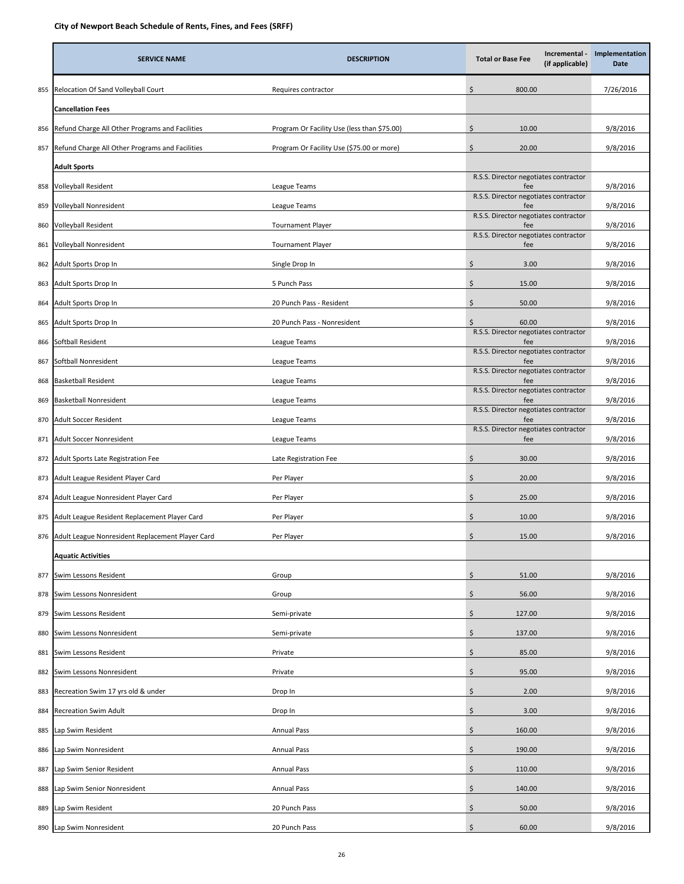## City of Newport Beach Schedule of Rents, Fines, and Fees (SRFF)

| | SERVICE NAME | DESCRIPTION | Total or Base Fee | Incremental - (if applicable) | Implementation Date |
|---|---|---|---|---|---|
| 855 | Relocation Of Sand Volleyball Court | Requires contractor | $ 800.00 | | 7/26/2016 |
| | **Cancellation Fees** | | | | |
| 856 | Refund Charge All Other Programs and Facilities | Program Or Facility Use (less than $75.00) | $ 10.00 | | 9/8/2016 |
| 857 | Refund Charge All Other Programs and Facilities | Program Or Facility Use ($75.00 or more) | $ 20.00 | | 9/8/2016 |
| | **Adult Sports** | | | | |
| 858 | Volleyball Resident | League Teams | R.S.S. Director negotiates contractor fee | | 9/8/2016 |
| 859 | Volleyball Nonresident | League Teams | R.S.S. Director negotiates contractor fee | | 9/8/2016 |
| 860 | Volleyball Resident | Tournament Player | R.S.S. Director negotiates contractor fee | | 9/8/2016 |
| 861 | Volleyball Nonresident | Tournament Player | R.S.S. Director negotiates contractor fee | | 9/8/2016 |
| 862 | Adult Sports Drop In | Single Drop In | $ 3.00 | | 9/8/2016 |
| 863 | Adult Sports Drop In | 5 Punch Pass | $ 15.00 | | 9/8/2016 |
| 864 | Adult Sports Drop In | 20 Punch Pass - Resident | $ 50.00 | | 9/8/2016 |
| 865 | Adult Sports Drop In | 20 Punch Pass - Nonresident | $ 60.00 | | 9/8/2016 |
| 866 | Softball Resident | League Teams | R.S.S. Director negotiates contractor fee | | 9/8/2016 |
| 867 | Softball Nonresident | League Teams | R.S.S. Director negotiates contractor fee | | 9/8/2016 |
| 868 | Basketball Resident | League Teams | R.S.S. Director negotiates contractor fee | | 9/8/2016 |
| 869 | Basketball Nonresident | League Teams | R.S.S. Director negotiates contractor fee | | 9/8/2016 |
| 870 | Adult Soccer Resident | League Teams | R.S.S. Director negotiates contractor fee | | 9/8/2016 |
| 871 | Adult Soccer Nonresident | League Teams | R.S.S. Director negotiates contractor fee | | 9/8/2016 |
| 872 | Adult Sports Late Registration Fee | Late Registration Fee | $ 30.00 | | 9/8/2016 |
| 873 | Adult League Resident Player Card | Per Player | $ 20.00 | | 9/8/2016 |
| 874 | Adult League Nonresident Player Card | Per Player | $ 25.00 | | 9/8/2016 |
| 875 | Adult League Resident Replacement Player Card | Per Player | $ 10.00 | | 9/8/2016 |
| 876 | Adult League Nonresident Replacement Player Card | Per Player | $ 15.00 | | 9/8/2016 |
| | **Aquatic Activities** | | | | |
| 877 | Swim Lessons Resident | Group | $ 51.00 | | 9/8/2016 |
| 878 | Swim Lessons Nonresident | Group | $ 56.00 | | 9/8/2016 |
| 879 | Swim Lessons Resident | Semi-private | $ 127.00 | | 9/8/2016 |
| 880 | Swim Lessons Nonresident | Semi-private | $ 137.00 | | 9/8/2016 |
| 881 | Swim Lessons Resident | Private | $ 85.00 | | 9/8/2016 |
| 882 | Swim Lessons Nonresident | Private | $ 95.00 | | 9/8/2016 |
| 883 | Recreation Swim 17 yrs old & under | Drop In | $ 2.00 | | 9/8/2016 |
| 884 | Recreation Swim Adult | Drop In | $ 3.00 | | 9/8/2016 |
| 885 | Lap Swim Resident | Annual Pass | $ 160.00 | | 9/8/2016 |
| 886 | Lap Swim Nonresident | Annual Pass | $ 190.00 | | 9/8/2016 |
| 887 | Lap Swim Senior Resident | Annual Pass | $ 110.00 | | 9/8/2016 |
| 888 | Lap Swim Senior Nonresident | Annual Pass | $ 140.00 | | 9/8/2016 |
| 889 | Lap Swim Resident | 20 Punch Pass | $ 50.00 | | 9/8/2016 |
| 890 | Lap Swim Nonresident | 20 Punch Pass | $ 60.00 | | 9/8/2016 |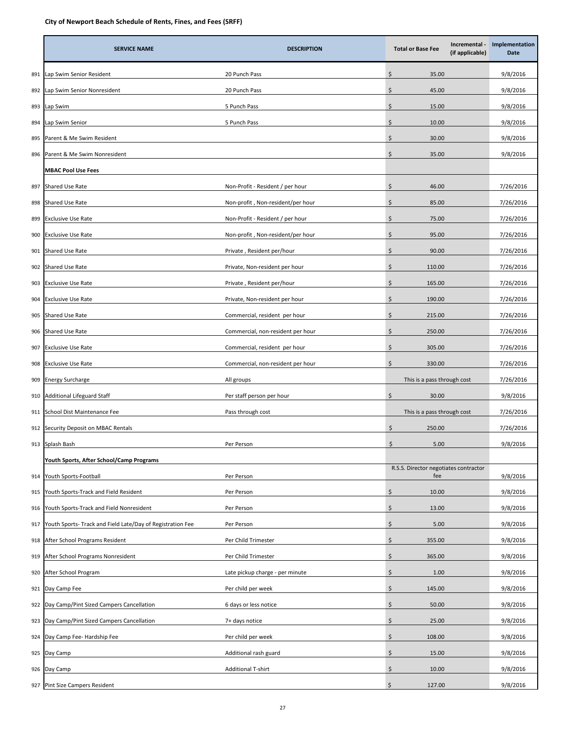**City of Newport Beach Schedule of Rents, Fines, and Fees (SRFF)**

| | SERVICE NAME | DESCRIPTION | Total or Base Fee | Incremental - (if applicable) | Implementation Date |
|---|---|---|---|---|---|
| 891 | Lap Swim Senior Resident | 20 Punch Pass | $ 35.00 | | 9/8/2016 |
| 892 | Lap Swim Senior Nonresident | 20 Punch Pass | $ 45.00 | | 9/8/2016 |
| 893 | Lap Swim | 5 Punch Pass | $ 15.00 | | 9/8/2016 |
| 894 | Lap Swim Senior | 5 Punch Pass | $ 10.00 | | 9/8/2016 |
| 895 | Parent & Me Swim Resident | | $ 30.00 | | 9/8/2016 |
| 896 | Parent & Me Swim Nonresident | | $ 35.00 | | 9/8/2016 |
| | **MBAC Pool Use Fees** | | | | |
| 897 | Shared Use Rate | Non-Profit - Resident / per hour | $ 46.00 | | 7/26/2016 |
| 898 | Shared Use Rate | Non-profit , Non-resident/per hour | $ 85.00 | | 7/26/2016 |
| 899 | Exclusive Use Rate | Non-Profit - Resident / per hour | $ 75.00 | | 7/26/2016 |
| 900 | Exclusive Use Rate | Non-profit , Non-resident/per hour | $ 95.00 | | 7/26/2016 |
| 901 | Shared Use Rate | Private , Resident per/hour | $ 90.00 | | 7/26/2016 |
| 902 | Shared Use Rate | Private, Non-resident per hour | $ 110.00 | | 7/26/2016 |
| 903 | Exclusive Use Rate | Private , Resident per/hour | $ 165.00 | | 7/26/2016 |
| 904 | Exclusive Use Rate | Private, Non-resident per hour | $ 190.00 | | 7/26/2016 |
| 905 | Shared Use Rate | Commercial, resident per hour | $ 215.00 | | 7/26/2016 |
| 906 | Shared Use Rate | Commercial, non-resident per hour | $ 250.00 | | 7/26/2016 |
| 907 | Exclusive Use Rate | Commercial, resident per hour | $ 305.00 | | 7/26/2016 |
| 908 | Exclusive Use Rate | Commercial, non-resident per hour | $ 330.00 | | 7/26/2016 |
| 909 | Energy Surcharge | All groups | This is a pass through cost | | 7/26/2016 |
| 910 | Additional Lifeguard Staff | Per staff person per hour | $ 30.00 | | 9/8/2016 |
| 911 | School Dist Maintenance Fee | Pass through cost | This is a pass through cost | | 7/26/2016 |
| 912 | Security Deposit on MBAC Rentals | | $ 250.00 | | 7/26/2016 |
| 913 | Splash Bash | Per Person | $ 5.00 | | 9/8/2016 |
| | **Youth Sports, After School/Camp Programs** | | | | |
| 914 | Youth Sports-Football | Per Person | R.S.S. Director negotiates contractor fee | | 9/8/2016 |
| 915 | Youth Sports-Track and Field Resident | Per Person | $ 10.00 | | 9/8/2016 |
| 916 | Youth Sports-Track and Field Nonresident | Per Person | $ 13.00 | | 9/8/2016 |
| 917 | Youth Sports- Track and Field Late/Day of Registration Fee | Per Person | $ 5.00 | | 9/8/2016 |
| 918 | After School Programs Resident | Per Child Trimester | $ 355.00 | | 9/8/2016 |
| 919 | After School Programs Nonresident | Per Child Trimester | $ 365.00 | | 9/8/2016 |
| 920 | After School Program | Late pickup charge - per minute | $ 1.00 | | 9/8/2016 |
| 921 | Day Camp Fee | Per child per week | $ 145.00 | | 9/8/2016 |
| 922 | Day Camp/Pint Sized Campers Cancellation | 6 days or less notice | $ 50.00 | | 9/8/2016 |
| 923 | Day Camp/Pint Sized Campers Cancellation | 7+ days notice | $ 25.00 | | 9/8/2016 |
| 924 | Day Camp Fee- Hardship Fee | Per child per week | $ 108.00 | | 9/8/2016 |
| 925 | Day Camp | Additional rash guard | $ 15.00 | | 9/8/2016 |
| 926 | Day Camp | Additional T-shirt | $ 10.00 | | 9/8/2016 |
| 927 | Pint Size Campers Resident | | $ 127.00 | | 9/8/2016 |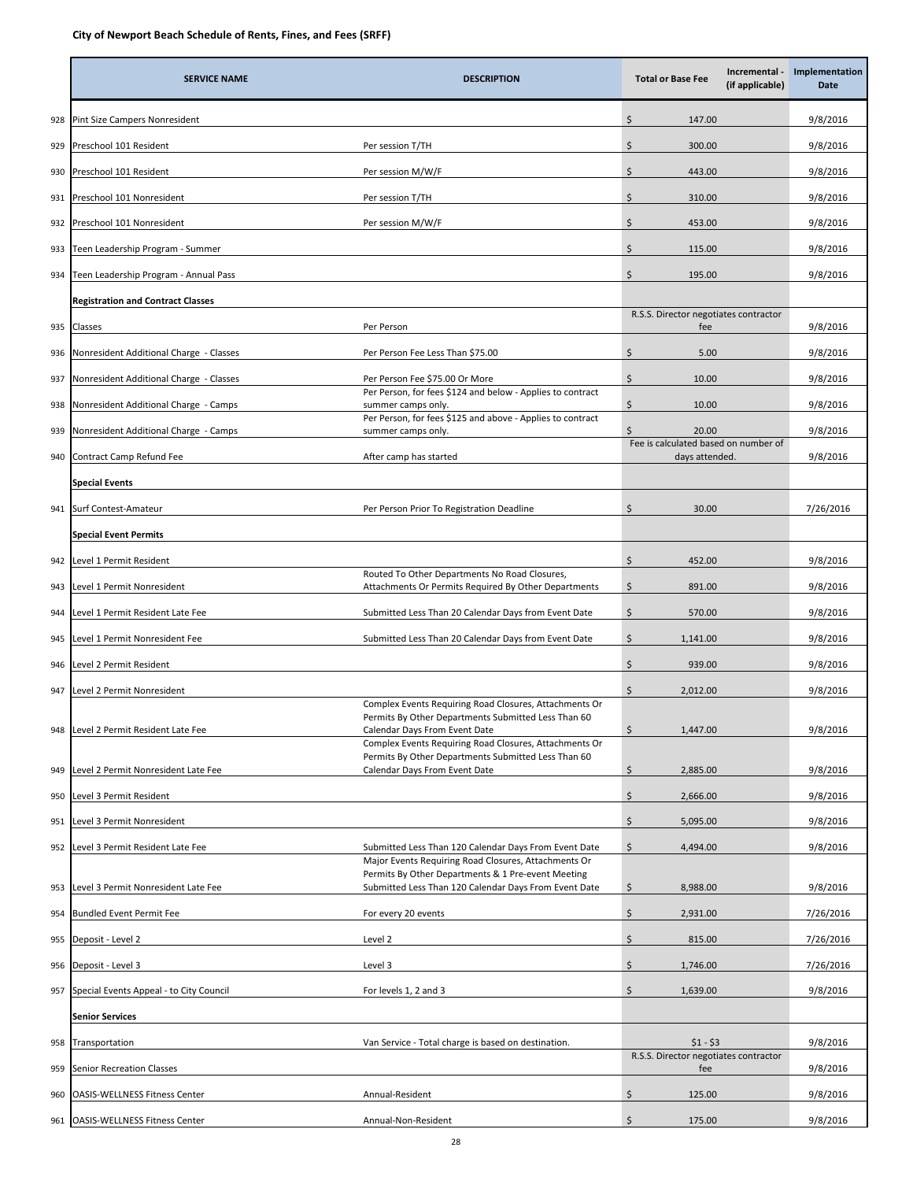**City of Newport Beach Schedule of Rents, Fines, and Fees (SRFF)**

| | SERVICE NAME | DESCRIPTION | Total or Base Fee | Incremental - (if applicable) | Implementation Date |
|---|---|---|---|---|---|
| 928 | Pint Size Campers Nonresident | | $ 147.00 | | 9/8/2016 |
| 929 | Preschool 101 Resident | Per session T/TH | $ 300.00 | | 9/8/2016 |
| 930 | Preschool 101 Resident | Per session M/W/F | $ 443.00 | | 9/8/2016 |
| 931 | Preschool 101 Nonresident | Per session T/TH | $ 310.00 | | 9/8/2016 |
| 932 | Preschool 101 Nonresident | Per session M/W/F | $ 453.00 | | 9/8/2016 |
| 933 | Teen Leadership Program - Summer | | $ 115.00 | | 9/8/2016 |
| 934 | Teen Leadership Program - Annual Pass | | $ 195.00 | | 9/8/2016 |
| | **Registration and Contract Classes** | | | | |
| 935 | Classes | Per Person | R.S.S. Director negotiates contractor fee | | 9/8/2016 |
| 936 | Nonresident Additional Charge - Classes | Per Person Fee Less Than $75.00 | $ 5.00 | | 9/8/2016 |
| 937 | Nonresident Additional Charge - Classes | Per Person Fee $75.00 Or More | $ 10.00 | | 9/8/2016 |
| 938 | Nonresident Additional Charge - Camps | Per Person, for fees $124 and below - Applies to contract summer camps only. | $ 10.00 | | 9/8/2016 |
| 939 | Nonresident Additional Charge - Camps | Per Person, for fees $125 and above - Applies to contract summer camps only. | $ 20.00 | | 9/8/2016 |
| 940 | Contract Camp Refund Fee | After camp has started | Fee is calculated based on number of days attended. | | 9/8/2016 |
| | **Special Events** | | | | |
| 941 | Surf Contest-Amateur | Per Person Prior To Registration Deadline | $ 30.00 | | 7/26/2016 |
| | **Special Event Permits** | | | | |
| 942 | Level 1 Permit Resident | | $ 452.00 | | 9/8/2016 |
| 943 | Level 1 Permit Nonresident | Routed To Other Departments No Road Closures, Attachments Or Permits Required By Other Departments | $ 891.00 | | 9/8/2016 |
| 944 | Level 1 Permit Resident Late Fee | Submitted Less Than 20 Calendar Days from Event Date | $ 570.00 | | 9/8/2016 |
| 945 | Level 1 Permit Nonresident Fee | Submitted Less Than 20 Calendar Days from Event Date | $ 1,141.00 | | 9/8/2016 |
| 946 | Level 2 Permit Resident | | $ 939.00 | | 9/8/2016 |
| 947 | Level 2 Permit Nonresident | | $ 2,012.00 | | 9/8/2016 |
| 948 | Level 2 Permit Resident Late Fee | Complex Events Requiring Road Closures, Attachments Or Permits By Other Departments Submitted Less Than 60 Calendar Days From Event Date | $ 1,447.00 | | 9/8/2016 |
| 949 | Level 2 Permit Nonresident Late Fee | Complex Events Requiring Road Closures, Attachments Or Permits By Other Departments Submitted Less Than 60 Calendar Days From Event Date | $ 2,885.00 | | 9/8/2016 |
| 950 | Level 3 Permit Resident | | $ 2,666.00 | | 9/8/2016 |
| 951 | Level 3 Permit Nonresident | | $ 5,095.00 | | 9/8/2016 |
| 952 | Level 3 Permit Resident Late Fee | Submitted Less Than 120 Calendar Days From Event Date | $ 4,494.00 | | 9/8/2016 |
| 953 | Level 3 Permit Nonresident Late Fee | Major Events Requiring Road Closures, Attachments Or Permits By Other Departments & 1 Pre-event Meeting Submitted Less Than 120 Calendar Days From Event Date | $ 8,988.00 | | 9/8/2016 |
| 954 | Bundled Event Permit Fee | For every 20 events | $ 2,931.00 | | 7/26/2016 |
| 955 | Deposit - Level 2 | Level 2 | $ 815.00 | | 7/26/2016 |
| 956 | Deposit - Level 3 | Level 3 | $ 1,746.00 | | 7/26/2016 |
| 957 | Special Events Appeal - to City Council | For levels 1, 2 and 3 | $ 1,639.00 | | 9/8/2016 |
| | **Senior Services** | | | | |
| 958 | Transportation | Van Service - Total charge is based on destination. | $1 - $3 | | 9/8/2016 |
| 959 | Senior Recreation Classes | | R.S.S. Director negotiates contractor fee | | 9/8/2016 |
| 960 | OASIS-WELLNESS Fitness Center | Annual-Resident | $ 125.00 | | 9/8/2016 |
| 961 | OASIS-WELLNESS Fitness Center | Annual-Non-Resident | $ 175.00 | | 9/8/2016 |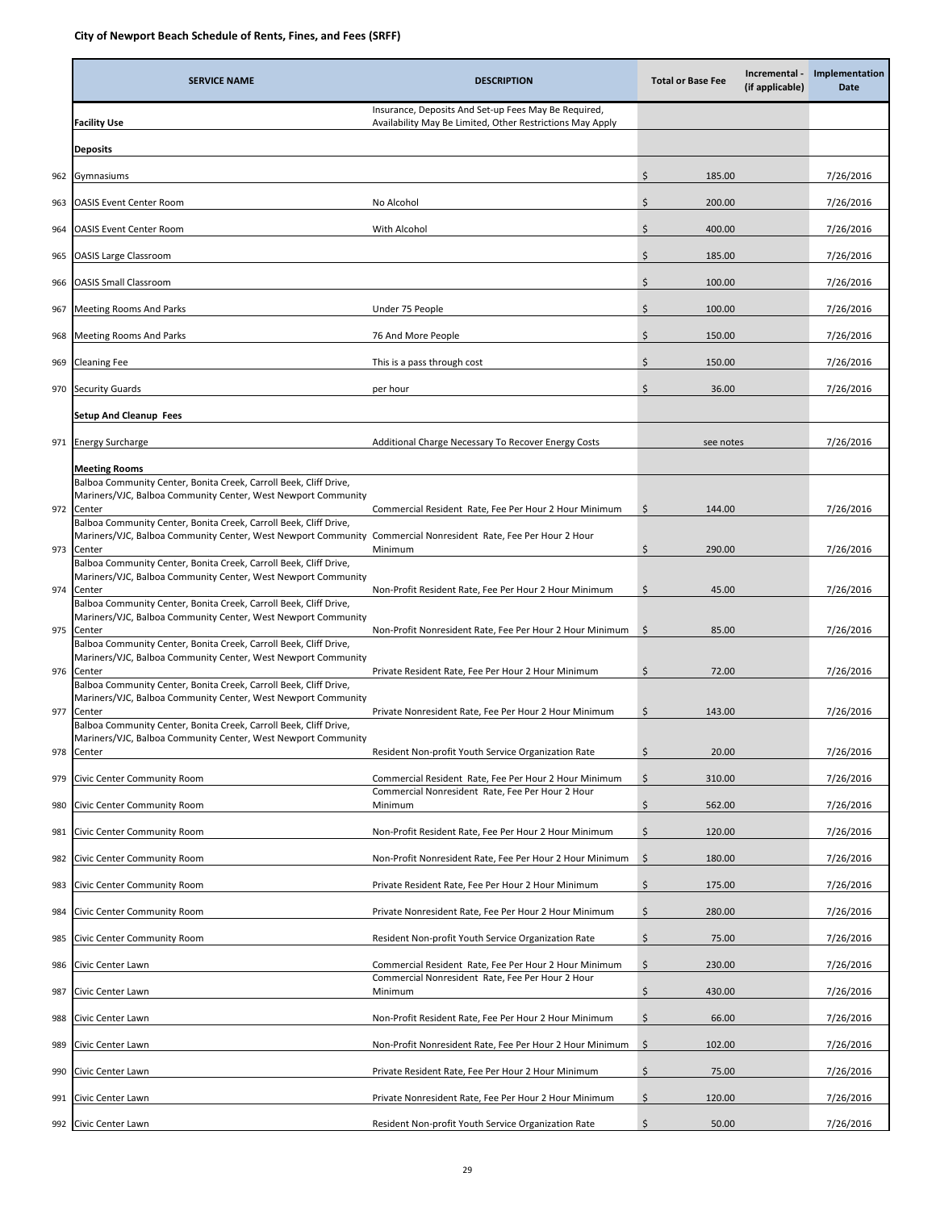**City of Newport Beach Schedule of Rents, Fines, and Fees (SRFF)**

| | SERVICE NAME | DESCRIPTION | Total or Base Fee | Incremental - (if applicable) | Implementation Date |
|---|---|---|---|---|---|
| | **Facility Use** | Insurance, Deposits And Set-up Fees May Be Required, Availability May Be Limited, Other Restrictions May Apply | | | |
| | **Deposits** | | | | |
| 962 | Gymnasiums | | $ 185.00 | | 7/26/2016 |
| 963 | OASIS Event Center Room | No Alcohol | $ 200.00 | | 7/26/2016 |
| 964 | OASIS Event Center Room | With Alcohol | $ 400.00 | | 7/26/2016 |
| 965 | OASIS Large Classroom | | $ 185.00 | | 7/26/2016 |
| 966 | OASIS Small Classroom | | $ 100.00 | | 7/26/2016 |
| 967 | Meeting Rooms And Parks | Under 75 People | $ 100.00 | | 7/26/2016 |
| 968 | Meeting Rooms And Parks | 76 And More People | $ 150.00 | | 7/26/2016 |
| 969 | Cleaning Fee | This is a pass through cost | $ 150.00 | | 7/26/2016 |
| 970 | Security Guards | per hour | $ 36.00 | | 7/26/2016 |
| | **Setup And Cleanup Fees** | | | | |
| 971 | Energy Surcharge | Additional Charge Necessary To Recover Energy Costs | see notes | | 7/26/2016 |
| | **Meeting Rooms** | | | | |
| 972 | Balboa Community Center, Bonita Creek, Carroll Beek, Cliff Drive, Mariners/VJC, Balboa Community Center, West Newport Community Center | Commercial Resident Rate, Fee Per Hour 2 Hour Minimum | $ 144.00 | | 7/26/2016 |
| 973 | Balboa Community Center, Bonita Creek, Carroll Beek, Cliff Drive, Mariners/VJC, Balboa Community Center, West Newport Community Center | Commercial Nonresident Rate, Fee Per Hour 2 Hour Minimum | $ 290.00 | | 7/26/2016 |
| 974 | Balboa Community Center, Bonita Creek, Carroll Beek, Cliff Drive, Mariners/VJC, Balboa Community Center, West Newport Community Center | Non-Profit Resident Rate, Fee Per Hour 2 Hour Minimum | $ 45.00 | | 7/26/2016 |
| 975 | Balboa Community Center, Bonita Creek, Carroll Beek, Cliff Drive, Mariners/VJC, Balboa Community Center, West Newport Community Center | Non-Profit Nonresident Rate, Fee Per Hour 2 Hour Minimum | $ 85.00 | | 7/26/2016 |
| 976 | Balboa Community Center, Bonita Creek, Carroll Beek, Cliff Drive, Mariners/VJC, Balboa Community Center, West Newport Community Center | Private Resident Rate, Fee Per Hour 2 Hour Minimum | $ 72.00 | | 7/26/2016 |
| 977 | Balboa Community Center, Bonita Creek, Carroll Beek, Cliff Drive, Mariners/VJC, Balboa Community Center, West Newport Community Center | Private Nonresident Rate, Fee Per Hour 2 Hour Minimum | $ 143.00 | | 7/26/2016 |
| 978 | Balboa Community Center, Bonita Creek, Carroll Beek, Cliff Drive, Mariners/VJC, Balboa Community Center, West Newport Community Center | Resident Non-profit Youth Service Organization Rate | $ 20.00 | | 7/26/2016 |
| 979 | Civic Center Community Room | Commercial Resident Rate, Fee Per Hour 2 Hour Minimum | $ 310.00 | | 7/26/2016 |
| 980 | Civic Center Community Room | Commercial Nonresident Rate, Fee Per Hour 2 Hour Minimum | $ 562.00 | | 7/26/2016 |
| 981 | Civic Center Community Room | Non-Profit Resident Rate, Fee Per Hour 2 Hour Minimum | $ 120.00 | | 7/26/2016 |
| 982 | Civic Center Community Room | Non-Profit Nonresident Rate, Fee Per Hour 2 Hour Minimum | $ 180.00 | | 7/26/2016 |
| 983 | Civic Center Community Room | Private Resident Rate, Fee Per Hour 2 Hour Minimum | $ 175.00 | | 7/26/2016 |
| 984 | Civic Center Community Room | Private Nonresident Rate, Fee Per Hour 2 Hour Minimum | $ 280.00 | | 7/26/2016 |
| 985 | Civic Center Community Room | Resident Non-profit Youth Service Organization Rate | $ 75.00 | | 7/26/2016 |
| 986 | Civic Center Lawn | Commercial Resident Rate, Fee Per Hour 2 Hour Minimum | $ 230.00 | | 7/26/2016 |
| 987 | Civic Center Lawn | Commercial Nonresident Rate, Fee Per Hour 2 Hour Minimum | $ 430.00 | | 7/26/2016 |
| 988 | Civic Center Lawn | Non-Profit Resident Rate, Fee Per Hour 2 Hour Minimum | $ 66.00 | | 7/26/2016 |
| 989 | Civic Center Lawn | Non-Profit Nonresident Rate, Fee Per Hour 2 Hour Minimum | $ 102.00 | | 7/26/2016 |
| 990 | Civic Center Lawn | Private Resident Rate, Fee Per Hour 2 Hour Minimum | $ 75.00 | | 7/26/2016 |
| 991 | Civic Center Lawn | Private Nonresident Rate, Fee Per Hour 2 Hour Minimum | $ 120.00 | | 7/26/2016 |
| 992 | Civic Center Lawn | Resident Non-profit Youth Service Organization Rate | $ 50.00 | | 7/26/2016 |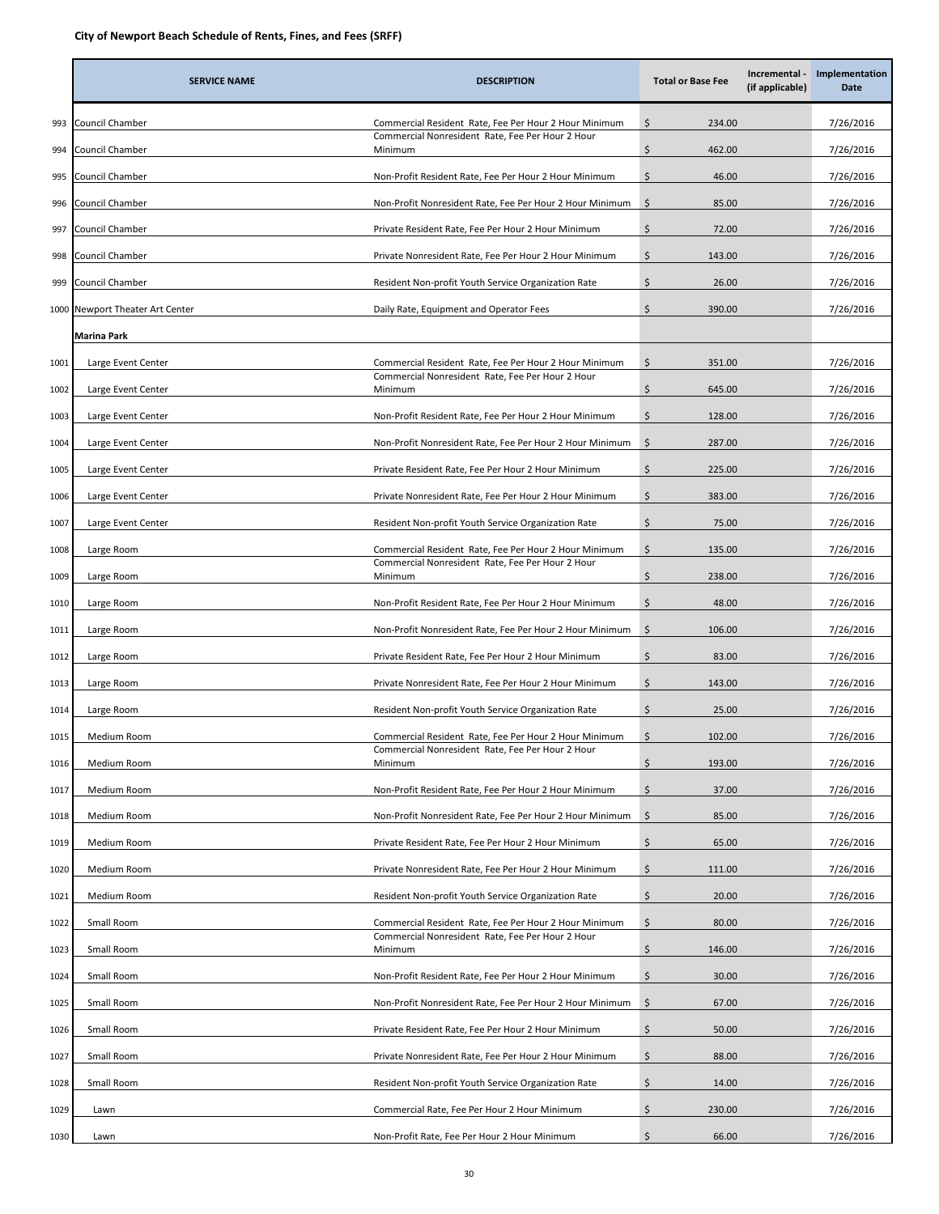**City of Newport Beach Schedule of Rents, Fines, and Fees (SRFF)**

| | SERVICE NAME | DESCRIPTION | Total or Base Fee | Incremental - (if applicable) | Implementation Date |
|---|---|---|---|---|---|
| 993 | Council Chamber | Commercial Resident Rate, Fee Per Hour 2 Hour Minimum | $ 234.00 | | 7/26/2016 |
| 994 | Council Chamber | Commercial Nonresident Rate, Fee Per Hour 2 Hour Minimum | $ 462.00 | | 7/26/2016 |
| 995 | Council Chamber | Non-Profit Resident Rate, Fee Per Hour 2 Hour Minimum | $ 46.00 | | 7/26/2016 |
| 996 | Council Chamber | Non-Profit Nonresident Rate, Fee Per Hour 2 Hour Minimum | $ 85.00 | | 7/26/2016 |
| 997 | Council Chamber | Private Resident Rate, Fee Per Hour 2 Hour Minimum | $ 72.00 | | 7/26/2016 |
| 998 | Council Chamber | Private Nonresident Rate, Fee Per Hour 2 Hour Minimum | $ 143.00 | | 7/26/2016 |
| 999 | Council Chamber | Resident Non-profit Youth Service Organization Rate | $ 26.00 | | 7/26/2016 |
| 1000 | Newport Theater Art Center | Daily Rate, Equipment and Operator Fees | $ 390.00 | | 7/26/2016 |
| | **Marina Park** | | | | |
| 1001 | Large Event Center | Commercial Resident Rate, Fee Per Hour 2 Hour Minimum | $ 351.00 | | 7/26/2016 |
| 1002 | Large Event Center | Commercial Nonresident Rate, Fee Per Hour 2 Hour Minimum | $ 645.00 | | 7/26/2016 |
| 1003 | Large Event Center | Non-Profit Resident Rate, Fee Per Hour 2 Hour Minimum | $ 128.00 | | 7/26/2016 |
| 1004 | Large Event Center | Non-Profit Nonresident Rate, Fee Per Hour 2 Hour Minimum | $ 287.00 | | 7/26/2016 |
| 1005 | Large Event Center | Private Resident Rate, Fee Per Hour 2 Hour Minimum | $ 225.00 | | 7/26/2016 |
| 1006 | Large Event Center | Private Nonresident Rate, Fee Per Hour 2 Hour Minimum | $ 383.00 | | 7/26/2016 |
| 1007 | Large Event Center | Resident Non-profit Youth Service Organization Rate | $ 75.00 | | 7/26/2016 |
| 1008 | Large Room | Commercial Resident Rate, Fee Per Hour 2 Hour Minimum | $ 135.00 | | 7/26/2016 |
| 1009 | Large Room | Commercial Nonresident Rate, Fee Per Hour 2 Hour Minimum | $ 238.00 | | 7/26/2016 |
| 1010 | Large Room | Non-Profit Resident Rate, Fee Per Hour 2 Hour Minimum | $ 48.00 | | 7/26/2016 |
| 1011 | Large Room | Non-Profit Nonresident Rate, Fee Per Hour 2 Hour Minimum | $ 106.00 | | 7/26/2016 |
| 1012 | Large Room | Private Resident Rate, Fee Per Hour 2 Hour Minimum | $ 83.00 | | 7/26/2016 |
| 1013 | Large Room | Private Nonresident Rate, Fee Per Hour 2 Hour Minimum | $ 143.00 | | 7/26/2016 |
| 1014 | Large Room | Resident Non-profit Youth Service Organization Rate | $ 25.00 | | 7/26/2016 |
| 1015 | Medium Room | Commercial Resident Rate, Fee Per Hour 2 Hour Minimum | $ 102.00 | | 7/26/2016 |
| 1016 | Medium Room | Commercial Nonresident Rate, Fee Per Hour 2 Hour Minimum | $ 193.00 | | 7/26/2016 |
| 1017 | Medium Room | Non-Profit Resident Rate, Fee Per Hour 2 Hour Minimum | $ 37.00 | | 7/26/2016 |
| 1018 | Medium Room | Non-Profit Nonresident Rate, Fee Per Hour 2 Hour Minimum | $ 85.00 | | 7/26/2016 |
| 1019 | Medium Room | Private Resident Rate, Fee Per Hour 2 Hour Minimum | $ 65.00 | | 7/26/2016 |
| 1020 | Medium Room | Private Nonresident Rate, Fee Per Hour 2 Hour Minimum | $ 111.00 | | 7/26/2016 |
| 1021 | Medium Room | Resident Non-profit Youth Service Organization Rate | $ 20.00 | | 7/26/2016 |
| 1022 | Small Room | Commercial Resident Rate, Fee Per Hour 2 Hour Minimum | $ 80.00 | | 7/26/2016 |
| 1023 | Small Room | Commercial Nonresident Rate, Fee Per Hour 2 Hour Minimum | $ 146.00 | | 7/26/2016 |
| 1024 | Small Room | Non-Profit Resident Rate, Fee Per Hour 2 Hour Minimum | $ 30.00 | | 7/26/2016 |
| 1025 | Small Room | Non-Profit Nonresident Rate, Fee Per Hour 2 Hour Minimum | $ 67.00 | | 7/26/2016 |
| 1026 | Small Room | Private Resident Rate, Fee Per Hour 2 Hour Minimum | $ 50.00 | | 7/26/2016 |
| 1027 | Small Room | Private Nonresident Rate, Fee Per Hour 2 Hour Minimum | $ 88.00 | | 7/26/2016 |
| 1028 | Small Room | Resident Non-profit Youth Service Organization Rate | $ 14.00 | | 7/26/2016 |
| 1029 | Lawn | Commercial Rate, Fee Per Hour 2 Hour Minimum | $ 230.00 | | 7/26/2016 |
| 1030 | Lawn | Non-Profit Rate, Fee Per Hour 2 Hour Minimum | $ 66.00 | | 7/26/2016 |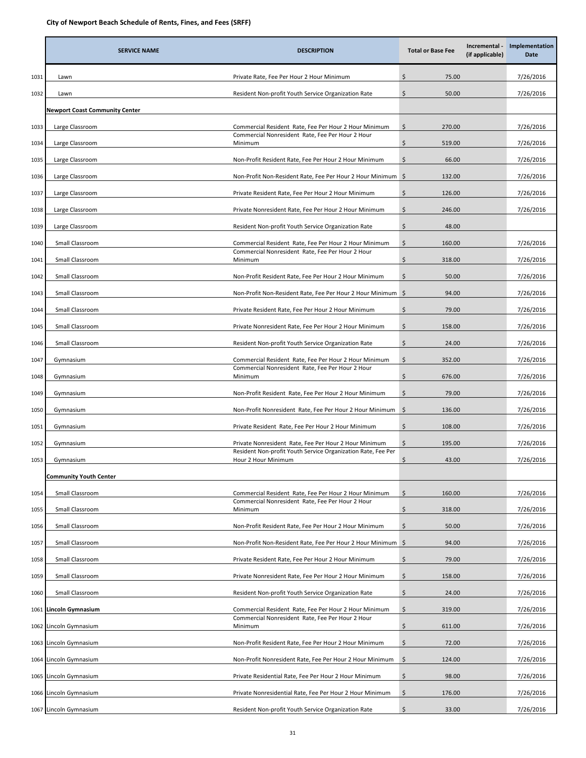# City of Newport Beach Schedule of Rents, Fines, and Fees (SRFF)

| | SERVICE NAME | DESCRIPTION | Total or Base Fee | Incremental - (if applicable) | Implementation Date |
|---|---|---|---|---|---|
| 1031 | Lawn | Private Rate, Fee Per Hour 2 Hour Minimum | $ 75.00 | | 7/26/2016 |
| 1032 | Lawn | Resident Non-profit Youth Service Organization Rate | $ 50.00 | | 7/26/2016 |
| | **Newport Coast Community Center** | | | | |
| 1033 | Large Classroom | Commercial Resident Rate, Fee Per Hour 2 Hour Minimum | $ 270.00 | | 7/26/2016 |
| 1034 | Large Classroom | Commercial Nonresident Rate, Fee Per Hour 2 Hour Minimum | $ 519.00 | | 7/26/2016 |
| 1035 | Large Classroom | Non-Profit Resident Rate, Fee Per Hour 2 Hour Minimum | $ 66.00 | | 7/26/2016 |
| 1036 | Large Classroom | Non-Profit Non-Resident Rate, Fee Per Hour 2 Hour Minimum | $ 132.00 | | 7/26/2016 |
| 1037 | Large Classroom | Private Resident Rate, Fee Per Hour 2 Hour Minimum | $ 126.00 | | 7/26/2016 |
| 1038 | Large Classroom | Private Nonresident Rate, Fee Per Hour 2 Hour Minimum | $ 246.00 | | 7/26/2016 |
| 1039 | Large Classroom | Resident Non-profit Youth Service Organization Rate | $ 48.00 | | |
| 1040 | Small Classroom | Commercial Resident Rate, Fee Per Hour 2 Hour Minimum | $ 160.00 | | 7/26/2016 |
| 1041 | Small Classroom | Commercial Nonresident Rate, Fee Per Hour 2 Hour Minimum | $ 318.00 | | 7/26/2016 |
| 1042 | Small Classroom | Non-Profit Resident Rate, Fee Per Hour 2 Hour Minimum | $ 50.00 | | 7/26/2016 |
| 1043 | Small Classroom | Non-Profit Non-Resident Rate, Fee Per Hour 2 Hour Minimum | $ 94.00 | | 7/26/2016 |
| 1044 | Small Classroom | Private Resident Rate, Fee Per Hour 2 Hour Minimum | $ 79.00 | | 7/26/2016 |
| 1045 | Small Classroom | Private Nonresident Rate, Fee Per Hour 2 Hour Minimum | $ 158.00 | | 7/26/2016 |
| 1046 | Small Classroom | Resident Non-profit Youth Service Organization Rate | $ 24.00 | | 7/26/2016 |
| 1047 | Gymnasium | Commercial Resident Rate, Fee Per Hour 2 Hour Minimum | $ 352.00 | | 7/26/2016 |
| 1048 | Gymnasium | Commercial Nonresident Rate, Fee Per Hour 2 Hour Minimum | $ 676.00 | | 7/26/2016 |
| 1049 | Gymnasium | Non-Profit Resident Rate, Fee Per Hour 2 Hour Minimum | $ 79.00 | | 7/26/2016 |
| 1050 | Gymnasium | Non-Profit Nonresident Rate, Fee Per Hour 2 Hour Minimum | $ 136.00 | | 7/26/2016 |
| 1051 | Gymnasium | Private Resident Rate, Fee Per Hour 2 Hour Minimum | $ 108.00 | | 7/26/2016 |
| 1052 | Gymnasium | Private Nonresident Rate, Fee Per Hour 2 Hour Minimum | $ 195.00 | | 7/26/2016 |
| 1053 | Gymnasium | Resident Non-profit Youth Service Organization Rate, Fee Per Hour 2 Hour Minimum | $ 43.00 | | 7/26/2016 |
| | **Community Youth Center** | | | | |
| 1054 | Small Classroom | Commercial Resident Rate, Fee Per Hour 2 Hour Minimum | $ 160.00 | | 7/26/2016 |
| 1055 | Small Classroom | Commercial Nonresident Rate, Fee Per Hour 2 Hour Minimum | $ 318.00 | | 7/26/2016 |
| 1056 | Small Classroom | Non-Profit Resident Rate, Fee Per Hour 2 Hour Minimum | $ 50.00 | | 7/26/2016 |
| 1057 | Small Classroom | Non-Profit Non-Resident Rate, Fee Per Hour 2 Hour Minimum | $ 94.00 | | 7/26/2016 |
| 1058 | Small Classroom | Private Resident Rate, Fee Per Hour 2 Hour Minimum | $ 79.00 | | 7/26/2016 |
| 1059 | Small Classroom | Private Nonresident Rate, Fee Per Hour 2 Hour Minimum | $ 158.00 | | 7/26/2016 |
| 1060 | Small Classroom | Resident Non-profit Youth Service Organization Rate | $ 24.00 | | 7/26/2016 |
| 1061 | **Lincoln Gymnasium** | Commercial Resident Rate, Fee Per Hour 2 Hour Minimum | $ 319.00 | | 7/26/2016 |
| 1062 | Lincoln Gymnasium | Commercial Nonresident Rate, Fee Per Hour 2 Hour Minimum | $ 611.00 | | 7/26/2016 |
| 1063 | Lincoln Gymnasium | Non-Profit Resident Rate, Fee Per Hour 2 Hour Minimum | $ 72.00 | | 7/26/2016 |
| 1064 | Lincoln Gymnasium | Non-Profit Nonresident Rate, Fee Per Hour 2 Hour Minimum | $ 124.00 | | 7/26/2016 |
| 1065 | Lincoln Gymnasium | Private Residential Rate, Fee Per Hour 2 Hour Minimum | $ 98.00 | | 7/26/2016 |
| 1066 | Lincoln Gymnasium | Private Nonresidential Rate, Fee Per Hour 2 Hour Minimum | $ 176.00 | | 7/26/2016 |
| 1067 | Lincoln Gymnasium | Resident Non-profit Youth Service Organization Rate | $ 33.00 | | 7/26/2016 |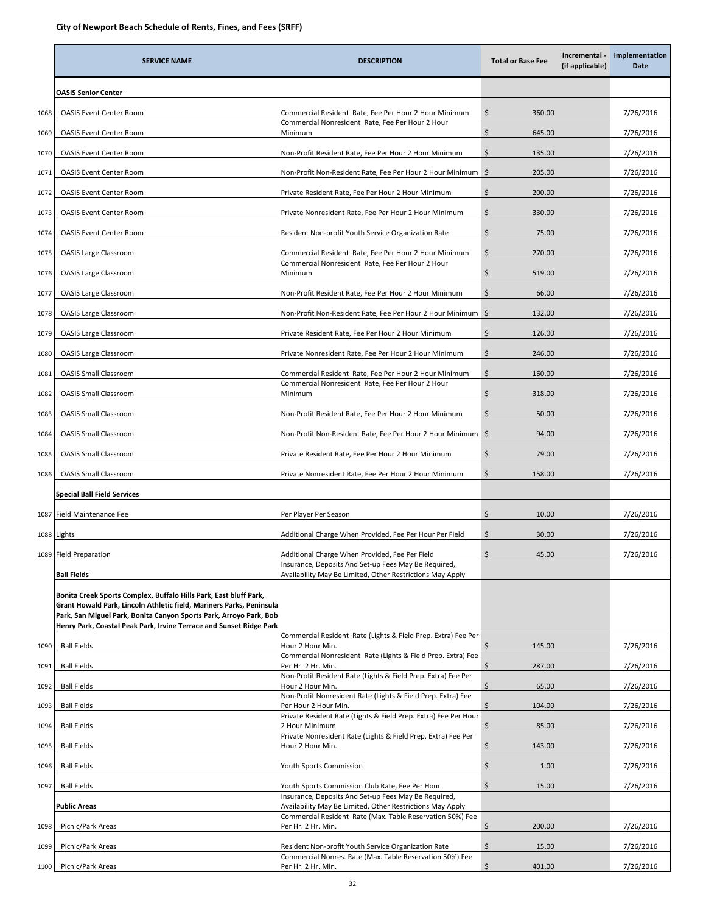**City of Newport Beach Schedule of Rents, Fines, and Fees (SRFF)**

| | SERVICE NAME | DESCRIPTION | Total or Base Fee | Incremental - (if applicable) | Implementation Date |
|---|---|---|---|---|---|
| | **OASIS Senior Center** | | | | |
| 1068 | OASIS Event Center Room | Commercial Resident Rate, Fee Per Hour 2 Hour Minimum | $ 360.00 | | 7/26/2016 |
| 1069 | OASIS Event Center Room | Commercial Nonresident Rate, Fee Per Hour 2 Hour Minimum | $ 645.00 | | 7/26/2016 |
| 1070 | OASIS Event Center Room | Non-Profit Resident Rate, Fee Per Hour 2 Hour Minimum | $ 135.00 | | 7/26/2016 |
| 1071 | OASIS Event Center Room | Non-Profit Non-Resident Rate, Fee Per Hour 2 Hour Minimum | $ 205.00 | | 7/26/2016 |
| 1072 | OASIS Event Center Room | Private Resident Rate, Fee Per Hour 2 Hour Minimum | $ 200.00 | | 7/26/2016 |
| 1073 | OASIS Event Center Room | Private Nonresident Rate, Fee Per Hour 2 Hour Minimum | $ 330.00 | | 7/26/2016 |
| 1074 | OASIS Event Center Room | Resident Non-profit Youth Service Organization Rate | $ 75.00 | | 7/26/2016 |
| 1075 | OASIS Large Classroom | Commercial Resident Rate, Fee Per Hour 2 Hour Minimum | $ 270.00 | | 7/26/2016 |
| 1076 | OASIS Large Classroom | Commercial Nonresident Rate, Fee Per Hour 2 Hour Minimum | $ 519.00 | | 7/26/2016 |
| 1077 | OASIS Large Classroom | Non-Profit Resident Rate, Fee Per Hour 2 Hour Minimum | $ 66.00 | | 7/26/2016 |
| 1078 | OASIS Large Classroom | Non-Profit Non-Resident Rate, Fee Per Hour 2 Hour Minimum | $ 132.00 | | 7/26/2016 |
| 1079 | OASIS Large Classroom | Private Resident Rate, Fee Per Hour 2 Hour Minimum | $ 126.00 | | 7/26/2016 |
| 1080 | OASIS Large Classroom | Private Nonresident Rate, Fee Per Hour 2 Hour Minimum | $ 246.00 | | 7/26/2016 |
| 1081 | OASIS Small Classroom | Commercial Resident Rate, Fee Per Hour 2 Hour Minimum | $ 160.00 | | 7/26/2016 |
| 1082 | OASIS Small Classroom | Commercial Nonresident Rate, Fee Per Hour 2 Hour Minimum | $ 318.00 | | 7/26/2016 |
| 1083 | OASIS Small Classroom | Non-Profit Resident Rate, Fee Per Hour 2 Hour Minimum | $ 50.00 | | 7/26/2016 |
| 1084 | OASIS Small Classroom | Non-Profit Non-Resident Rate, Fee Per Hour 2 Hour Minimum | $ 94.00 | | 7/26/2016 |
| 1085 | OASIS Small Classroom | Private Resident Rate, Fee Per Hour 2 Hour Minimum | $ 79.00 | | 7/26/2016 |
| 1086 | OASIS Small Classroom | Private Nonresident Rate, Fee Per Hour 2 Hour Minimum | $ 158.00 | | 7/26/2016 |
| | **Special Ball Field Services** | | | | |
| 1087 | Field Maintenance Fee | Per Player Per Season | $ 10.00 | | 7/26/2016 |
| 1088 | Lights | Additional Charge When Provided, Fee Per Hour Per Field | $ 30.00 | | 7/26/2016 |
| 1089 | Field Preparation | Additional Charge When Provided, Fee Per Field | $ 45.00 | | 7/26/2016 |
| | **Ball Fields** | Insurance, Deposits And Set-up Fees May Be Required, Availability May Be Limited, Other Restrictions May Apply | | | |
| | **Bonita Creek Sports Complex, Buffalo Hills Park, East bluff Park, Grant Howald Park, Lincoln Athletic field, Mariners Parks, Peninsula Park, San Miguel Park, Bonita Canyon Sports Park, Arroyo Park, Bob Henry Park, Coastal Peak Park, Irvine Terrace and Sunset Ridge Park** | | | | |
| 1090 | Ball Fields | Commercial Resident Rate (Lights & Field Prep. Extra) Fee Per Hour 2 Hour Min. | $ 145.00 | | 7/26/2016 |
| 1091 | Ball Fields | Commercial Nonresident Rate (Lights & Field Prep. Extra) Fee Per Hr. 2 Hr. Min. | $ 287.00 | | 7/26/2016 |
| 1092 | Ball Fields | Non-Profit Resident Rate (Lights & Field Prep. Extra) Fee Per Hour 2 Hour Min. | $ 65.00 | | 7/26/2016 |
| 1093 | Ball Fields | Non-Profit Nonresident Rate (Lights & Field Prep. Extra) Fee Per Hour 2 Hour Min. | $ 104.00 | | 7/26/2016 |
| 1094 | Ball Fields | Private Resident Rate (Lights & Field Prep. Extra) Fee Per Hour 2 Hour Minimum | $ 85.00 | | 7/26/2016 |
| 1095 | Ball Fields | Private Nonresident Rate (Lights & Field Prep. Extra) Fee Per Hour 2 Hour Min. | $ 143.00 | | 7/26/2016 |
| 1096 | Ball Fields | Youth Sports Commission | $ 1.00 | | 7/26/2016 |
| 1097 | Ball Fields | Youth Sports Commission Club Rate, Fee Per Hour | $ 15.00 | | 7/26/2016 |
| | **Public Areas** | Insurance, Deposits And Set-up Fees May Be Required, Availability May Be Limited, Other Restrictions May Apply | | | |
| 1098 | Picnic/Park Areas | Commercial Resident Rate (Max. Table Reservation 50%) Fee Per Hr. 2 Hr. Min. | $ 200.00 | | 7/26/2016 |
| 1099 | Picnic/Park Areas | Resident Non-profit Youth Service Organization Rate | $ 15.00 | | 7/26/2016 |
| 1100 | Picnic/Park Areas | Commercial Nonres. Rate (Max. Table Reservation 50%) Fee Per Hr. 2 Hr. Min. | $ 401.00 | | 7/26/2016 |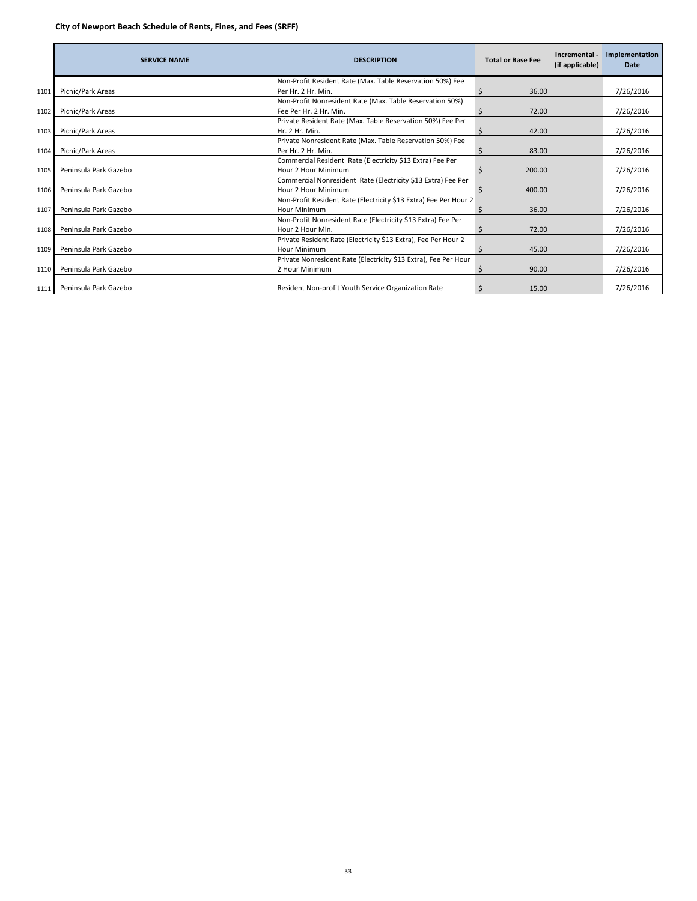## City of Newport Beach Schedule of Rents, Fines, and Fees (SRFF)

| | SERVICE NAME | DESCRIPTION | Total or Base Fee | Incremental - (if applicable) | Implementation Date |
|---|---|---|---|---|---|
| 1101 | Picnic/Park Areas | Non-Profit Resident Rate (Max. Table Reservation 50%) Fee Per Hr. 2 Hr. Min. | $ 36.00 | | 7/26/2016 |
| 1102 | Picnic/Park Areas | Non-Profit Nonresident Rate (Max. Table Reservation 50%) Fee Per Hr. 2 Hr. Min. | $ 72.00 | | 7/26/2016 |
| 1103 | Picnic/Park Areas | Private Resident Rate (Max. Table Reservation 50%) Fee Per Hr. 2 Hr. Min. | $ 42.00 | | 7/26/2016 |
| 1104 | Picnic/Park Areas | Private Nonresident Rate (Max. Table Reservation 50%) Fee Per Hr. 2 Hr. Min. | $ 83.00 | | 7/26/2016 |
| 1105 | Peninsula Park Gazebo | Commercial Resident Rate (Electricity $13 Extra) Fee Per Hour 2 Hour Minimum | $ 200.00 | | 7/26/2016 |
| 1106 | Peninsula Park Gazebo | Commercial Nonresident Rate (Electricity $13 Extra) Fee Per Hour 2 Hour Minimum | $ 400.00 | | 7/26/2016 |
| 1107 | Peninsula Park Gazebo | Non-Profit Resident Rate (Electricity $13 Extra) Fee Per Hour 2 Hour Minimum | $ 36.00 | | 7/26/2016 |
| 1108 | Peninsula Park Gazebo | Non-Profit Nonresident Rate (Electricity $13 Extra) Fee Per Hour 2 Hour Min. | $ 72.00 | | 7/26/2016 |
| 1109 | Peninsula Park Gazebo | Private Resident Rate (Electricity $13 Extra), Fee Per Hour 2 Hour Minimum | $ 45.00 | | 7/26/2016 |
| 1110 | Peninsula Park Gazebo | Private Nonresident Rate (Electricity $13 Extra), Fee Per Hour 2 Hour Minimum | $ 90.00 | | 7/26/2016 |
| 1111 | Peninsula Park Gazebo | Resident Non-profit Youth Service Organization Rate | $ 15.00 | | 7/26/2016 |